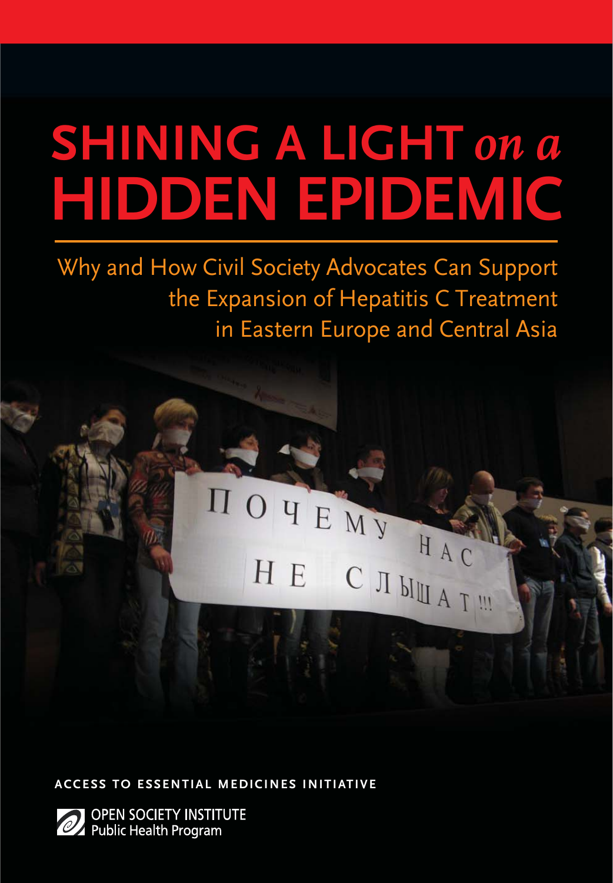# SHINING A LIGHT *on a* HIDDEN EPIDEMIC

## Why and How Civil Society Advocates Can Support the Expansion of Hepatitis C Treatment in Eastern Europe and Central Asia

ПОЧЕМУ НАС НЕ СЛЫШАТ!!!

**ACCESS TO ESSENTIAL MEDICINES INITIATIVE**

OPEN SOCIETY INSTITUTE
Public Health Program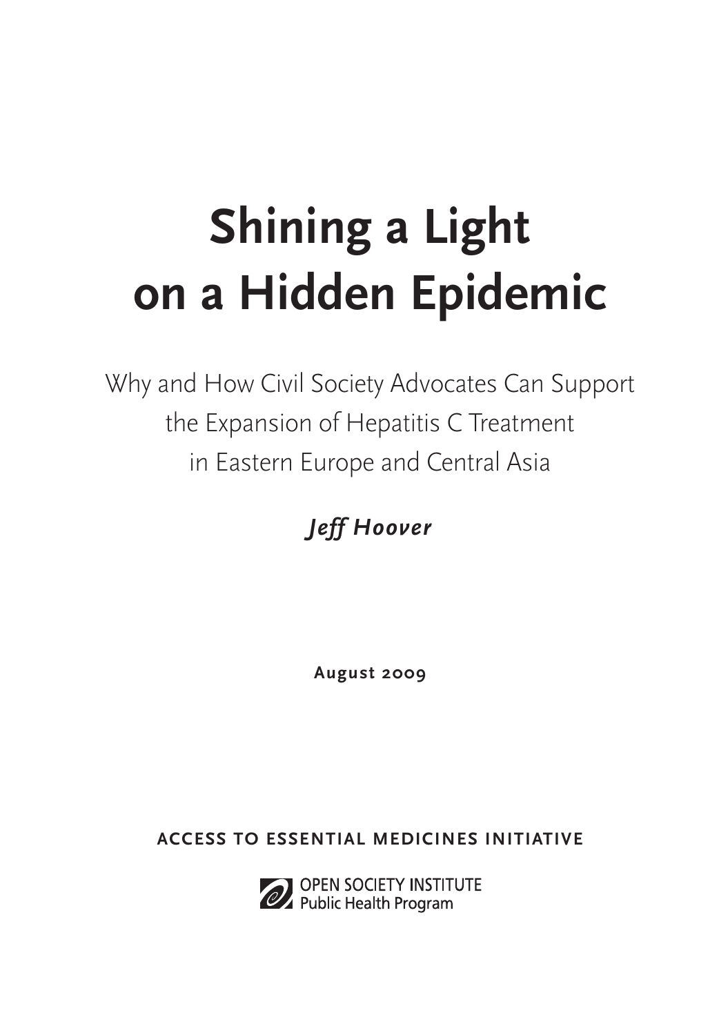# Shining a Light on a Hidden Epidemic

Why and How Civil Society Advocates Can Support the Expansion of Hepatitis C Treatment in Eastern Europe and Central Asia

***Jeff Hoover***

**August 2009**

**ACCESS TO ESSENTIAL MEDICINES INITIATIVE**

OPEN SOCIETY INSTITUTE
Public Health Program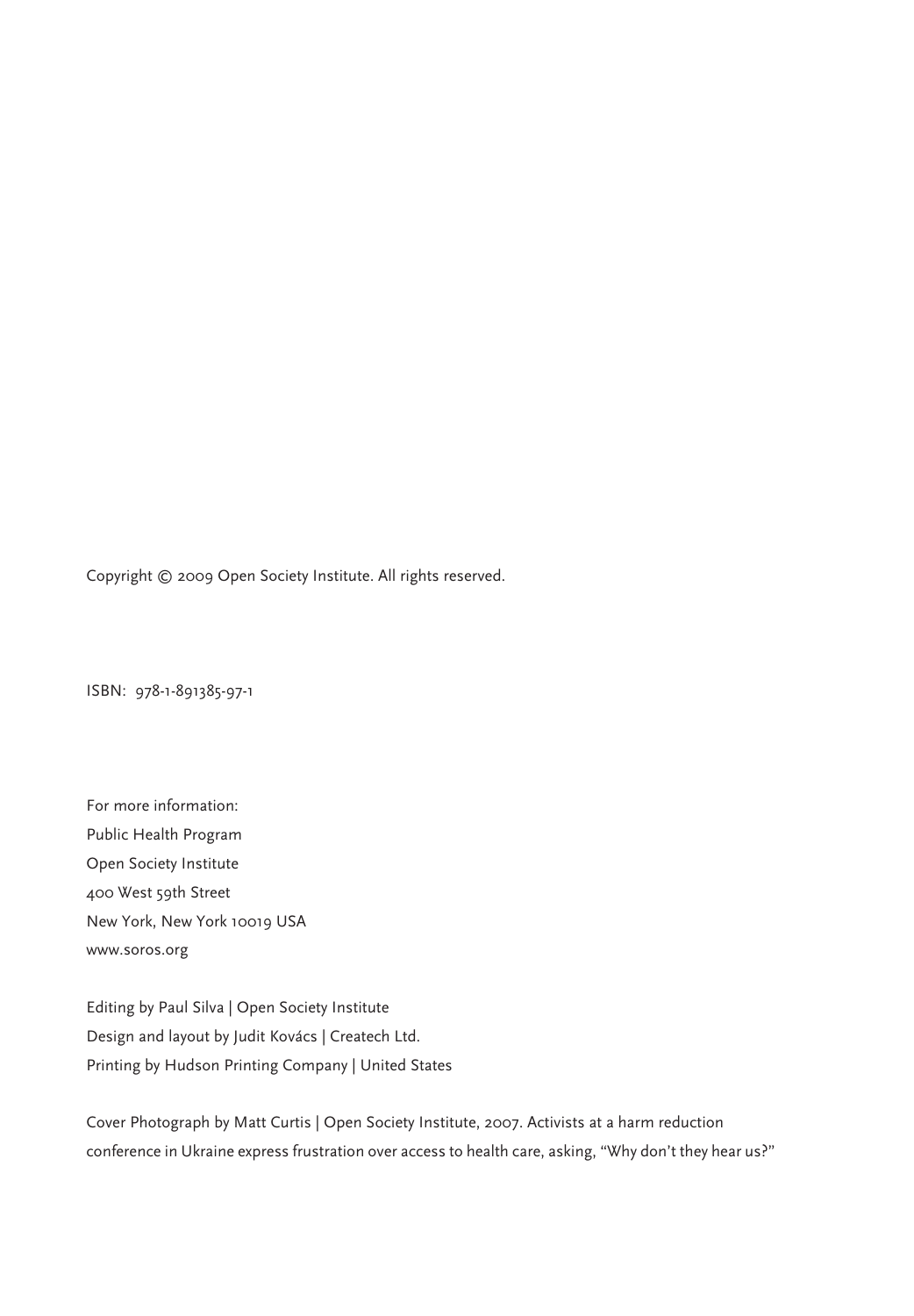Copyright © 2009 Open Society Institute. All rights reserved.

ISBN: 978-1-891385-97-1

For more information:
Public Health Program
Open Society Institute
400 West 59th Street
New York, New York 10019 USA
www.soros.org

Editing by Paul Silva | Open Society Institute
Design and layout by Judit Kovács | Createch Ltd.
Printing by Hudson Printing Company | United States

Cover Photograph by Matt Curtis | Open Society Institute, 2007. Activists at a harm reduction conference in Ukraine express frustration over access to health care, asking, "Why don't they hear us?"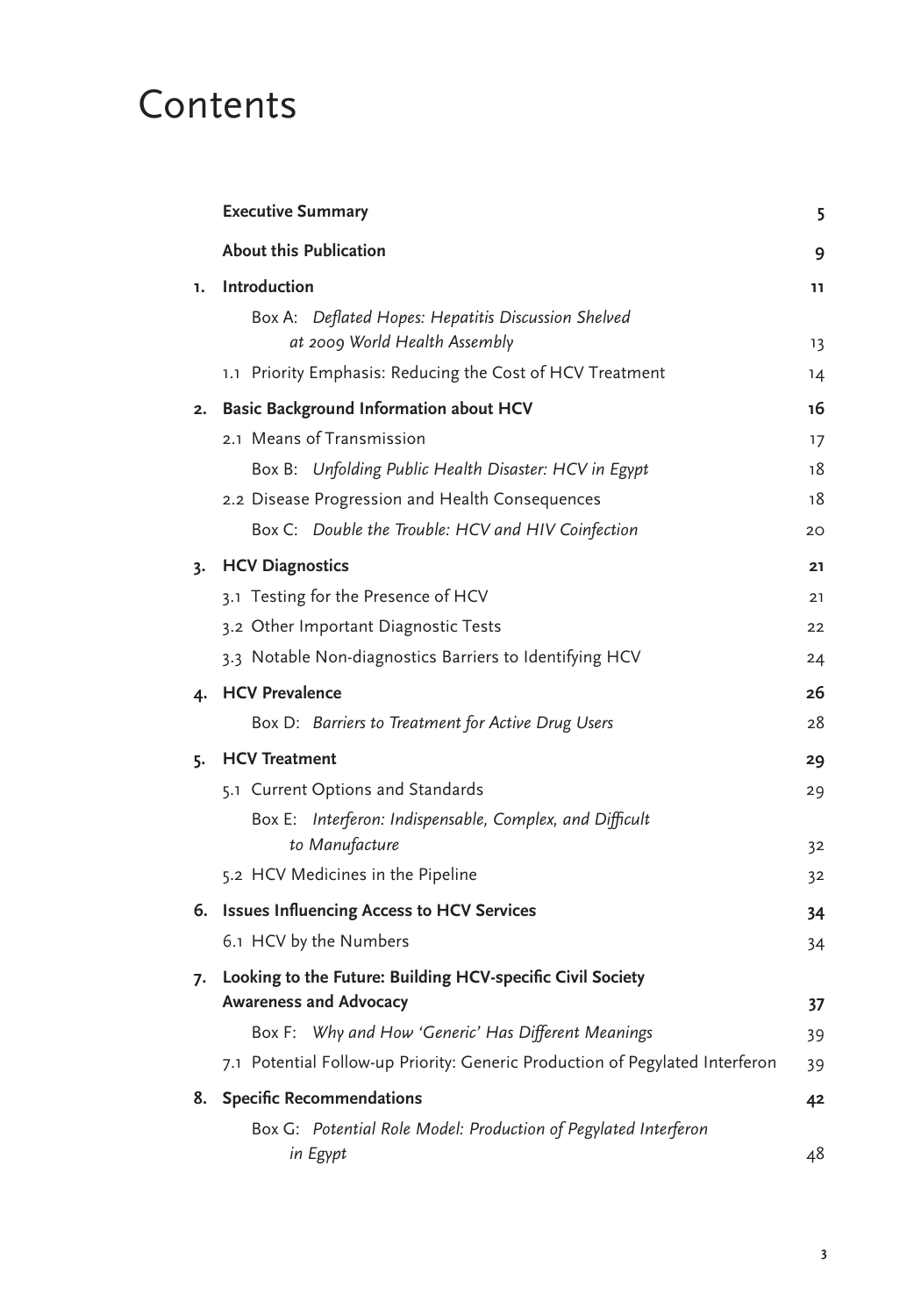# Contents

| | | |
|---|---|---|
| | **Executive Summary** | **5** |
| | **About this Publication** | **9** |
| **1.** | **Introduction** | **11** |
| | Box A: *Deflated Hopes: Hepatitis Discussion Shelved at 2009 World Health Assembly* | 13 |
| | 1.1 Priority Emphasis: Reducing the Cost of HCV Treatment | 14 |
| **2.** | **Basic Background Information about HCV** | **16** |
| | 2.1 Means of Transmission | 17 |
| | Box B: *Unfolding Public Health Disaster: HCV in Egypt* | 18 |
| | 2.2 Disease Progression and Health Consequences | 18 |
| | Box C: *Double the Trouble: HCV and HIV Coinfection* | 20 |
| **3.** | **HCV Diagnostics** | **21** |
| | 3.1 Testing for the Presence of HCV | 21 |
| | 3.2 Other Important Diagnostic Tests | 22 |
| | 3.3 Notable Non-diagnostics Barriers to Identifying HCV | 24 |
| **4.** | **HCV Prevalence** | **26** |
| | Box D: *Barriers to Treatment for Active Drug Users* | 28 |
| **5.** | **HCV Treatment** | **29** |
| | 5.1 Current Options and Standards | 29 |
| | Box E: *Interferon: Indispensable, Complex, and Difficult to Manufacture* | 32 |
| | 5.2 HCV Medicines in the Pipeline | 32 |
| **6.** | **Issues Influencing Access to HCV Services** | **34** |
| | 6.1 HCV by the Numbers | 34 |
| **7.** | **Looking to the Future: Building HCV-specific Civil Society Awareness and Advocacy** | **37** |
| | Box F: *Why and How 'Generic' Has Different Meanings* | 39 |
| | 7.1 Potential Follow-up Priority: Generic Production of Pegylated Interferon | 39 |
| **8.** | **Specific Recommendations** | **42** |
| | Box G: *Potential Role Model: Production of Pegylated Interferon in Egypt* | 48 |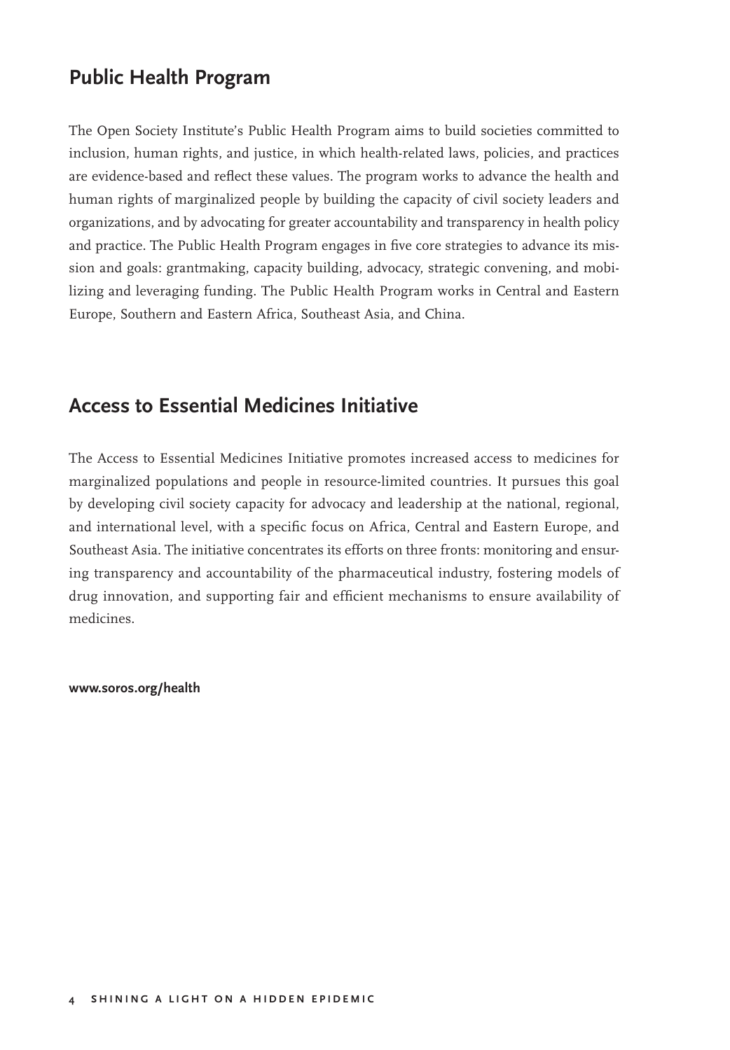## Public Health Program

The Open Society Institute's Public Health Program aims to build societies committed to inclusion, human rights, and justice, in which health-related laws, policies, and practices are evidence-based and reflect these values. The program works to advance the health and human rights of marginalized people by building the capacity of civil society leaders and organizations, and by advocating for greater accountability and transparency in health policy and practice. The Public Health Program engages in five core strategies to advance its mission and goals: grantmaking, capacity building, advocacy, strategic convening, and mobilizing and leveraging funding. The Public Health Program works in Central and Eastern Europe, Southern and Eastern Africa, Southeast Asia, and China.

## Access to Essential Medicines Initiative

The Access to Essential Medicines Initiative promotes increased access to medicines for marginalized populations and people in resource-limited countries. It pursues this goal by developing civil society capacity for advocacy and leadership at the national, regional, and international level, with a specific focus on Africa, Central and Eastern Europe, and Southeast Asia. The initiative concentrates its efforts on three fronts: monitoring and ensuring transparency and accountability of the pharmaceutical industry, fostering models of drug innovation, and supporting fair and efficient mechanisms to ensure availability of medicines.

**www.soros.org/health**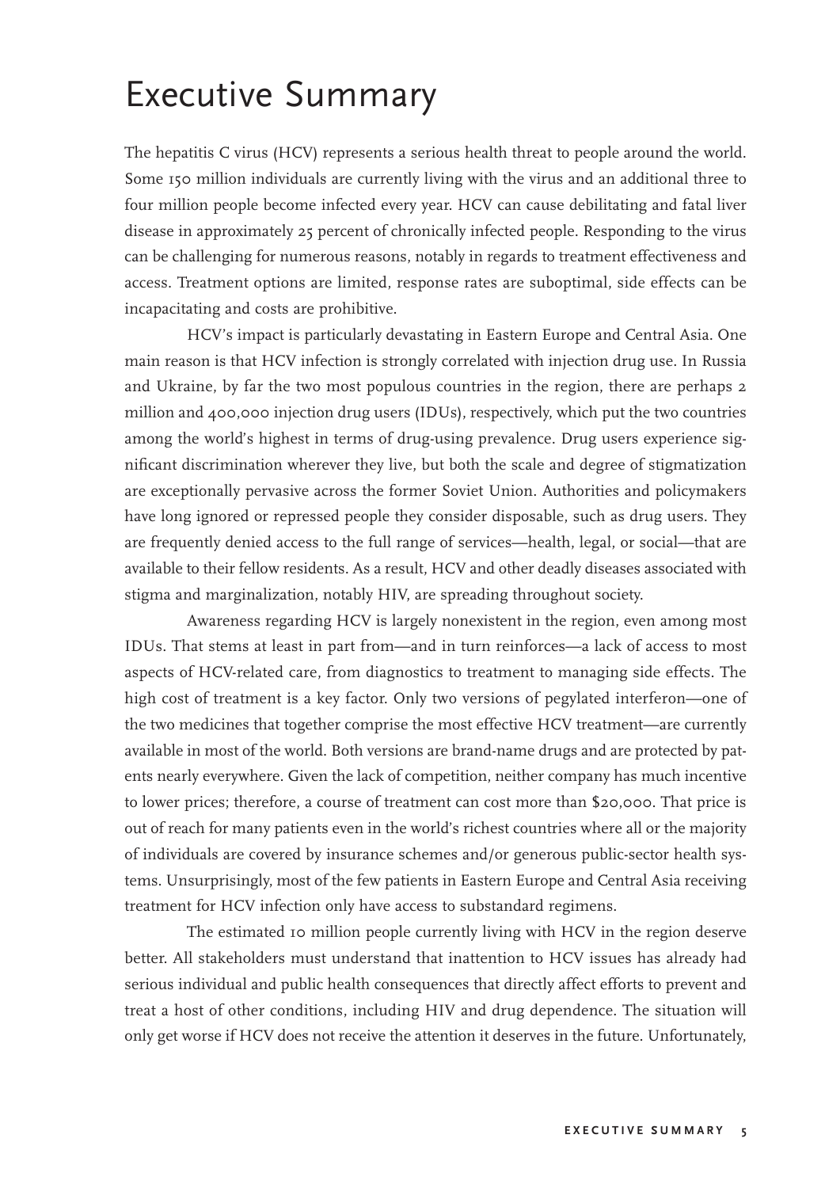# Executive Summary

The hepatitis C virus (HCV) represents a serious health threat to people around the world. Some 150 million individuals are currently living with the virus and an additional three to four million people become infected every year. HCV can cause debilitating and fatal liver disease in approximately 25 percent of chronically infected people. Responding to the virus can be challenging for numerous reasons, notably in regards to treatment effectiveness and access. Treatment options are limited, response rates are suboptimal, side effects can be incapacitating and costs are prohibitive.

HCV's impact is particularly devastating in Eastern Europe and Central Asia. One main reason is that HCV infection is strongly correlated with injection drug use. In Russia and Ukraine, by far the two most populous countries in the region, there are perhaps 2 million and 400,000 injection drug users (IDUs), respectively, which put the two countries among the world's highest in terms of drug-using prevalence. Drug users experience significant discrimination wherever they live, but both the scale and degree of stigmatization are exceptionally pervasive across the former Soviet Union. Authorities and policymakers have long ignored or repressed people they consider disposable, such as drug users. They are frequently denied access to the full range of services—health, legal, or social—that are available to their fellow residents. As a result, HCV and other deadly diseases associated with stigma and marginalization, notably HIV, are spreading throughout society.

Awareness regarding HCV is largely nonexistent in the region, even among most IDUs. That stems at least in part from—and in turn reinforces—a lack of access to most aspects of HCV-related care, from diagnostics to treatment to managing side effects. The high cost of treatment is a key factor. Only two versions of pegylated interferon—one of the two medicines that together comprise the most effective HCV treatment—are currently available in most of the world. Both versions are brand-name drugs and are protected by patents nearly everywhere. Given the lack of competition, neither company has much incentive to lower prices; therefore, a course of treatment can cost more than $20,000. That price is out of reach for many patients even in the world's richest countries where all or the majority of individuals are covered by insurance schemes and/or generous public-sector health systems. Unsurprisingly, most of the few patients in Eastern Europe and Central Asia receiving treatment for HCV infection only have access to substandard regimens.

The estimated 10 million people currently living with HCV in the region deserve better. All stakeholders must understand that inattention to HCV issues has already had serious individual and public health consequences that directly affect efforts to prevent and treat a host of other conditions, including HIV and drug dependence. The situation will only get worse if HCV does not receive the attention it deserves in the future. Unfortunately,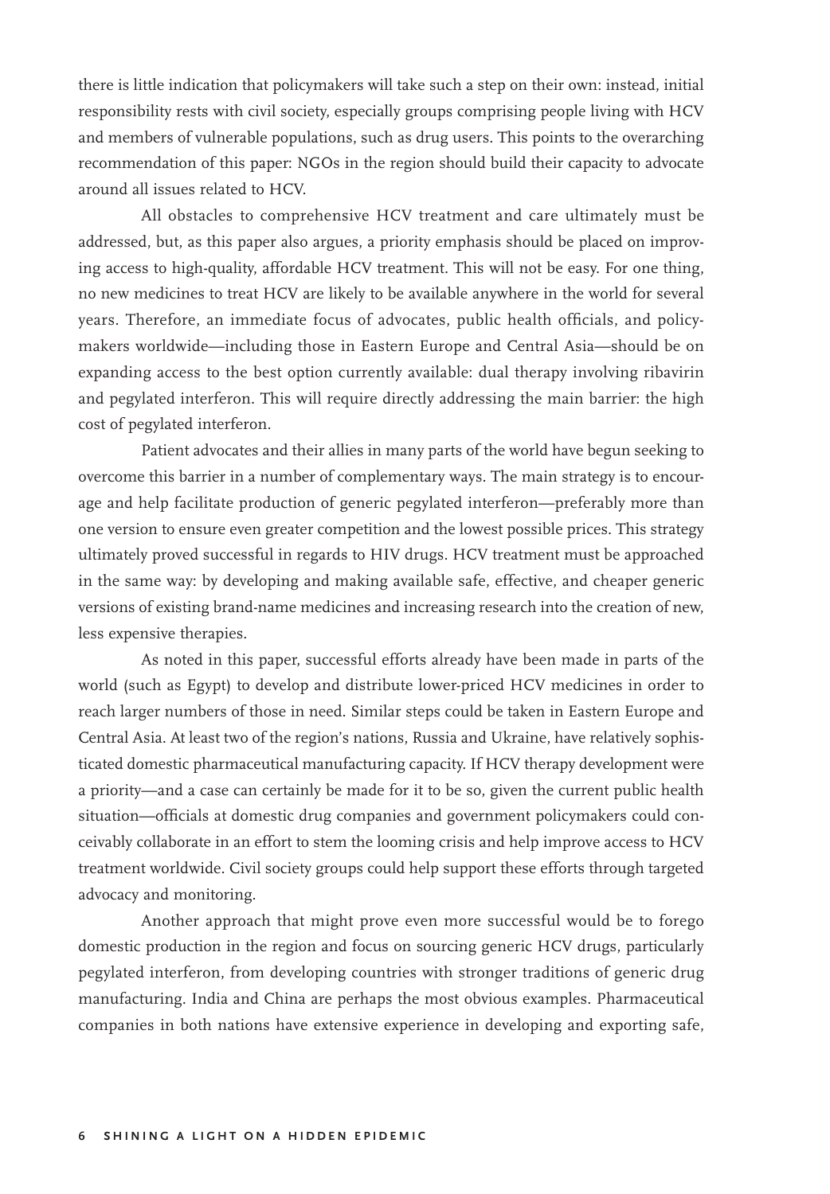there is little indication that policymakers will take such a step on their own: instead, initial responsibility rests with civil society, especially groups comprising people living with HCV and members of vulnerable populations, such as drug users. This points to the overarching recommendation of this paper: NGOs in the region should build their capacity to advocate around all issues related to HCV.

All obstacles to comprehensive HCV treatment and care ultimately must be addressed, but, as this paper also argues, a priority emphasis should be placed on improving access to high-quality, affordable HCV treatment. This will not be easy. For one thing, no new medicines to treat HCV are likely to be available anywhere in the world for several years. Therefore, an immediate focus of advocates, public health officials, and policymakers worldwide—including those in Eastern Europe and Central Asia—should be on expanding access to the best option currently available: dual therapy involving ribavirin and pegylated interferon. This will require directly addressing the main barrier: the high cost of pegylated interferon.

Patient advocates and their allies in many parts of the world have begun seeking to overcome this barrier in a number of complementary ways. The main strategy is to encourage and help facilitate production of generic pegylated interferon—preferably more than one version to ensure even greater competition and the lowest possible prices. This strategy ultimately proved successful in regards to HIV drugs. HCV treatment must be approached in the same way: by developing and making available safe, effective, and cheaper generic versions of existing brand-name medicines and increasing research into the creation of new, less expensive therapies.

As noted in this paper, successful efforts already have been made in parts of the world (such as Egypt) to develop and distribute lower-priced HCV medicines in order to reach larger numbers of those in need. Similar steps could be taken in Eastern Europe and Central Asia. At least two of the region's nations, Russia and Ukraine, have relatively sophisticated domestic pharmaceutical manufacturing capacity. If HCV therapy development were a priority—and a case can certainly be made for it to be so, given the current public health situation—officials at domestic drug companies and government policymakers could conceivably collaborate in an effort to stem the looming crisis and help improve access to HCV treatment worldwide. Civil society groups could help support these efforts through targeted advocacy and monitoring.

Another approach that might prove even more successful would be to forego domestic production in the region and focus on sourcing generic HCV drugs, particularly pegylated interferon, from developing countries with stronger traditions of generic drug manufacturing. India and China are perhaps the most obvious examples. Pharmaceutical companies in both nations have extensive experience in developing and exporting safe,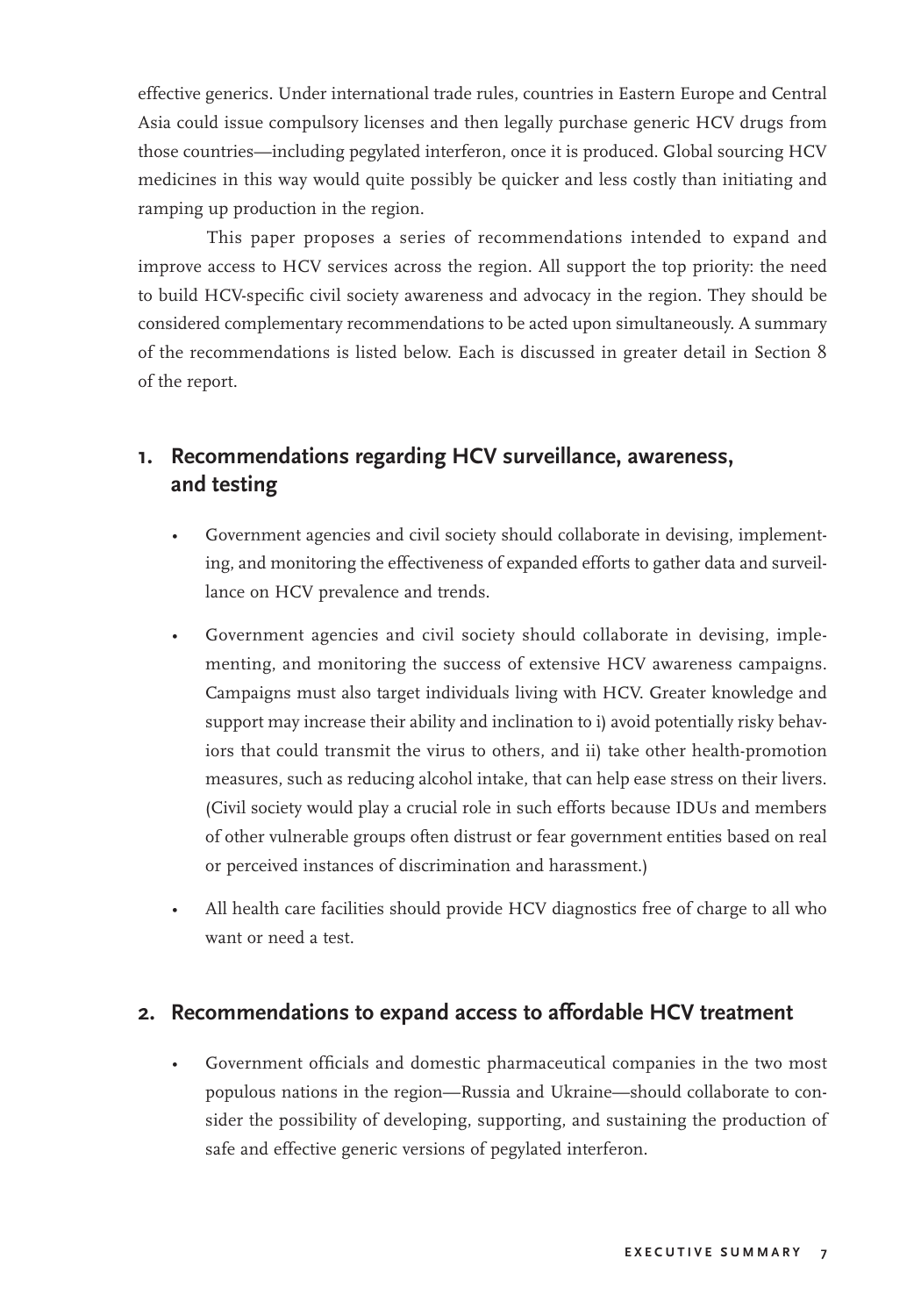effective generics. Under international trade rules, countries in Eastern Europe and Central Asia could issue compulsory licenses and then legally purchase generic HCV drugs from those countries—including pegylated interferon, once it is produced. Global sourcing HCV medicines in this way would quite possibly be quicker and less costly than initiating and ramping up production in the region.

This paper proposes a series of recommendations intended to expand and improve access to HCV services across the region. All support the top priority: the need to build HCV-specific civil society awareness and advocacy in the region. They should be considered complementary recommendations to be acted upon simultaneously. A summary of the recommendations is listed below. Each is discussed in greater detail in Section 8 of the report.

## 1. Recommendations regarding HCV surveillance, awareness, and testing

- Government agencies and civil society should collaborate in devising, implementing, and monitoring the effectiveness of expanded efforts to gather data and surveillance on HCV prevalence and trends.
- Government agencies and civil society should collaborate in devising, implementing, and monitoring the success of extensive HCV awareness campaigns. Campaigns must also target individuals living with HCV. Greater knowledge and support may increase their ability and inclination to i) avoid potentially risky behaviors that could transmit the virus to others, and ii) take other health-promotion measures, such as reducing alcohol intake, that can help ease stress on their livers. (Civil society would play a crucial role in such efforts because IDUs and members of other vulnerable groups often distrust or fear government entities based on real or perceived instances of discrimination and harassment.)
- All health care facilities should provide HCV diagnostics free of charge to all who want or need a test.

## 2. Recommendations to expand access to affordable HCV treatment

- Government officials and domestic pharmaceutical companies in the two most populous nations in the region—Russia and Ukraine—should collaborate to consider the possibility of developing, supporting, and sustaining the production of safe and effective generic versions of pegylated interferon.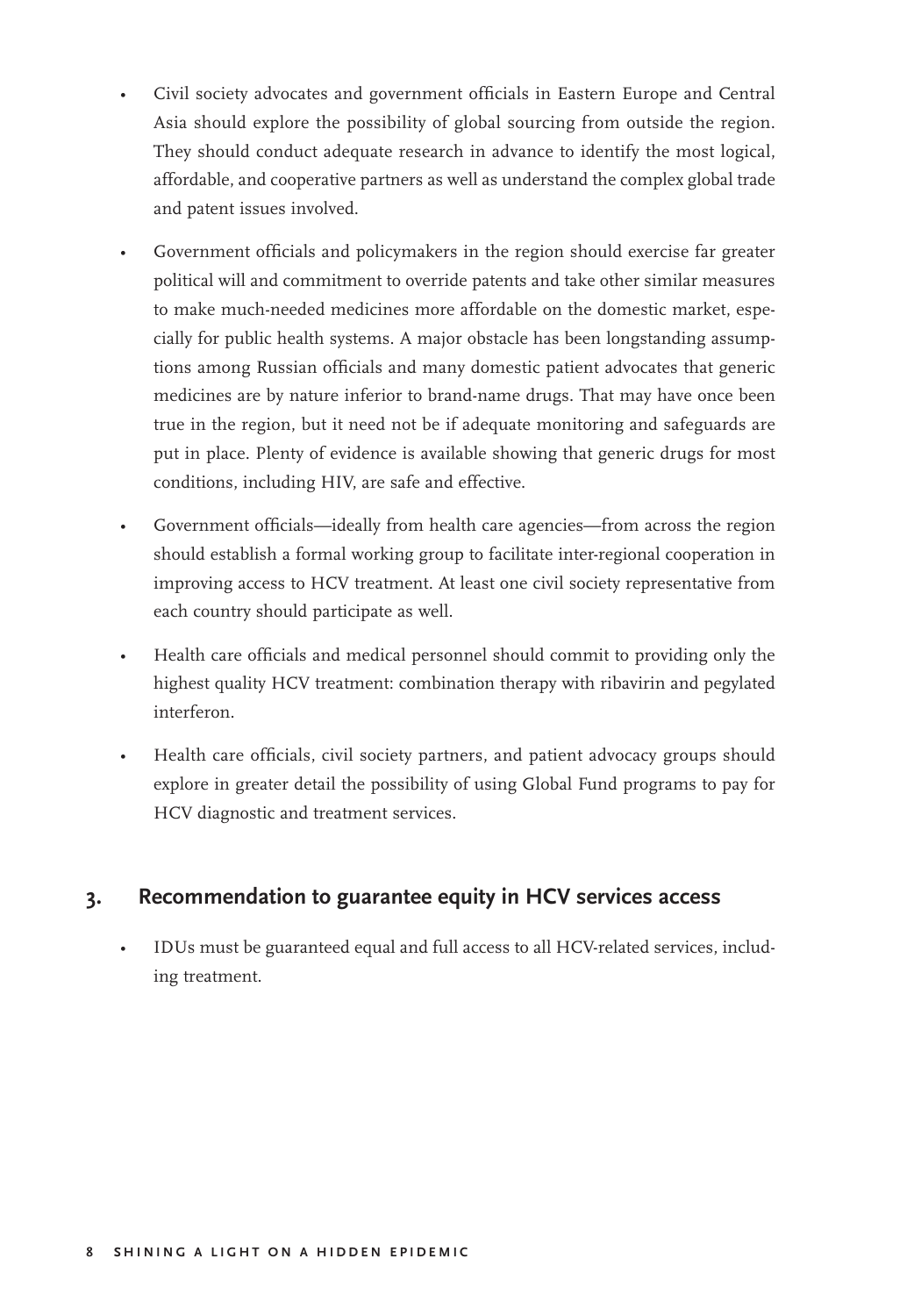- Civil society advocates and government officials in Eastern Europe and Central Asia should explore the possibility of global sourcing from outside the region. They should conduct adequate research in advance to identify the most logical, affordable, and cooperative partners as well as understand the complex global trade and patent issues involved.

- Government officials and policymakers in the region should exercise far greater political will and commitment to override patents and take other similar measures to make much-needed medicines more affordable on the domestic market, especially for public health systems. A major obstacle has been longstanding assumptions among Russian officials and many domestic patient advocates that generic medicines are by nature inferior to brand-name drugs. That may have once been true in the region, but it need not be if adequate monitoring and safeguards are put in place. Plenty of evidence is available showing that generic drugs for most conditions, including HIV, are safe and effective.

- Government officials—ideally from health care agencies—from across the region should establish a formal working group to facilitate inter-regional cooperation in improving access to HCV treatment. At least one civil society representative from each country should participate as well.

- Health care officials and medical personnel should commit to providing only the highest quality HCV treatment: combination therapy with ribavirin and pegylated interferon.

- Health care officials, civil society partners, and patient advocacy groups should explore in greater detail the possibility of using Global Fund programs to pay for HCV diagnostic and treatment services.

## 3. Recommendation to guarantee equity in HCV services access

- IDUs must be guaranteed equal and full access to all HCV-related services, including treatment.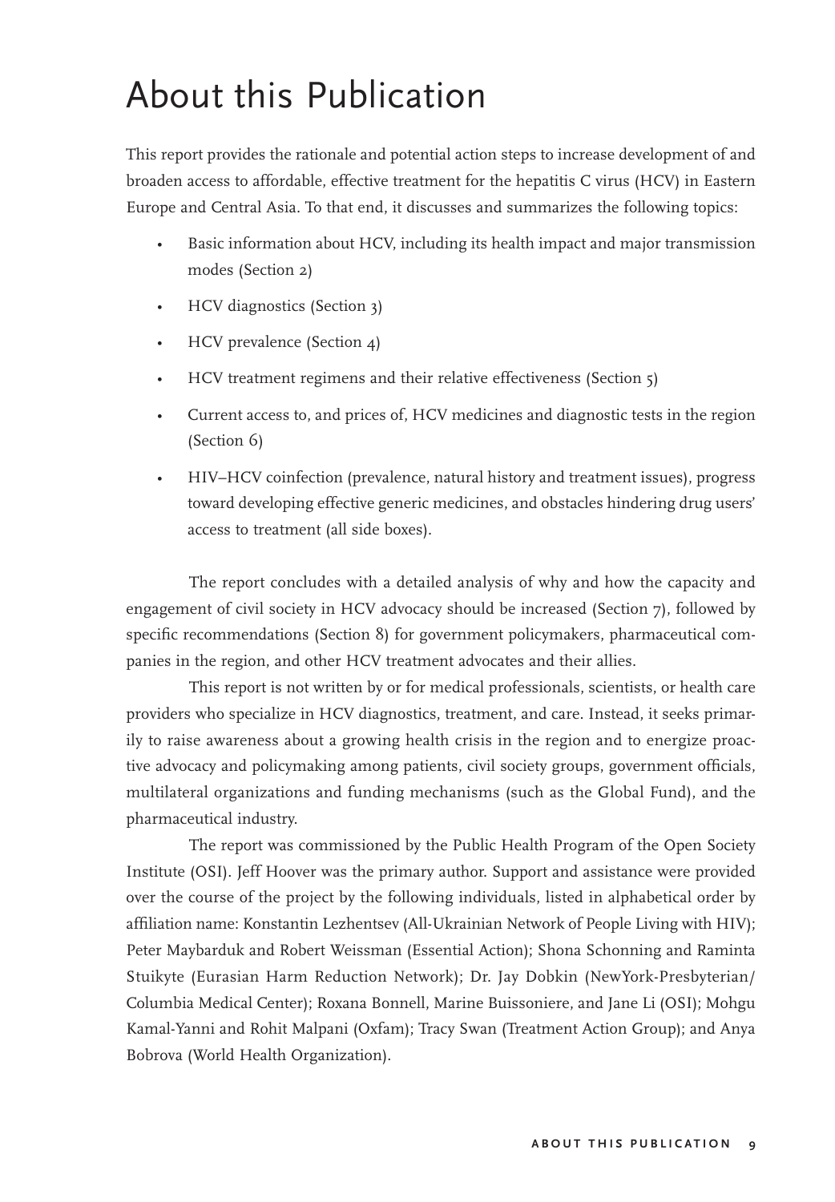# About this Publication

This report provides the rationale and potential action steps to increase development of and broaden access to affordable, effective treatment for the hepatitis C virus (HCV) in Eastern Europe and Central Asia. To that end, it discusses and summarizes the following topics:

- Basic information about HCV, including its health impact and major transmission modes (Section 2)
- HCV diagnostics (Section 3)
- HCV prevalence (Section 4)
- HCV treatment regimens and their relative effectiveness (Section 5)
- Current access to, and prices of, HCV medicines and diagnostic tests in the region (Section 6)
- HIV–HCV coinfection (prevalence, natural history and treatment issues), progress toward developing effective generic medicines, and obstacles hindering drug users' access to treatment (all side boxes).

The report concludes with a detailed analysis of why and how the capacity and engagement of civil society in HCV advocacy should be increased (Section 7), followed by specific recommendations (Section 8) for government policymakers, pharmaceutical companies in the region, and other HCV treatment advocates and their allies.

This report is not written by or for medical professionals, scientists, or health care providers who specialize in HCV diagnostics, treatment, and care. Instead, it seeks primarily to raise awareness about a growing health crisis in the region and to energize proactive advocacy and policymaking among patients, civil society groups, government officials, multilateral organizations and funding mechanisms (such as the Global Fund), and the pharmaceutical industry.

The report was commissioned by the Public Health Program of the Open Society Institute (OSI). Jeff Hoover was the primary author. Support and assistance were provided over the course of the project by the following individuals, listed in alphabetical order by affiliation name: Konstantin Lezhentsev (All-Ukrainian Network of People Living with HIV); Peter Maybarduk and Robert Weissman (Essential Action); Shona Schonning and Raminta Stuikyte (Eurasian Harm Reduction Network); Dr. Jay Dobkin (NewYork-Presbyterian/Columbia Medical Center); Roxana Bonnell, Marine Buissoniere, and Jane Li (OSI); Mohgu Kamal-Yanni and Rohit Malpani (Oxfam); Tracy Swan (Treatment Action Group); and Anya Bobrova (World Health Organization).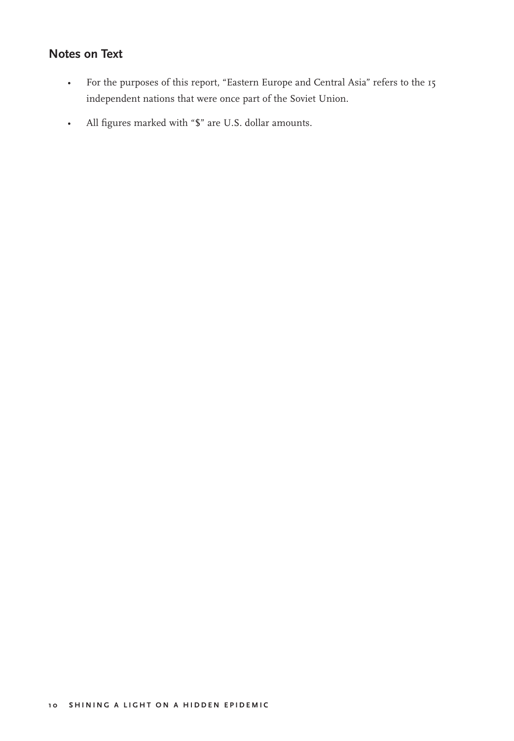## Notes on Text

- For the purposes of this report, "Eastern Europe and Central Asia" refers to the 15 independent nations that were once part of the Soviet Union.
- All figures marked with "$" are U.S. dollar amounts.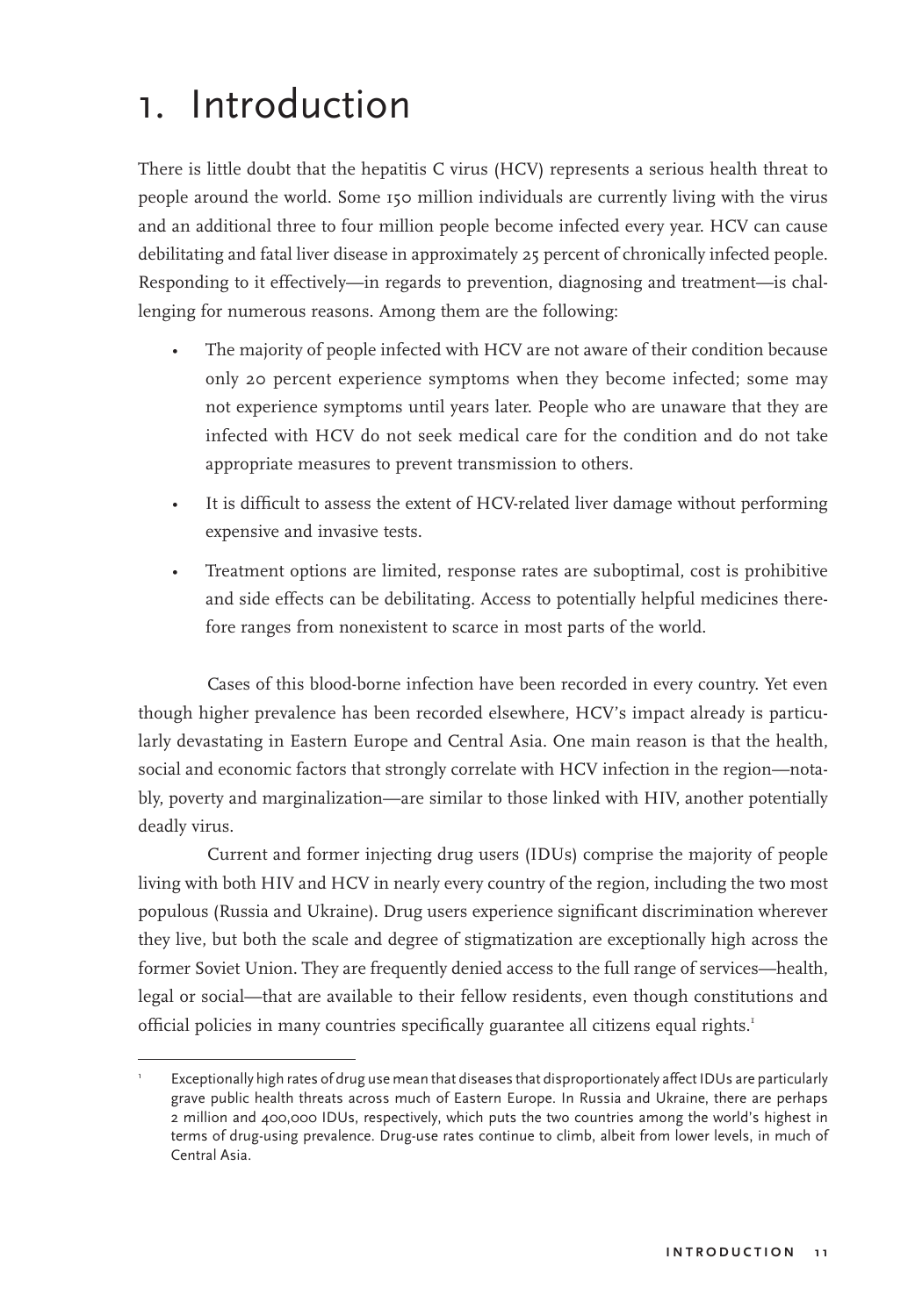# 1. Introduction

There is little doubt that the hepatitis C virus (HCV) represents a serious health threat to people around the world. Some 150 million individuals are currently living with the virus and an additional three to four million people become infected every year. HCV can cause debilitating and fatal liver disease in approximately 25 percent of chronically infected people. Responding to it effectively—in regards to prevention, diagnosing and treatment—is challenging for numerous reasons. Among them are the following:

- The majority of people infected with HCV are not aware of their condition because only 20 percent experience symptoms when they become infected; some may not experience symptoms until years later. People who are unaware that they are infected with HCV do not seek medical care for the condition and do not take appropriate measures to prevent transmission to others.
- It is difficult to assess the extent of HCV-related liver damage without performing expensive and invasive tests.
- Treatment options are limited, response rates are suboptimal, cost is prohibitive and side effects can be debilitating. Access to potentially helpful medicines therefore ranges from nonexistent to scarce in most parts of the world.

Cases of this blood-borne infection have been recorded in every country. Yet even though higher prevalence has been recorded elsewhere, HCV's impact already is particularly devastating in Eastern Europe and Central Asia. One main reason is that the health, social and economic factors that strongly correlate with HCV infection in the region—notably, poverty and marginalization—are similar to those linked with HIV, another potentially deadly virus.

Current and former injecting drug users (IDUs) comprise the majority of people living with both HIV and HCV in nearly every country of the region, including the two most populous (Russia and Ukraine). Drug users experience significant discrimination wherever they live, but both the scale and degree of stigmatization are exceptionally high across the former Soviet Union. They are frequently denied access to the full range of services—health, legal or social—that are available to their fellow residents, even though constitutions and official policies in many countries specifically guarantee all citizens equal rights.[1]

---

[1] Exceptionally high rates of drug use mean that diseases that disproportionately affect IDUs are particularly grave public health threats across much of Eastern Europe. In Russia and Ukraine, there are perhaps 2 million and 400,000 IDUs, respectively, which puts the two countries among the world's highest in terms of drug-using prevalence. Drug-use rates continue to climb, albeit from lower levels, in much of Central Asia.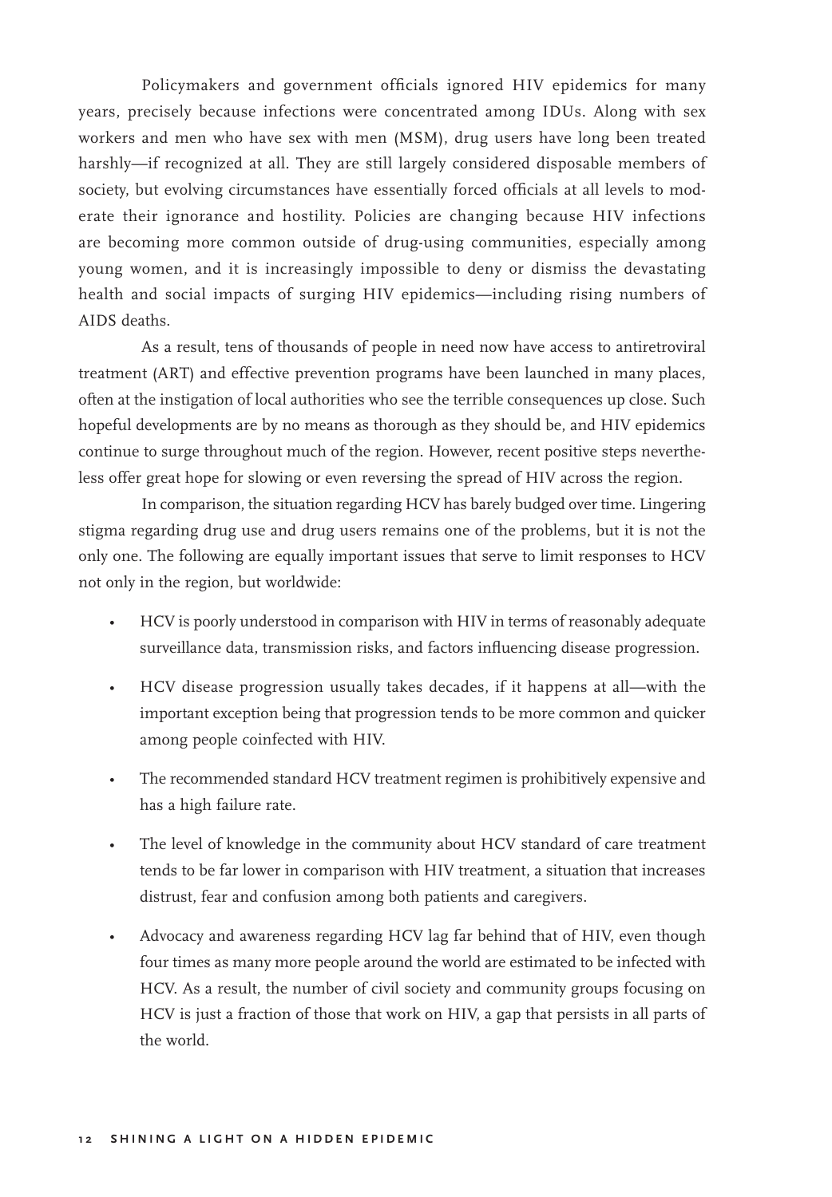Policymakers and government officials ignored HIV epidemics for many years, precisely because infections were concentrated among IDUs. Along with sex workers and men who have sex with men (MSM), drug users have long been treated harshly—if recognized at all. They are still largely considered disposable members of society, but evolving circumstances have essentially forced officials at all levels to moderate their ignorance and hostility. Policies are changing because HIV infections are becoming more common outside of drug-using communities, especially among young women, and it is increasingly impossible to deny or dismiss the devastating health and social impacts of surging HIV epidemics—including rising numbers of AIDS deaths.

As a result, tens of thousands of people in need now have access to antiretroviral treatment (ART) and effective prevention programs have been launched in many places, often at the instigation of local authorities who see the terrible consequences up close. Such hopeful developments are by no means as thorough as they should be, and HIV epidemics continue to surge throughout much of the region. However, recent positive steps nevertheless offer great hope for slowing or even reversing the spread of HIV across the region.

In comparison, the situation regarding HCV has barely budged over time. Lingering stigma regarding drug use and drug users remains one of the problems, but it is not the only one. The following are equally important issues that serve to limit responses to HCV not only in the region, but worldwide:

- HCV is poorly understood in comparison with HIV in terms of reasonably adequate surveillance data, transmission risks, and factors influencing disease progression.
- HCV disease progression usually takes decades, if it happens at all—with the important exception being that progression tends to be more common and quicker among people coinfected with HIV.
- The recommended standard HCV treatment regimen is prohibitively expensive and has a high failure rate.
- The level of knowledge in the community about HCV standard of care treatment tends to be far lower in comparison with HIV treatment, a situation that increases distrust, fear and confusion among both patients and caregivers.
- Advocacy and awareness regarding HCV lag far behind that of HIV, even though four times as many more people around the world are estimated to be infected with HCV. As a result, the number of civil society and community groups focusing on HCV is just a fraction of those that work on HIV, a gap that persists in all parts of the world.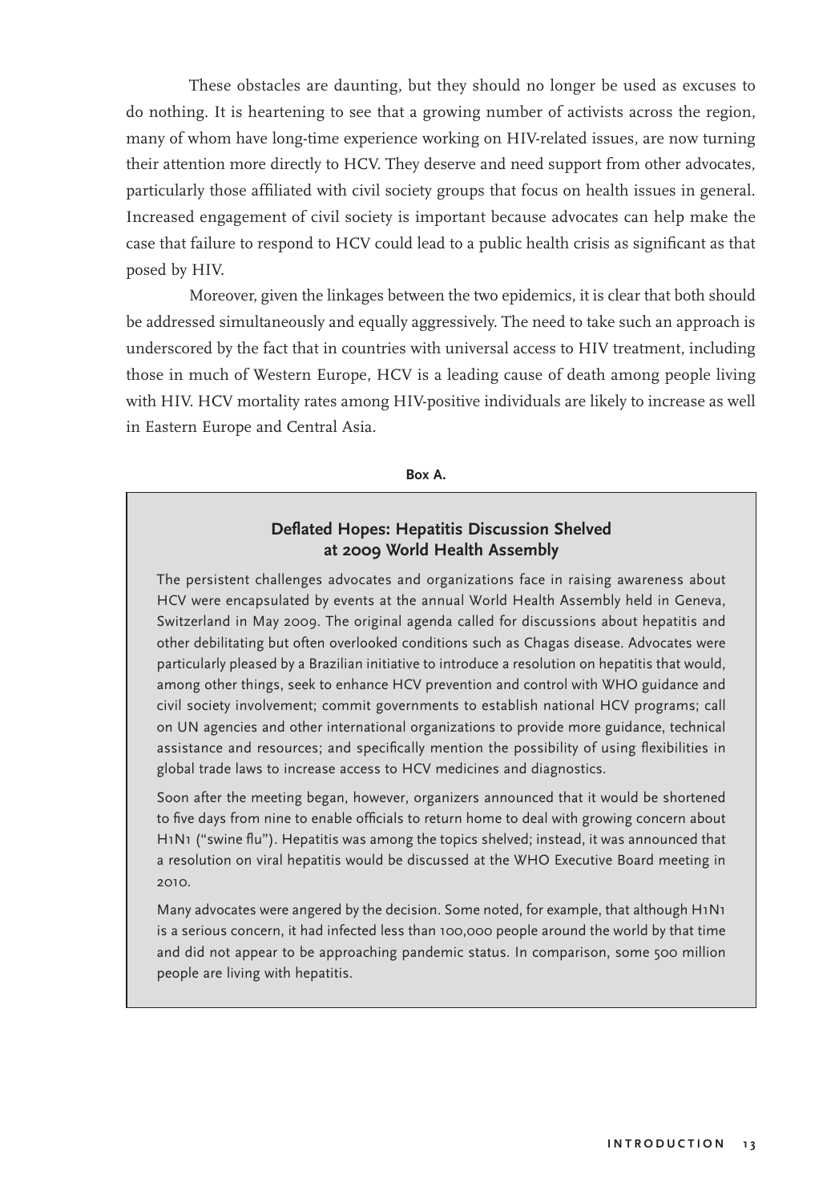These obstacles are daunting, but they should no longer be used as excuses to do nothing. It is heartening to see that a growing number of activists across the region, many of whom have long-time experience working on HIV-related issues, are now turning their attention more directly to HCV. They deserve and need support from other advocates, particularly those affiliated with civil society groups that focus on health issues in general. Increased engagement of civil society is important because advocates can help make the case that failure to respond to HCV could lead to a public health crisis as significant as that posed by HIV.

Moreover, given the linkages between the two epidemics, it is clear that both should be addressed simultaneously and equally aggressively. The need to take such an approach is underscored by the fact that in countries with universal access to HIV treatment, including those in much of Western Europe, HCV is a leading cause of death among people living with HIV. HCV mortality rates among HIV-positive individuals are likely to increase as well in Eastern Europe and Central Asia.

**Box A.**

### Deflated Hopes: Hepatitis Discussion Shelved at 2009 World Health Assembly

The persistent challenges advocates and organizations face in raising awareness about HCV were encapsulated by events at the annual World Health Assembly held in Geneva, Switzerland in May 2009. The original agenda called for discussions about hepatitis and other debilitating but often overlooked conditions such as Chagas disease. Advocates were particularly pleased by a Brazilian initiative to introduce a resolution on hepatitis that would, among other things, seek to enhance HCV prevention and control with WHO guidance and civil society involvement; commit governments to establish national HCV programs; call on UN agencies and other international organizations to provide more guidance, technical assistance and resources; and specifically mention the possibility of using flexibilities in global trade laws to increase access to HCV medicines and diagnostics.

Soon after the meeting began, however, organizers announced that it would be shortened to five days from nine to enable officials to return home to deal with growing concern about H1N1 ("swine flu"). Hepatitis was among the topics shelved; instead, it was announced that a resolution on viral hepatitis would be discussed at the WHO Executive Board meeting in 2010.

Many advocates were angered by the decision. Some noted, for example, that although H1N1 is a serious concern, it had infected less than 100,000 people around the world by that time and did not appear to be approaching pandemic status. In comparison, some 500 million people are living with hepatitis.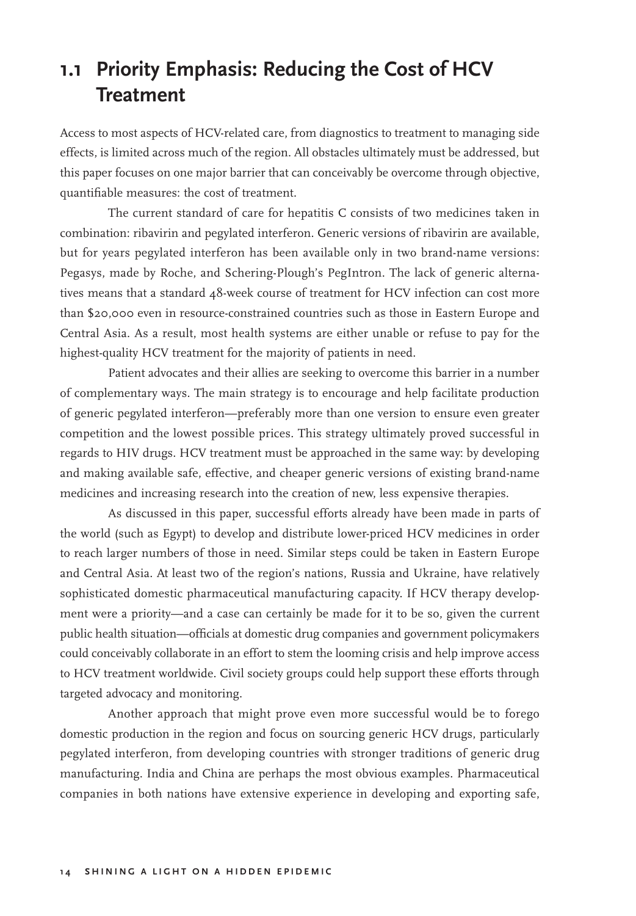## 1.1 Priority Emphasis: Reducing the Cost of HCV Treatment

Access to most aspects of HCV-related care, from diagnostics to treatment to managing side effects, is limited across much of the region. All obstacles ultimately must be addressed, but this paper focuses on one major barrier that can conceivably be overcome through objective, quantifiable measures: the cost of treatment.

The current standard of care for hepatitis C consists of two medicines taken in combination: ribavirin and pegylated interferon. Generic versions of ribavirin are available, but for years pegylated interferon has been available only in two brand-name versions: Pegasys, made by Roche, and Schering-Plough's PegIntron. The lack of generic alternatives means that a standard 48-week course of treatment for HCV infection can cost more than $20,000 even in resource-constrained countries such as those in Eastern Europe and Central Asia. As a result, most health systems are either unable or refuse to pay for the highest-quality HCV treatment for the majority of patients in need.

Patient advocates and their allies are seeking to overcome this barrier in a number of complementary ways. The main strategy is to encourage and help facilitate production of generic pegylated interferon—preferably more than one version to ensure even greater competition and the lowest possible prices. This strategy ultimately proved successful in regards to HIV drugs. HCV treatment must be approached in the same way: by developing and making available safe, effective, and cheaper generic versions of existing brand-name medicines and increasing research into the creation of new, less expensive therapies.

As discussed in this paper, successful efforts already have been made in parts of the world (such as Egypt) to develop and distribute lower-priced HCV medicines in order to reach larger numbers of those in need. Similar steps could be taken in Eastern Europe and Central Asia. At least two of the region's nations, Russia and Ukraine, have relatively sophisticated domestic pharmaceutical manufacturing capacity. If HCV therapy development were a priority—and a case can certainly be made for it to be so, given the current public health situation—officials at domestic drug companies and government policymakers could conceivably collaborate in an effort to stem the looming crisis and help improve access to HCV treatment worldwide. Civil society groups could help support these efforts through targeted advocacy and monitoring.

Another approach that might prove even more successful would be to forego domestic production in the region and focus on sourcing generic HCV drugs, particularly pegylated interferon, from developing countries with stronger traditions of generic drug manufacturing. India and China are perhaps the most obvious examples. Pharmaceutical companies in both nations have extensive experience in developing and exporting safe,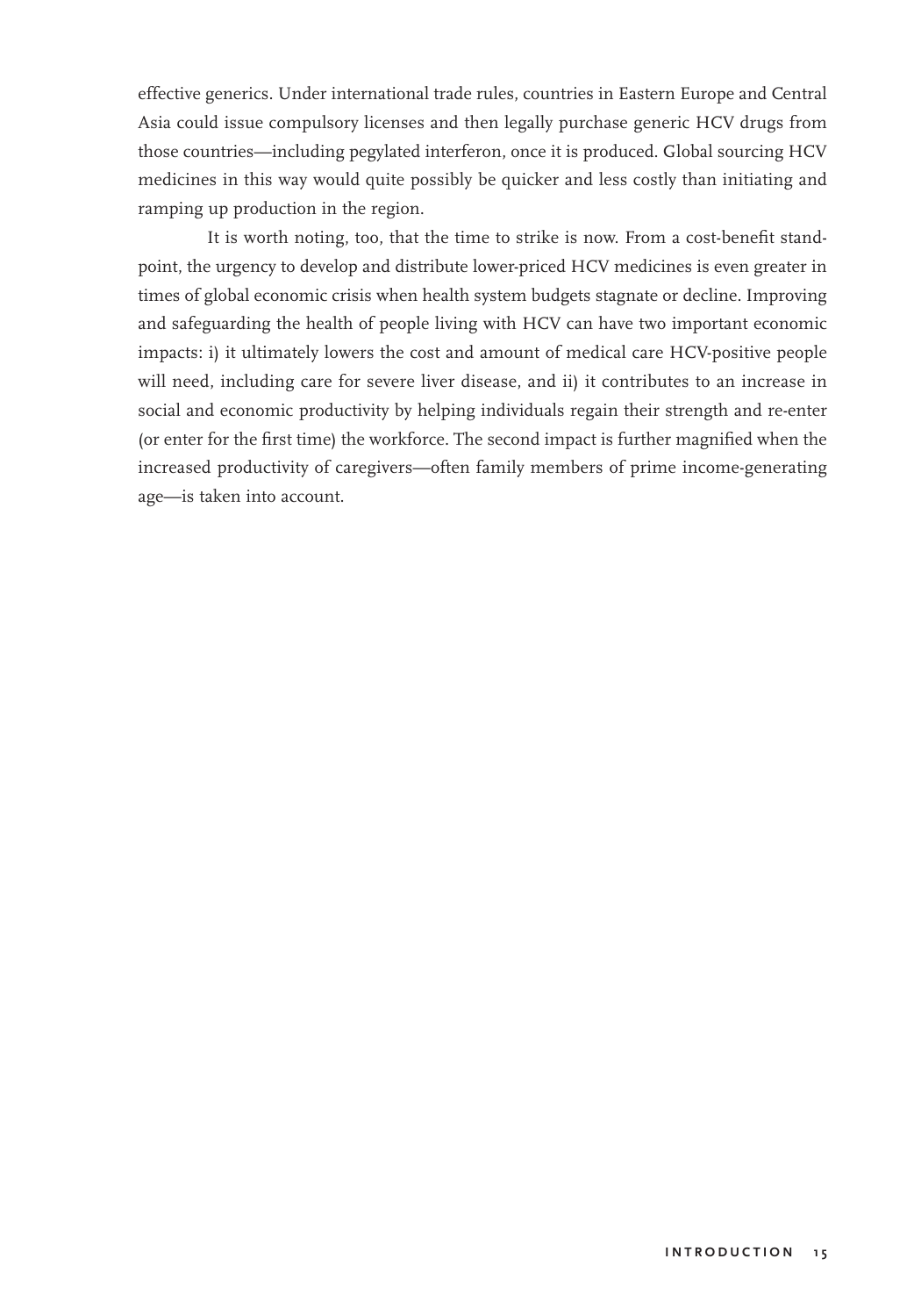effective generics. Under international trade rules, countries in Eastern Europe and Central Asia could issue compulsory licenses and then legally purchase generic HCV drugs from those countries—including pegylated interferon, once it is produced. Global sourcing HCV medicines in this way would quite possibly be quicker and less costly than initiating and ramping up production in the region.

It is worth noting, too, that the time to strike is now. From a cost-benefit standpoint, the urgency to develop and distribute lower-priced HCV medicines is even greater in times of global economic crisis when health system budgets stagnate or decline. Improving and safeguarding the health of people living with HCV can have two important economic impacts: i) it ultimately lowers the cost and amount of medical care HCV-positive people will need, including care for severe liver disease, and ii) it contributes to an increase in social and economic productivity by helping individuals regain their strength and re-enter (or enter for the first time) the workforce. The second impact is further magnified when the increased productivity of caregivers—often family members of prime income-generating age—is taken into account.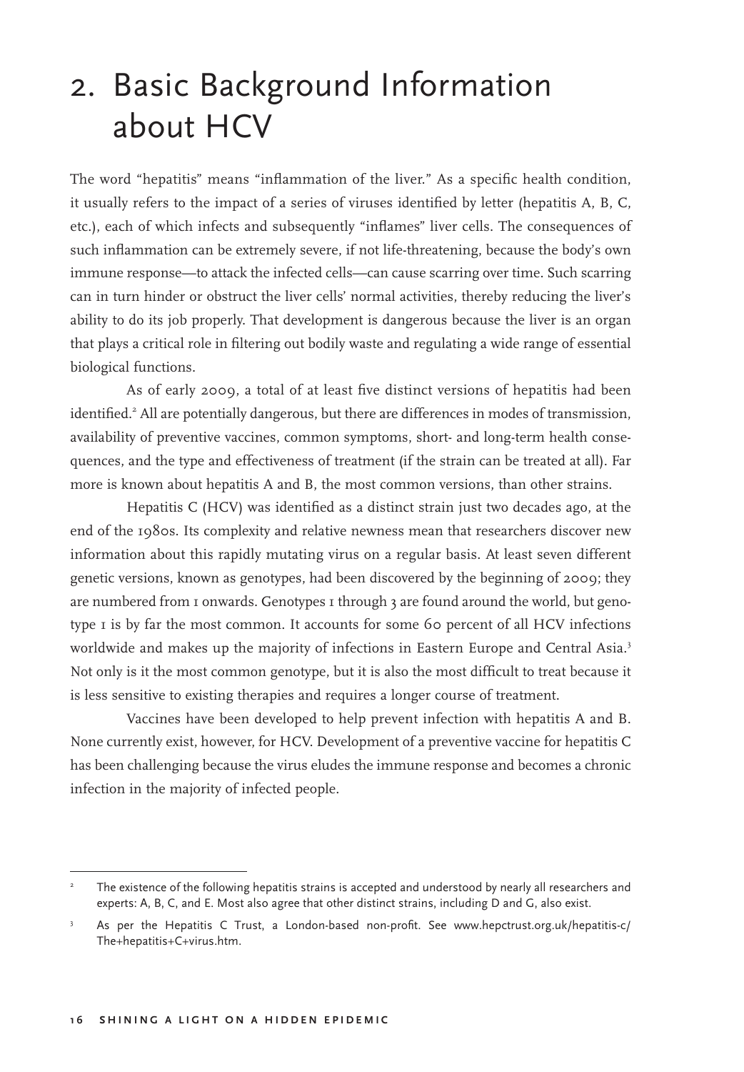# 2. Basic Background Information about HCV

The word "hepatitis" means "inflammation of the liver." As a specific health condition, it usually refers to the impact of a series of viruses identified by letter (hepatitis A, B, C, etc.), each of which infects and subsequently "inflames" liver cells. The consequences of such inflammation can be extremely severe, if not life-threatening, because the body's own immune response—to attack the infected cells—can cause scarring over time. Such scarring can in turn hinder or obstruct the liver cells' normal activities, thereby reducing the liver's ability to do its job properly. That development is dangerous because the liver is an organ that plays a critical role in filtering out bodily waste and regulating a wide range of essential biological functions.

As of early 2009, a total of at least five distinct versions of hepatitis had been identified.[2] All are potentially dangerous, but there are differences in modes of transmission, availability of preventive vaccines, common symptoms, short- and long-term health consequences, and the type and effectiveness of treatment (if the strain can be treated at all). Far more is known about hepatitis A and B, the most common versions, than other strains.

Hepatitis C (HCV) was identified as a distinct strain just two decades ago, at the end of the 1980s. Its complexity and relative newness mean that researchers discover new information about this rapidly mutating virus on a regular basis. At least seven different genetic versions, known as genotypes, had been discovered by the beginning of 2009; they are numbered from 1 onwards. Genotypes 1 through 3 are found around the world, but genotype 1 is by far the most common. It accounts for some 60 percent of all HCV infections worldwide and makes up the majority of infections in Eastern Europe and Central Asia.[3] Not only is it the most common genotype, but it is also the most difficult to treat because it is less sensitive to existing therapies and requires a longer course of treatment.

Vaccines have been developed to help prevent infection with hepatitis A and B. None currently exist, however, for HCV. Development of a preventive vaccine for hepatitis C has been challenging because the virus eludes the immune response and becomes a chronic infection in the majority of infected people.

---

[2] The existence of the following hepatitis strains is accepted and understood by nearly all researchers and experts: A, B, C, and E. Most also agree that other distinct strains, including D and G, also exist.

[3] As per the Hepatitis C Trust, a London-based non-profit. See www.hepctrust.org.uk/hepatitis-c/The+hepatitis+C+virus.htm.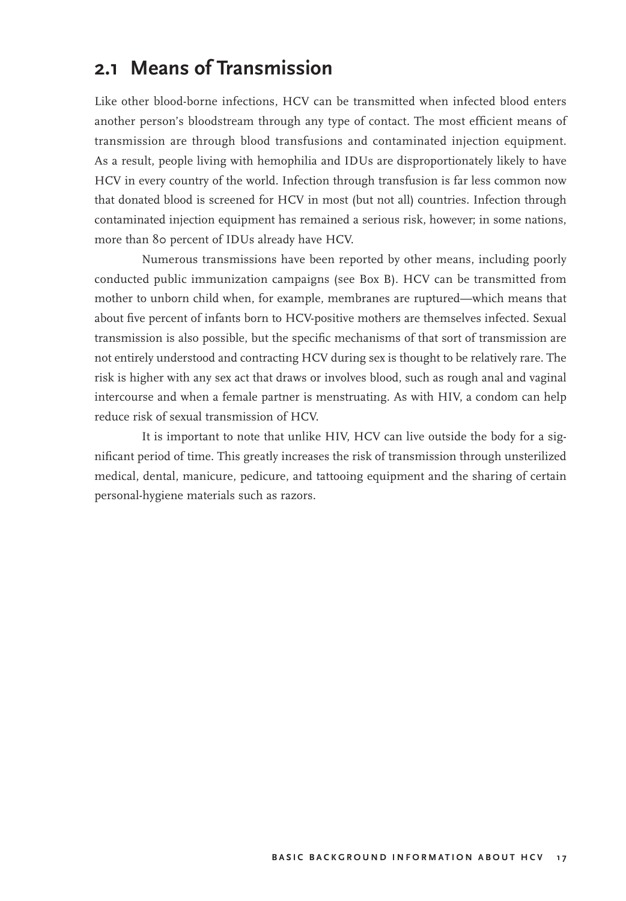## 2.1 Means of Transmission

Like other blood-borne infections, HCV can be transmitted when infected blood enters another person's bloodstream through any type of contact. The most efficient means of transmission are through blood transfusions and contaminated injection equipment. As a result, people living with hemophilia and IDUs are disproportionately likely to have HCV in every country of the world. Infection through transfusion is far less common now that donated blood is screened for HCV in most (but not all) countries. Infection through contaminated injection equipment has remained a serious risk, however; in some nations, more than 80 percent of IDUs already have HCV.

Numerous transmissions have been reported by other means, including poorly conducted public immunization campaigns (see Box B). HCV can be transmitted from mother to unborn child when, for example, membranes are ruptured—which means that about five percent of infants born to HCV-positive mothers are themselves infected. Sexual transmission is also possible, but the specific mechanisms of that sort of transmission are not entirely understood and contracting HCV during sex is thought to be relatively rare. The risk is higher with any sex act that draws or involves blood, such as rough anal and vaginal intercourse and when a female partner is menstruating. As with HIV, a condom can help reduce risk of sexual transmission of HCV.

It is important to note that unlike HIV, HCV can live outside the body for a significant period of time. This greatly increases the risk of transmission through unsterilized medical, dental, manicure, pedicure, and tattooing equipment and the sharing of certain personal-hygiene materials such as razors.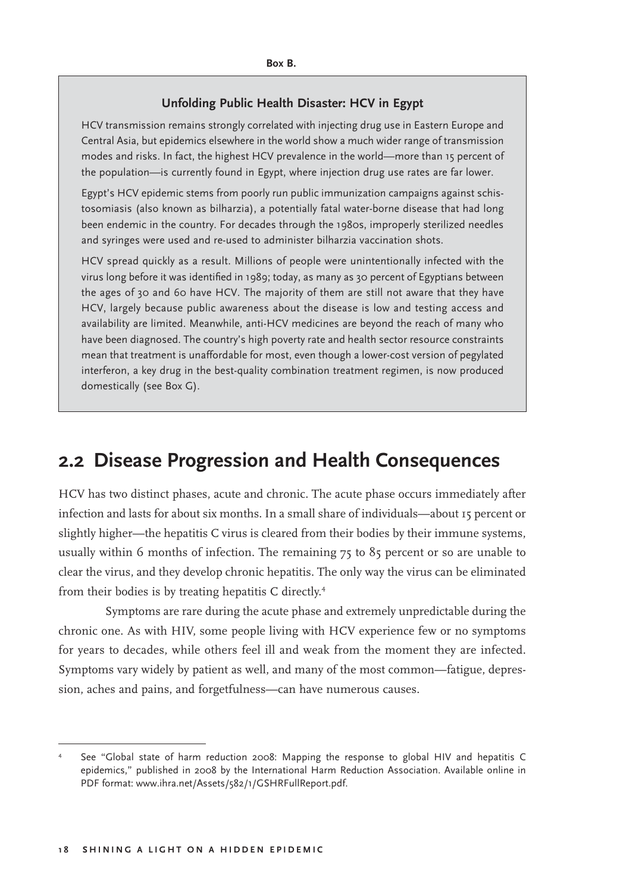**Box B.**

### Unfolding Public Health Disaster: HCV in Egypt

HCV transmission remains strongly correlated with injecting drug use in Eastern Europe and Central Asia, but epidemics elsewhere in the world show a much wider range of transmission modes and risks. In fact, the highest HCV prevalence in the world—more than 15 percent of the population—is currently found in Egypt, where injection drug use rates are far lower.

Egypt's HCV epidemic stems from poorly run public immunization campaigns against schistosomiasis (also known as bilharzia), a potentially fatal water-borne disease that had long been endemic in the country. For decades through the 1980s, improperly sterilized needles and syringes were used and re-used to administer bilharzia vaccination shots.

HCV spread quickly as a result. Millions of people were unintentionally infected with the virus long before it was identified in 1989; today, as many as 30 percent of Egyptians between the ages of 30 and 60 have HCV. The majority of them are still not aware that they have HCV, largely because public awareness about the disease is low and testing access and availability are limited. Meanwhile, anti-HCV medicines are beyond the reach of many who have been diagnosed. The country's high poverty rate and health sector resource constraints mean that treatment is unaffordable for most, even though a lower-cost version of pegylated interferon, a key drug in the best-quality combination treatment regimen, is now produced domestically (see Box G).

## 2.2 Disease Progression and Health Consequences

HCV has two distinct phases, acute and chronic. The acute phase occurs immediately after infection and lasts for about six months. In a small share of individuals—about 15 percent or slightly higher—the hepatitis C virus is cleared from their bodies by their immune systems, usually within 6 months of infection. The remaining 75 to 85 percent or so are unable to clear the virus, and they develop chronic hepatitis. The only way the virus can be eliminated from their bodies is by treating hepatitis C directly.[4]

Symptoms are rare during the acute phase and extremely unpredictable during the chronic one. As with HIV, some people living with HCV experience few or no symptoms for years to decades, while others feel ill and weak from the moment they are infected. Symptoms vary widely by patient as well, and many of the most common—fatigue, depression, aches and pains, and forgetfulness—can have numerous causes.

---

[4] See "Global state of harm reduction 2008: Mapping the response to global HIV and hepatitis C epidemics," published in 2008 by the International Harm Reduction Association. Available online in PDF format: www.ihra.net/Assets/582/1/GSHRFullReport.pdf.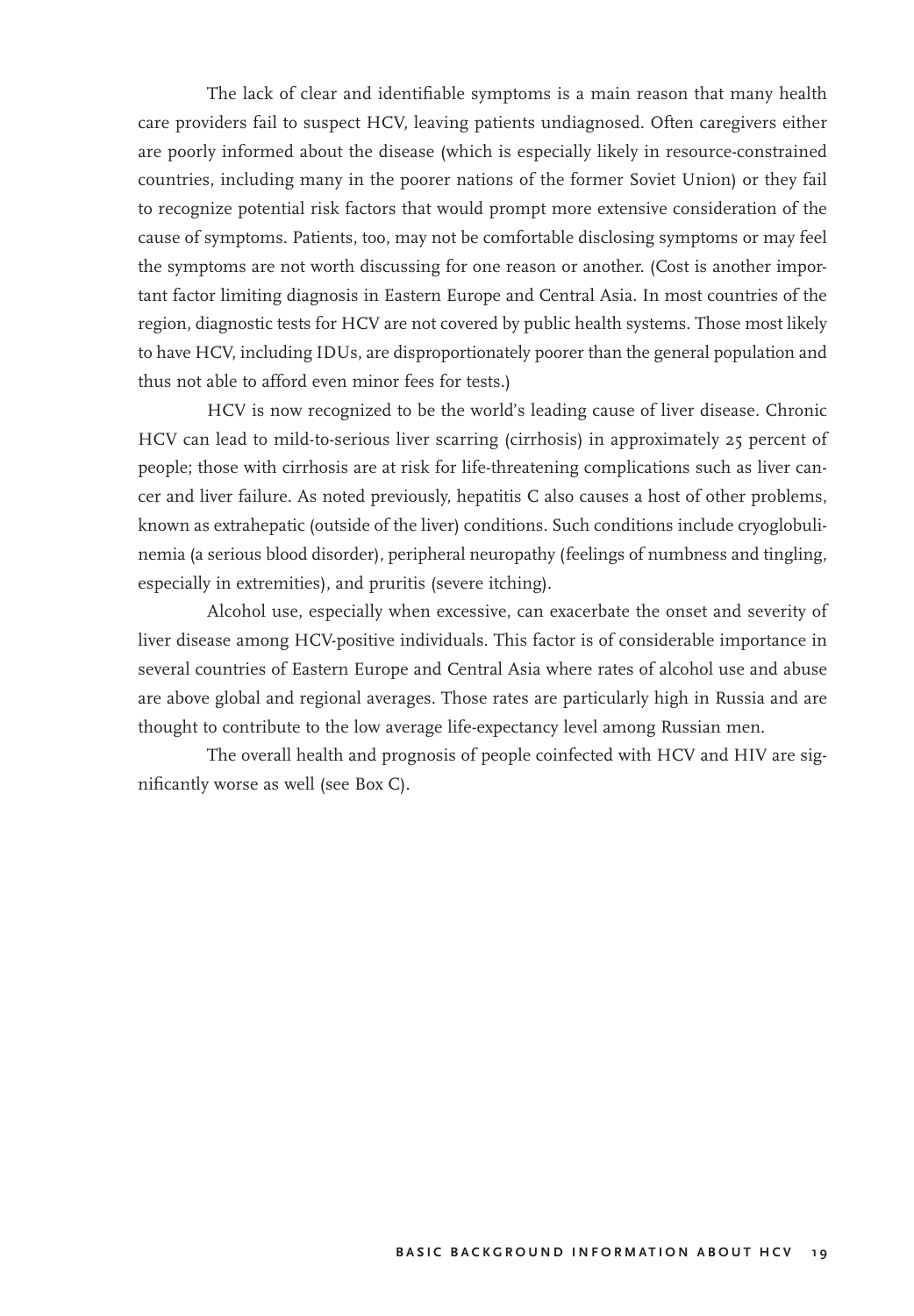The lack of clear and identifiable symptoms is a main reason that many health care providers fail to suspect HCV, leaving patients undiagnosed. Often caregivers either are poorly informed about the disease (which is especially likely in resource-constrained countries, including many in the poorer nations of the former Soviet Union) or they fail to recognize potential risk factors that would prompt more extensive consideration of the cause of symptoms. Patients, too, may not be comfortable disclosing symptoms or may feel the symptoms are not worth discussing for one reason or another. (Cost is another important factor limiting diagnosis in Eastern Europe and Central Asia. In most countries of the region, diagnostic tests for HCV are not covered by public health systems. Those most likely to have HCV, including IDUs, are disproportionately poorer than the general population and thus not able to afford even minor fees for tests.)

HCV is now recognized to be the world's leading cause of liver disease. Chronic HCV can lead to mild-to-serious liver scarring (cirrhosis) in approximately 25 percent of people; those with cirrhosis are at risk for life-threatening complications such as liver cancer and liver failure. As noted previously, hepatitis C also causes a host of other problems, known as extrahepatic (outside of the liver) conditions. Such conditions include cryoglobulinemia (a serious blood disorder), peripheral neuropathy (feelings of numbness and tingling, especially in extremities), and pruritis (severe itching).

Alcohol use, especially when excessive, can exacerbate the onset and severity of liver disease among HCV-positive individuals. This factor is of considerable importance in several countries of Eastern Europe and Central Asia where rates of alcohol use and abuse are above global and regional averages. Those rates are particularly high in Russia and are thought to contribute to the low average life-expectancy level among Russian men.

The overall health and prognosis of people coinfected with HCV and HIV are significantly worse as well (see Box C).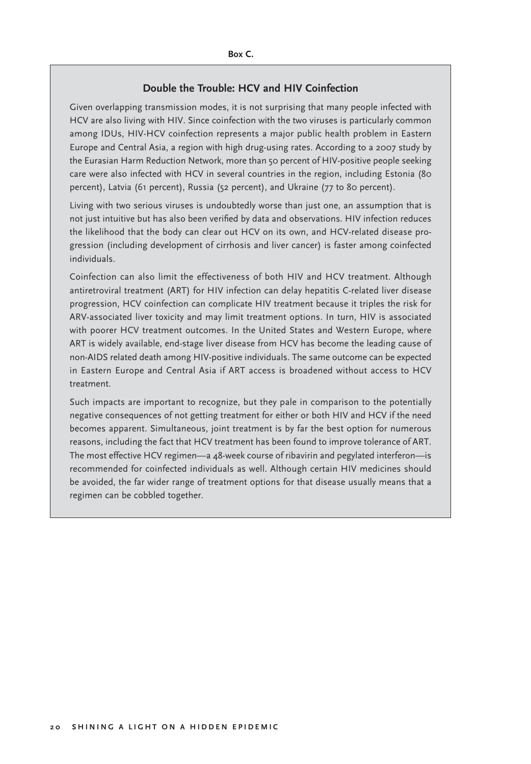**Box C.**

## Double the Trouble: HCV and HIV Coinfection

Given overlapping transmission modes, it is not surprising that many people infected with HCV are also living with HIV. Since coinfection with the two viruses is particularly common among IDUs, HIV-HCV coinfection represents a major public health problem in Eastern Europe and Central Asia, a region with high drug-using rates. According to a 2007 study by the Eurasian Harm Reduction Network, more than 50 percent of HIV-positive people seeking care were also infected with HCV in several countries in the region, including Estonia (80 percent), Latvia (61 percent), Russia (52 percent), and Ukraine (77 to 80 percent).

Living with two serious viruses is undoubtedly worse than just one, an assumption that is not just intuitive but has also been verified by data and observations. HIV infection reduces the likelihood that the body can clear out HCV on its own, and HCV-related disease progression (including development of cirrhosis and liver cancer) is faster among coinfected individuals.

Coinfection can also limit the effectiveness of both HIV and HCV treatment. Although antiretroviral treatment (ART) for HIV infection can delay hepatitis C-related liver disease progression, HCV coinfection can complicate HIV treatment because it triples the risk for ARV-associated liver toxicity and may limit treatment options. In turn, HIV is associated with poorer HCV treatment outcomes. In the United States and Western Europe, where ART is widely available, end-stage liver disease from HCV has become the leading cause of non-AIDS related death among HIV-positive individuals. The same outcome can be expected in Eastern Europe and Central Asia if ART access is broadened without access to HCV treatment.

Such impacts are important to recognize, but they pale in comparison to the potentially negative consequences of not getting treatment for either or both HIV and HCV if the need becomes apparent. Simultaneous, joint treatment is by far the best option for numerous reasons, including the fact that HCV treatment has been found to improve tolerance of ART. The most effective HCV regimen—a 48-week course of ribavirin and pegylated interferon—is recommended for coinfected individuals as well. Although certain HIV medicines should be avoided, the far wider range of treatment options for that disease usually means that a regimen can be cobbled together.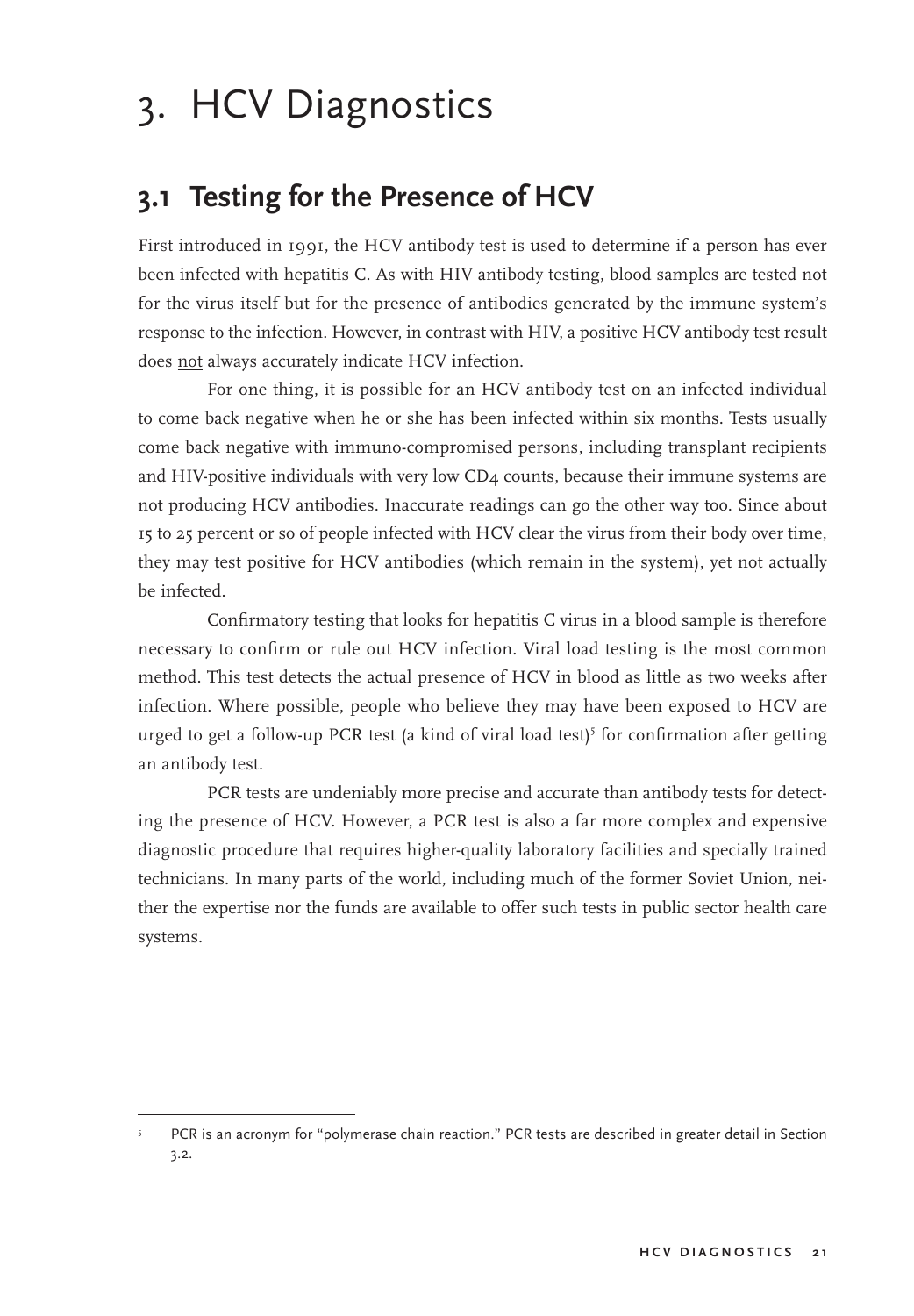# 3. HCV Diagnostics

## 3.1 Testing for the Presence of HCV

First introduced in 1991, the HCV antibody test is used to determine if a person has ever been infected with hepatitis C. As with HIV antibody testing, blood samples are tested not for the virus itself but for the presence of antibodies generated by the immune system's response to the infection. However, in contrast with HIV, a positive HCV antibody test result does not always accurately indicate HCV infection.

For one thing, it is possible for an HCV antibody test on an infected individual to come back negative when he or she has been infected within six months. Tests usually come back negative with immuno-compromised persons, including transplant recipients and HIV-positive individuals with very low CD4 counts, because their immune systems are not producing HCV antibodies. Inaccurate readings can go the other way too. Since about 15 to 25 percent or so of people infected with HCV clear the virus from their body over time, they may test positive for HCV antibodies (which remain in the system), yet not actually be infected.

Confirmatory testing that looks for hepatitis C virus in a blood sample is therefore necessary to confirm or rule out HCV infection. Viral load testing is the most common method. This test detects the actual presence of HCV in blood as little as two weeks after infection. Where possible, people who believe they may have been exposed to HCV are urged to get a follow-up PCR test (a kind of viral load test)[5] for confirmation after getting an antibody test.

PCR tests are undeniably more precise and accurate than antibody tests for detecting the presence of HCV. However, a PCR test is also a far more complex and expensive diagnostic procedure that requires higher-quality laboratory facilities and specially trained technicians. In many parts of the world, including much of the former Soviet Union, neither the expertise nor the funds are available to offer such tests in public sector health care systems.

[5] PCR is an acronym for "polymerase chain reaction." PCR tests are described in greater detail in Section 3.2.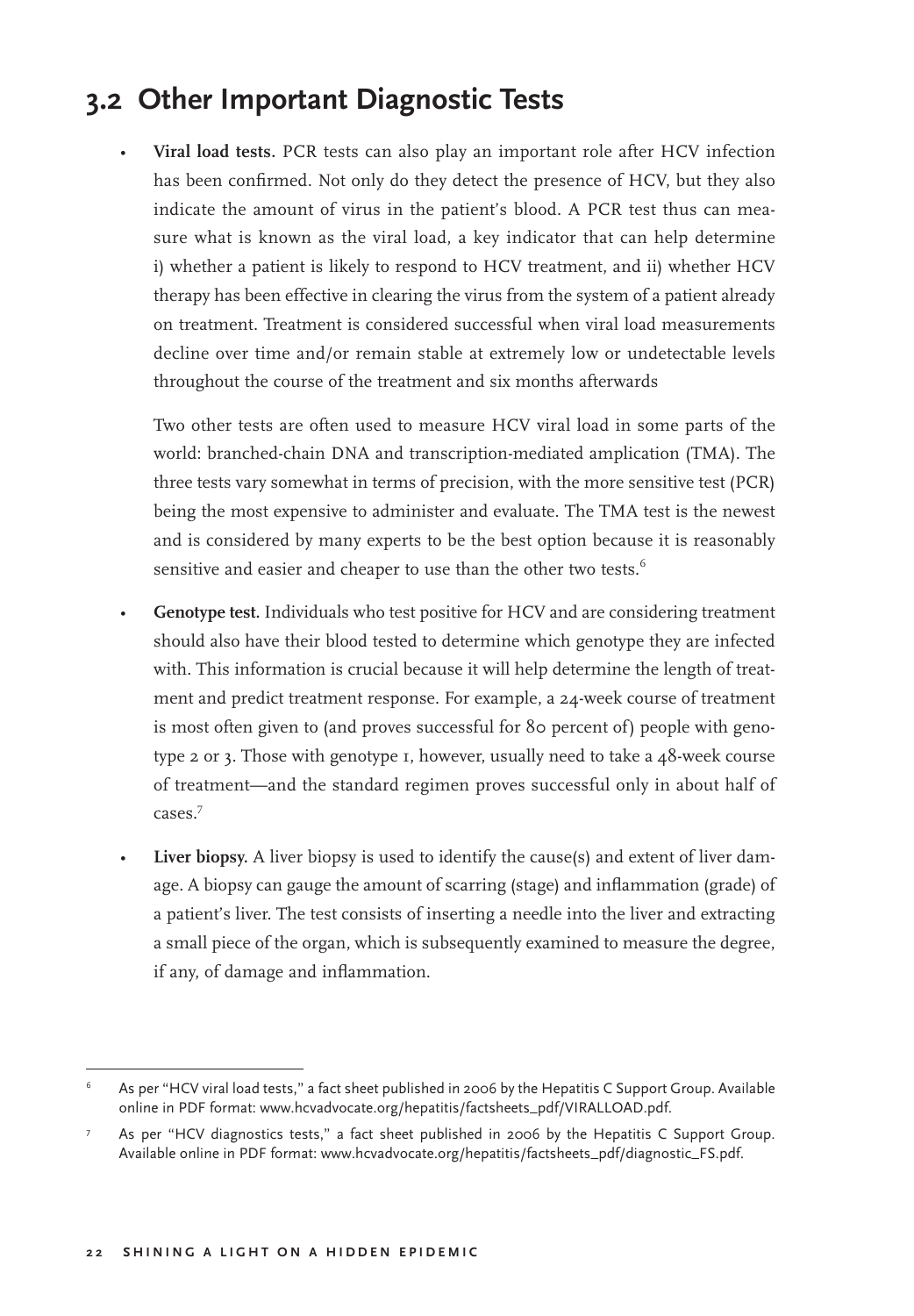## 3.2 Other Important Diagnostic Tests

- **Viral load tests.** PCR tests can also play an important role after HCV infection has been confirmed. Not only do they detect the presence of HCV, but they also indicate the amount of virus in the patient's blood. A PCR test thus can measure what is known as the viral load, a key indicator that can help determine i) whether a patient is likely to respond to HCV treatment, and ii) whether HCV therapy has been effective in clearing the virus from the system of a patient already on treatment. Treatment is considered successful when viral load measurements decline over time and/or remain stable at extremely low or undetectable levels throughout the course of the treatment and six months afterwards

  Two other tests are often used to measure HCV viral load in some parts of the world: branched-chain DNA and transcription-mediated amplication (TMA). The three tests vary somewhat in terms of precision, with the more sensitive test (PCR) being the most expensive to administer and evaluate. The TMA test is the newest and is considered by many experts to be the best option because it is reasonably sensitive and easier and cheaper to use than the other two tests.[6]

- **Genotype test.** Individuals who test positive for HCV and are considering treatment should also have their blood tested to determine which genotype they are infected with. This information is crucial because it will help determine the length of treatment and predict treatment response. For example, a 24-week course of treatment is most often given to (and proves successful for 80 percent of) people with genotype 2 or 3. Those with genotype 1, however, usually need to take a 48-week course of treatment—and the standard regimen proves successful only in about half of cases.[7]

- **Liver biopsy.** A liver biopsy is used to identify the cause(s) and extent of liver damage. A biopsy can gauge the amount of scarring (stage) and inflammation (grade) of a patient's liver. The test consists of inserting a needle into the liver and extracting a small piece of the organ, which is subsequently examined to measure the degree, if any, of damage and inflammation.

---

[6] As per "HCV viral load tests," a fact sheet published in 2006 by the Hepatitis C Support Group. Available online in PDF format: www.hcvadvocate.org/hepatitis/factsheets_pdf/VIRALLOAD.pdf.

[7] As per "HCV diagnostics tests," a fact sheet published in 2006 by the Hepatitis C Support Group. Available online in PDF format: www.hcvadvocate.org/hepatitis/factsheets_pdf/diagnostic_FS.pdf.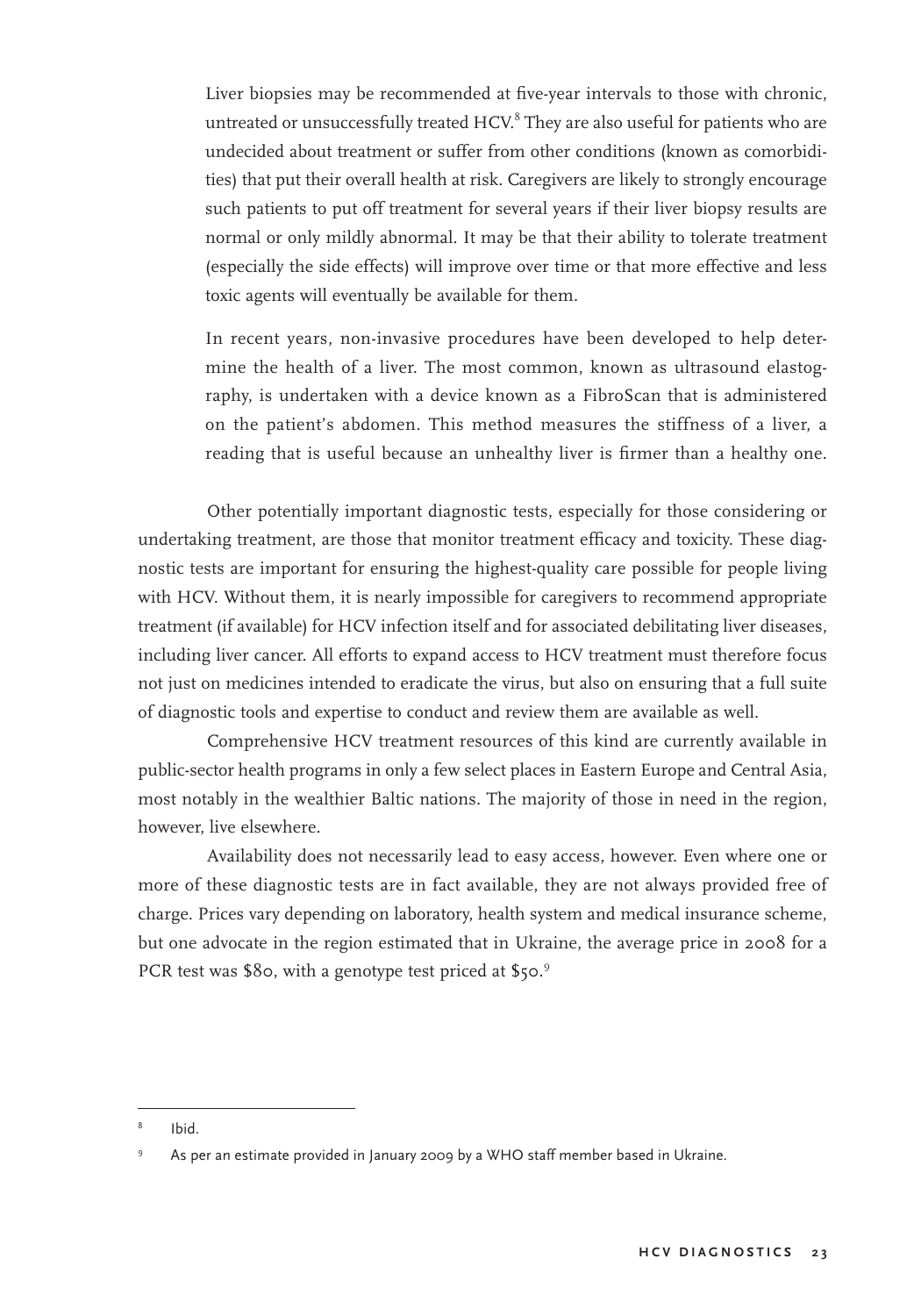> Liver biopsies may be recommended at five-year intervals to those with chronic, untreated or unsuccessfully treated HCV.[8] They are also useful for patients who are undecided about treatment or suffer from other conditions (known as comorbidities) that put their overall health at risk. Caregivers are likely to strongly encourage such patients to put off treatment for several years if their liver biopsy results are normal or only mildly abnormal. It may be that their ability to tolerate treatment (especially the side effects) will improve over time or that more effective and less toxic agents will eventually be available for them.
>
> In recent years, non-invasive procedures have been developed to help determine the health of a liver. The most common, known as ultrasound elastography, is undertaken with a device known as a FibroScan that is administered on the patient's abdomen. This method measures the stiffness of a liver, a reading that is useful because an unhealthy liver is firmer than a healthy one.

Other potentially important diagnostic tests, especially for those considering or undertaking treatment, are those that monitor treatment efficacy and toxicity. These diagnostic tests are important for ensuring the highest-quality care possible for people living with HCV. Without them, it is nearly impossible for caregivers to recommend appropriate treatment (if available) for HCV infection itself and for associated debilitating liver diseases, including liver cancer. All efforts to expand access to HCV treatment must therefore focus not just on medicines intended to eradicate the virus, but also on ensuring that a full suite of diagnostic tools and expertise to conduct and review them are available as well.

Comprehensive HCV treatment resources of this kind are currently available in public-sector health programs in only a few select places in Eastern Europe and Central Asia, most notably in the wealthier Baltic nations. The majority of those in need in the region, however, live elsewhere.

Availability does not necessarily lead to easy access, however. Even where one or more of these diagnostic tests are in fact available, they are not always provided free of charge. Prices vary depending on laboratory, health system and medical insurance scheme, but one advocate in the region estimated that in Ukraine, the average price in 2008 for a PCR test was $80, with a genotype test priced at $50.[9]

---

[8] Ibid.

[9] As per an estimate provided in January 2009 by a WHO staff member based in Ukraine.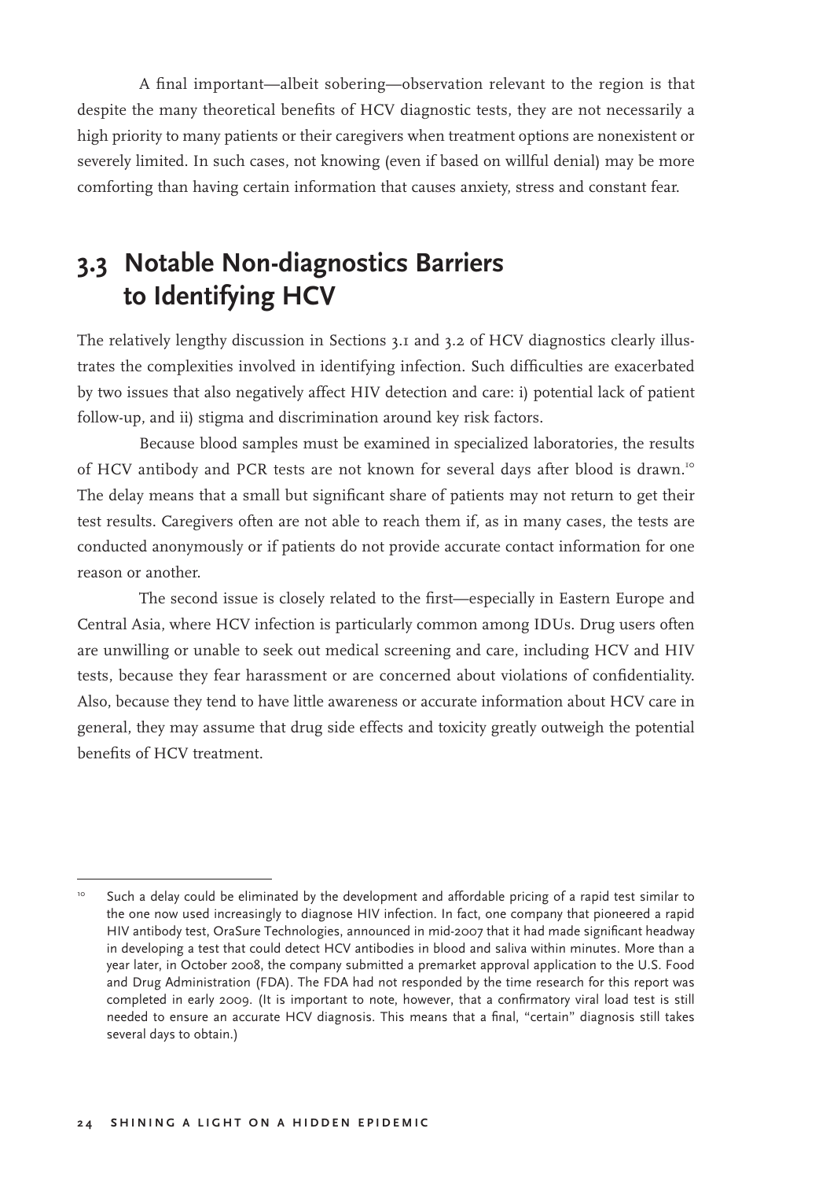A final important—albeit sobering—observation relevant to the region is that despite the many theoretical benefits of HCV diagnostic tests, they are not necessarily a high priority to many patients or their caregivers when treatment options are nonexistent or severely limited. In such cases, not knowing (even if based on willful denial) may be more comforting than having certain information that causes anxiety, stress and constant fear.

## 3.3 Notable Non-diagnostics Barriers to Identifying HCV

The relatively lengthy discussion in Sections 3.1 and 3.2 of HCV diagnostics clearly illustrates the complexities involved in identifying infection. Such difficulties are exacerbated by two issues that also negatively affect HIV detection and care: i) potential lack of patient follow-up, and ii) stigma and discrimination around key risk factors.

Because blood samples must be examined in specialized laboratories, the results of HCV antibody and PCR tests are not known for several days after blood is drawn.[10] The delay means that a small but significant share of patients may not return to get their test results. Caregivers often are not able to reach them if, as in many cases, the tests are conducted anonymously or if patients do not provide accurate contact information for one reason or another.

The second issue is closely related to the first—especially in Eastern Europe and Central Asia, where HCV infection is particularly common among IDUs. Drug users often are unwilling or unable to seek out medical screening and care, including HCV and HIV tests, because they fear harassment or are concerned about violations of confidentiality. Also, because they tend to have little awareness or accurate information about HCV care in general, they may assume that drug side effects and toxicity greatly outweigh the potential benefits of HCV treatment.

---

[10] Such a delay could be eliminated by the development and affordable pricing of a rapid test similar to the one now used increasingly to diagnose HIV infection. In fact, one company that pioneered a rapid HIV antibody test, OraSure Technologies, announced in mid-2007 that it had made significant headway in developing a test that could detect HCV antibodies in blood and saliva within minutes. More than a year later, in October 2008, the company submitted a premarket approval application to the U.S. Food and Drug Administration (FDA). The FDA had not responded by the time research for this report was completed in early 2009. (It is important to note, however, that a confirmatory viral load test is still needed to ensure an accurate HCV diagnosis. This means that a final, "certain" diagnosis still takes several days to obtain.)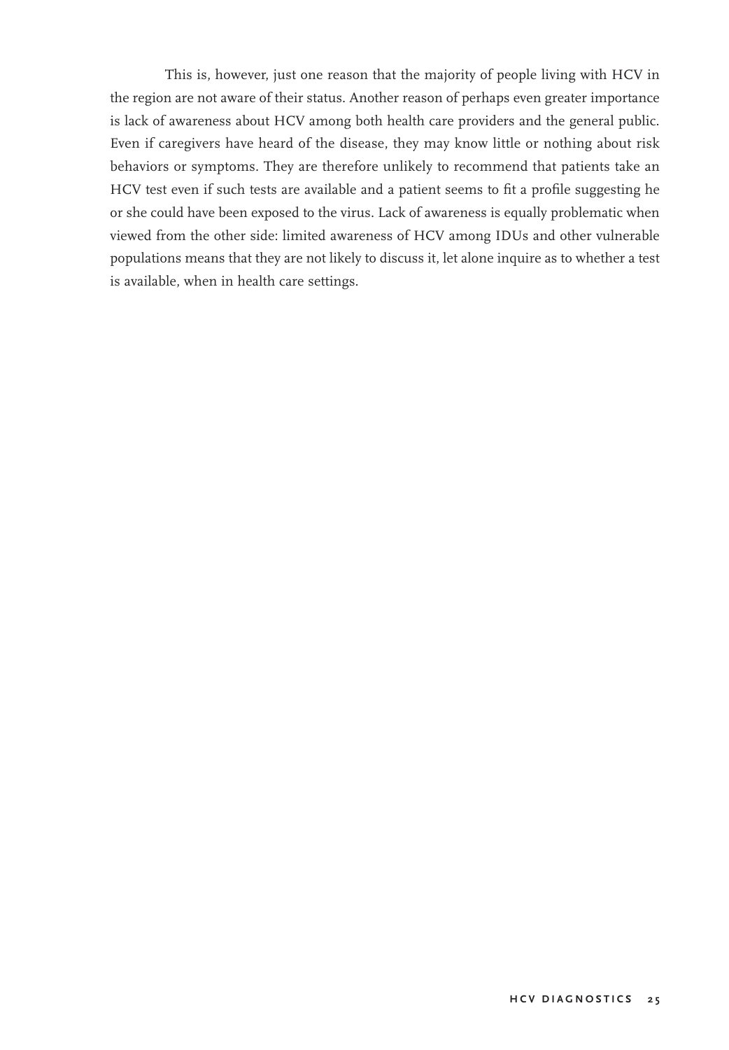This is, however, just one reason that the majority of people living with HCV in the region are not aware of their status. Another reason of perhaps even greater importance is lack of awareness about HCV among both health care providers and the general public. Even if caregivers have heard of the disease, they may know little or nothing about risk behaviors or symptoms. They are therefore unlikely to recommend that patients take an HCV test even if such tests are available and a patient seems to fit a profile suggesting he or she could have been exposed to the virus. Lack of awareness is equally problematic when viewed from the other side: limited awareness of HCV among IDUs and other vulnerable populations means that they are not likely to discuss it, let alone inquire as to whether a test is available, when in health care settings.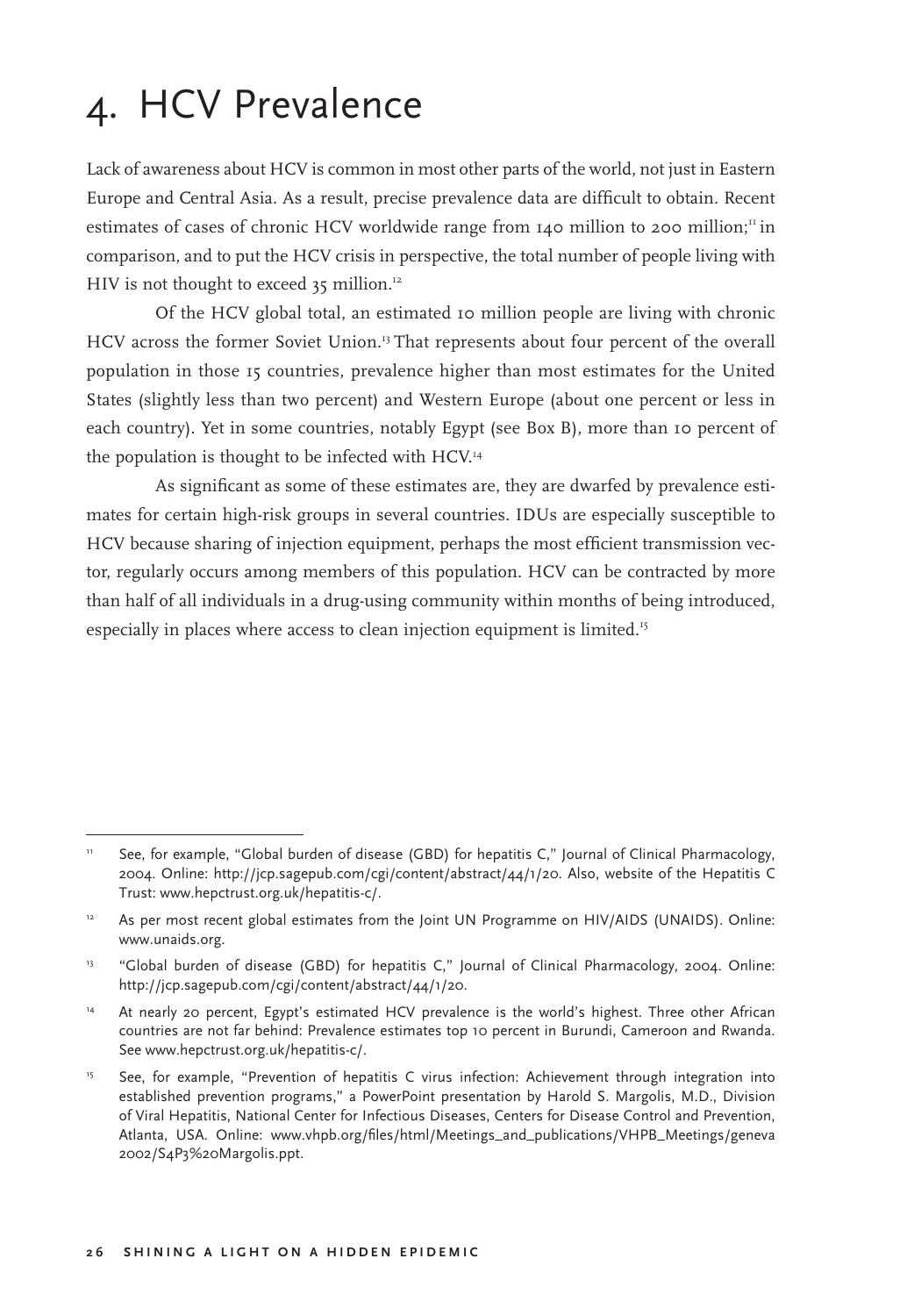# 4. HCV Prevalence

Lack of awareness about HCV is common in most other parts of the world, not just in Eastern Europe and Central Asia. As a result, precise prevalence data are difficult to obtain. Recent estimates of cases of chronic HCV worldwide range from 140 million to 200 million;[11] in comparison, and to put the HCV crisis in perspective, the total number of people living with HIV is not thought to exceed 35 million.[12]

Of the HCV global total, an estimated 10 million people are living with chronic HCV across the former Soviet Union.[13] That represents about four percent of the overall population in those 15 countries, prevalence higher than most estimates for the United States (slightly less than two percent) and Western Europe (about one percent or less in each country). Yet in some countries, notably Egypt (see Box B), more than 10 percent of the population is thought to be infected with HCV.[14]

As significant as some of these estimates are, they are dwarfed by prevalence estimates for certain high-risk groups in several countries. IDUs are especially susceptible to HCV because sharing of injection equipment, perhaps the most efficient transmission vector, regularly occurs among members of this population. HCV can be contracted by more than half of all individuals in a drug-using community within months of being introduced, especially in places where access to clean injection equipment is limited.[15]

---

[11] See, for example, "Global burden of disease (GBD) for hepatitis C," Journal of Clinical Pharmacology, 2004. Online: http://jcp.sagepub.com/cgi/content/abstract/44/1/20. Also, website of the Hepatitis C Trust: www.hepctrust.org.uk/hepatitis-c/.

[12] As per most recent global estimates from the Joint UN Programme on HIV/AIDS (UNAIDS). Online: www.unaids.org.

[13] "Global burden of disease (GBD) for hepatitis C," Journal of Clinical Pharmacology, 2004. Online: http://jcp.sagepub.com/cgi/content/abstract/44/1/20.

[14] At nearly 20 percent, Egypt's estimated HCV prevalence is the world's highest. Three other African countries are not far behind: Prevalence estimates top 10 percent in Burundi, Cameroon and Rwanda. See www.hepctrust.org.uk/hepatitis-c/.

[15] See, for example, "Prevention of hepatitis C virus infection: Achievement through integration into established prevention programs," a PowerPoint presentation by Harold S. Margolis, M.D., Division of Viral Hepatitis, National Center for Infectious Diseases, Centers for Disease Control and Prevention, Atlanta, USA. Online: www.vhpb.org/files/html/Meetings_and_publications/VHPB_Meetings/geneva2002/S4P3%20Margolis.ppt.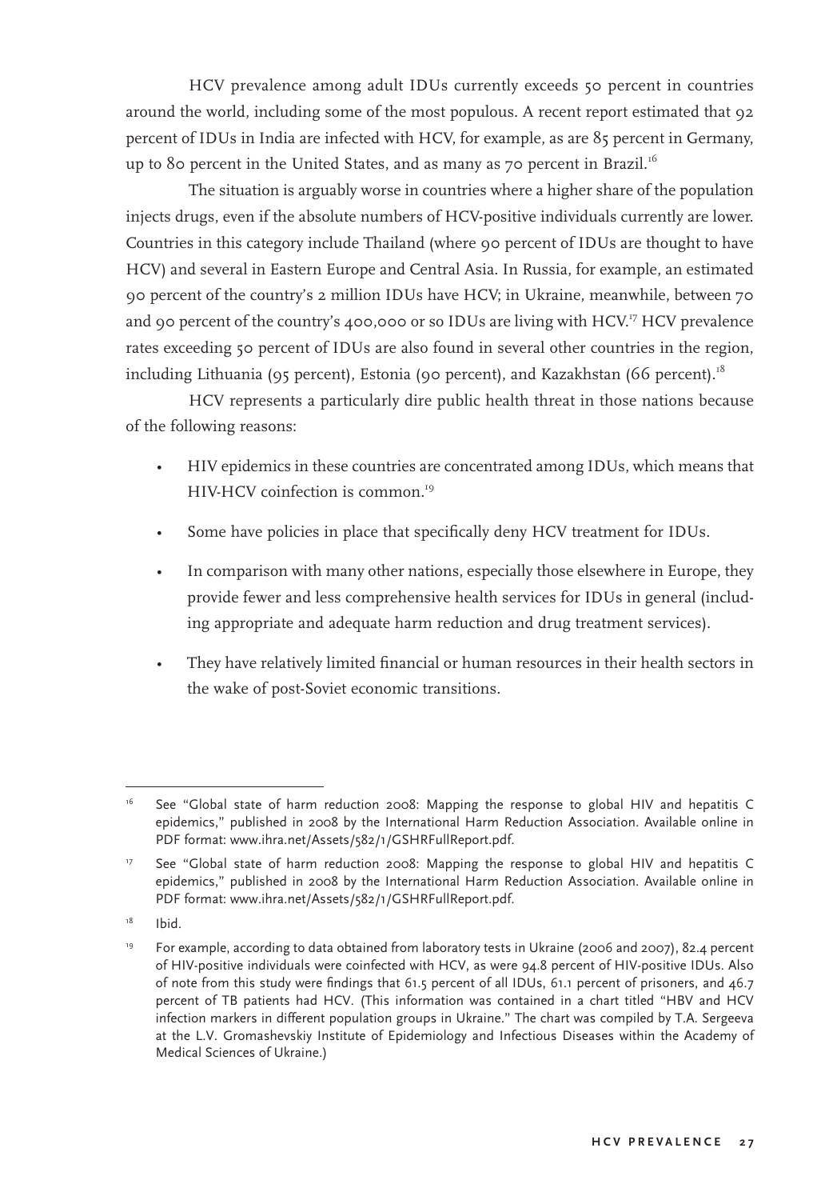HCV prevalence among adult IDUs currently exceeds 50 percent in countries around the world, including some of the most populous. A recent report estimated that 92 percent of IDUs in India are infected with HCV, for example, as are 85 percent in Germany, up to 80 percent in the United States, and as many as 70 percent in Brazil.[16]

The situation is arguably worse in countries where a higher share of the population injects drugs, even if the absolute numbers of HCV-positive individuals currently are lower. Countries in this category include Thailand (where 90 percent of IDUs are thought to have HCV) and several in Eastern Europe and Central Asia. In Russia, for example, an estimated 90 percent of the country's 2 million IDUs have HCV; in Ukraine, meanwhile, between 70 and 90 percent of the country's 400,000 or so IDUs are living with HCV.[17] HCV prevalence rates exceeding 50 percent of IDUs are also found in several other countries in the region, including Lithuania (95 percent), Estonia (90 percent), and Kazakhstan (66 percent).[18]

HCV represents a particularly dire public health threat in those nations because of the following reasons:

- HIV epidemics in these countries are concentrated among IDUs, which means that HIV-HCV coinfection is common.[19]
- Some have policies in place that specifically deny HCV treatment for IDUs.
- In comparison with many other nations, especially those elsewhere in Europe, they provide fewer and less comprehensive health services for IDUs in general (including appropriate and adequate harm reduction and drug treatment services).
- They have relatively limited financial or human resources in their health sectors in the wake of post-Soviet economic transitions.

---

[16] See "Global state of harm reduction 2008: Mapping the response to global HIV and hepatitis C epidemics," published in 2008 by the International Harm Reduction Association. Available online in PDF format: www.ihra.net/Assets/582/1/GSHRFullReport.pdf.

[17] See "Global state of harm reduction 2008: Mapping the response to global HIV and hepatitis C epidemics," published in 2008 by the International Harm Reduction Association. Available online in PDF format: www.ihra.net/Assets/582/1/GSHRFullReport.pdf.

[18] Ibid.

[19] For example, according to data obtained from laboratory tests in Ukraine (2006 and 2007), 82.4 percent of HIV-positive individuals were coinfected with HCV, as were 94.8 percent of HIV-positive IDUs. Also of note from this study were findings that 61.5 percent of all IDUs, 61.1 percent of prisoners, and 46.7 percent of TB patients had HCV. (This information was contained in a chart titled "HBV and HCV infection markers in different population groups in Ukraine." The chart was compiled by T.A. Sergeeva at the L.V. Gromashevskiy Institute of Epidemiology and Infectious Diseases within the Academy of Medical Sciences of Ukraine.)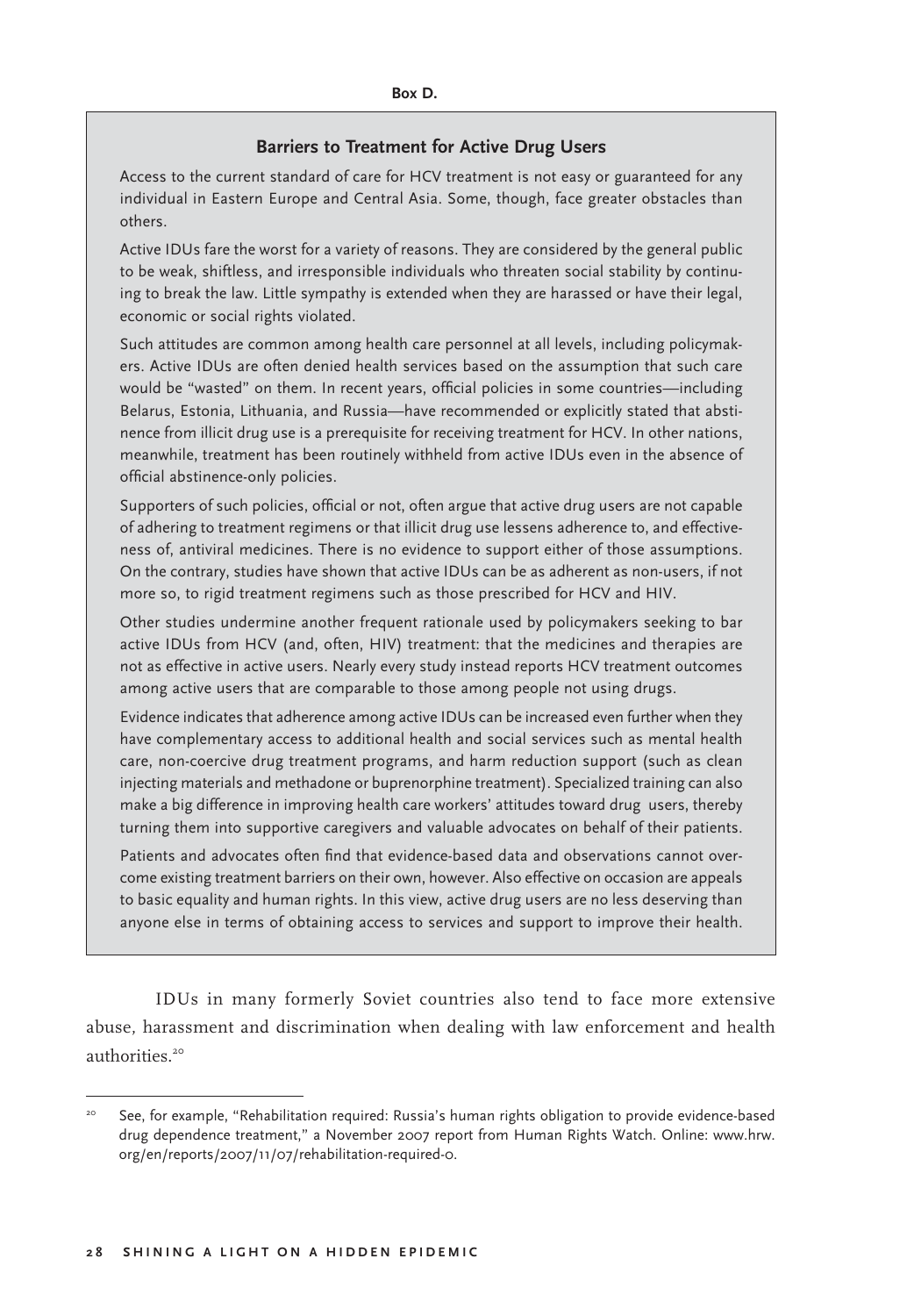**Box D.**

### Barriers to Treatment for Active Drug Users

Access to the current standard of care for HCV treatment is not easy or guaranteed for any individual in Eastern Europe and Central Asia. Some, though, face greater obstacles than others.

Active IDUs fare the worst for a variety of reasons. They are considered by the general public to be weak, shiftless, and irresponsible individuals who threaten social stability by continuing to break the law. Little sympathy is extended when they are harassed or have their legal, economic or social rights violated.

Such attitudes are common among health care personnel at all levels, including policymakers. Active IDUs are often denied health services based on the assumption that such care would be "wasted" on them. In recent years, official policies in some countries—including Belarus, Estonia, Lithuania, and Russia—have recommended or explicitly stated that abstinence from illicit drug use is a prerequisite for receiving treatment for HCV. In other nations, meanwhile, treatment has been routinely withheld from active IDUs even in the absence of official abstinence-only policies.

Supporters of such policies, official or not, often argue that active drug users are not capable of adhering to treatment regimens or that illicit drug use lessens adherence to, and effectiveness of, antiviral medicines. There is no evidence to support either of those assumptions. On the contrary, studies have shown that active IDUs can be as adherent as non-users, if not more so, to rigid treatment regimens such as those prescribed for HCV and HIV.

Other studies undermine another frequent rationale used by policymakers seeking to bar active IDUs from HCV (and, often, HIV) treatment: that the medicines and therapies are not as effective in active users. Nearly every study instead reports HCV treatment outcomes among active users that are comparable to those among people not using drugs.

Evidence indicates that adherence among active IDUs can be increased even further when they have complementary access to additional health and social services such as mental health care, non-coercive drug treatment programs, and harm reduction support (such as clean injecting materials and methadone or buprenorphine treatment). Specialized training can also make a big difference in improving health care workers' attitudes toward drug users, thereby turning them into supportive caregivers and valuable advocates on behalf of their patients.

Patients and advocates often find that evidence-based data and observations cannot overcome existing treatment barriers on their own, however. Also effective on occasion are appeals to basic equality and human rights. In this view, active drug users are no less deserving than anyone else in terms of obtaining access to services and support to improve their health.

IDUs in many formerly Soviet countries also tend to face more extensive abuse, harassment and discrimination when dealing with law enforcement and health authorities.[20]

---

[20] See, for example, "Rehabilitation required: Russia's human rights obligation to provide evidence-based drug dependence treatment," a November 2007 report from Human Rights Watch. Online: www.hrw.org/en/reports/2007/11/07/rehabilitation-required-0.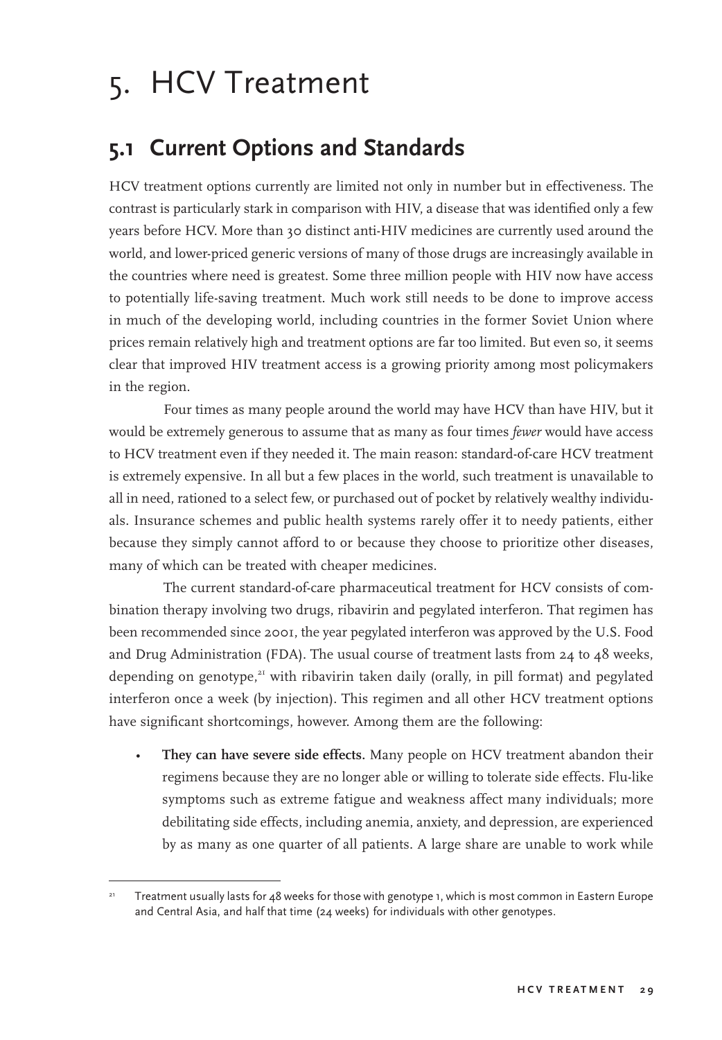# 5. HCV Treatment

## 5.1 Current Options and Standards

HCV treatment options currently are limited not only in number but in effectiveness. The contrast is particularly stark in comparison with HIV, a disease that was identified only a few years before HCV. More than 30 distinct anti-HIV medicines are currently used around the world, and lower-priced generic versions of many of those drugs are increasingly available in the countries where need is greatest. Some three million people with HIV now have access to potentially life-saving treatment. Much work still needs to be done to improve access in much of the developing world, including countries in the former Soviet Union where prices remain relatively high and treatment options are far too limited. But even so, it seems clear that improved HIV treatment access is a growing priority among most policymakers in the region.

Four times as many people around the world may have HCV than have HIV, but it would be extremely generous to assume that as many as four times *fewer* would have access to HCV treatment even if they needed it. The main reason: standard-of-care HCV treatment is extremely expensive. In all but a few places in the world, such treatment is unavailable to all in need, rationed to a select few, or purchased out of pocket by relatively wealthy individuals. Insurance schemes and public health systems rarely offer it to needy patients, either because they simply cannot afford to or because they choose to prioritize other diseases, many of which can be treated with cheaper medicines.

The current standard-of-care pharmaceutical treatment for HCV consists of combination therapy involving two drugs, ribavirin and pegylated interferon. That regimen has been recommended since 2001, the year pegylated interferon was approved by the U.S. Food and Drug Administration (FDA). The usual course of treatment lasts from 24 to 48 weeks, depending on genotype,[21] with ribavirin taken daily (orally, in pill format) and pegylated interferon once a week (by injection). This regimen and all other HCV treatment options have significant shortcomings, however. Among them are the following:

- **They can have severe side effects.** Many people on HCV treatment abandon their regimens because they are no longer able or willing to tolerate side effects. Flu-like symptoms such as extreme fatigue and weakness affect many individuals; more debilitating side effects, including anemia, anxiety, and depression, are experienced by as many as one quarter of all patients. A large share are unable to work while

---

[21] Treatment usually lasts for 48 weeks for those with genotype 1, which is most common in Eastern Europe and Central Asia, and half that time (24 weeks) for individuals with other genotypes.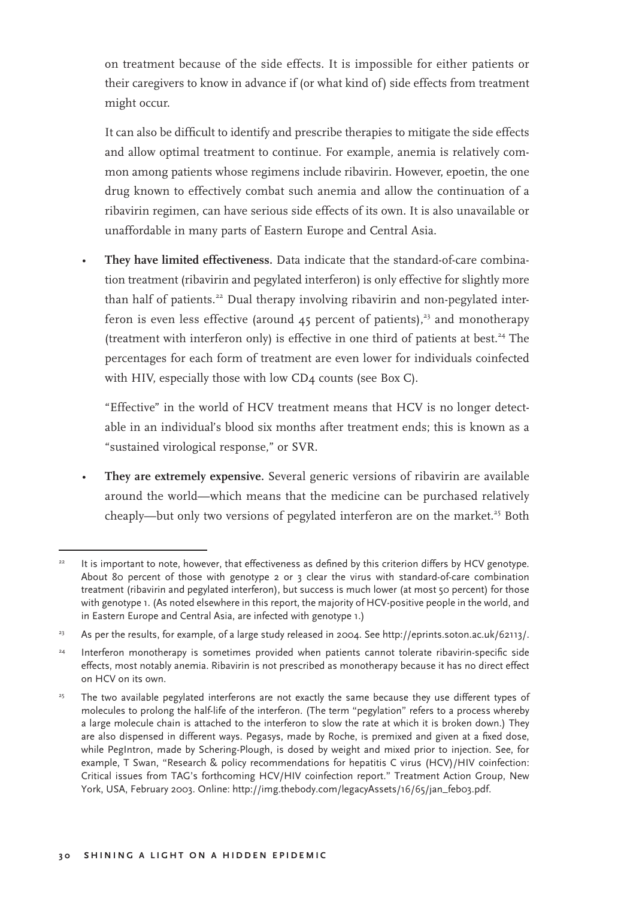on treatment because of the side effects. It is impossible for either patients or their caregivers to know in advance if (or what kind of) side effects from treatment might occur.

It can also be difficult to identify and prescribe therapies to mitigate the side effects and allow optimal treatment to continue. For example, anemia is relatively common among patients whose regimens include ribavirin. However, epoetin, the one drug known to effectively combat such anemia and allow the continuation of a ribavirin regimen, can have serious side effects of its own. It is also unavailable or unaffordable in many parts of Eastern Europe and Central Asia.

- **They have limited effectiveness.** Data indicate that the standard-of-care combination treatment (ribavirin and pegylated interferon) is only effective for slightly more than half of patients.[22] Dual therapy involving ribavirin and non-pegylated interferon is even less effective (around 45 percent of patients),[23] and monotherapy (treatment with interferon only) is effective in one third of patients at best.[24] The percentages for each form of treatment are even lower for individuals coinfected with HIV, especially those with low CD4 counts (see Box C).

  "Effective" in the world of HCV treatment means that HCV is no longer detectable in an individual's blood six months after treatment ends; this is known as a "sustained virological response," or SVR.

- **They are extremely expensive.** Several generic versions of ribavirin are available around the world—which means that the medicine can be purchased relatively cheaply—but only two versions of pegylated interferon are on the market.[25] Both

---

[22] It is important to note, however, that effectiveness as defined by this criterion differs by HCV genotype. About 80 percent of those with genotype 2 or 3 clear the virus with standard-of-care combination treatment (ribavirin and pegylated interferon), but success is much lower (at most 50 percent) for those with genotype 1. (As noted elsewhere in this report, the majority of HCV-positive people in the world, and in Eastern Europe and Central Asia, are infected with genotype 1.)

[23] As per the results, for example, of a large study released in 2004. See http://eprints.soton.ac.uk/62113/.

[24] Interferon monotherapy is sometimes provided when patients cannot tolerate ribavirin-specific side effects, most notably anemia. Ribavirin is not prescribed as monotherapy because it has no direct effect on HCV on its own.

[25] The two available pegylated interferons are not exactly the same because they use different types of molecules to prolong the half-life of the interferon. (The term "pegylation" refers to a process whereby a large molecule chain is attached to the interferon to slow the rate at which it is broken down.) They are also dispensed in different ways. Pegasys, made by Roche, is premixed and given at a fixed dose, while PegIntron, made by Schering-Plough, is dosed by weight and mixed prior to injection. See, for example, T Swan, "Research & policy recommendations for hepatitis C virus (HCV)/HIV coinfection: Critical issues from TAG's forthcoming HCV/HIV coinfection report." Treatment Action Group, New York, USA, February 2003. Online: http://img.thebody.com/legacyAssets/16/65/jan_feb03.pdf.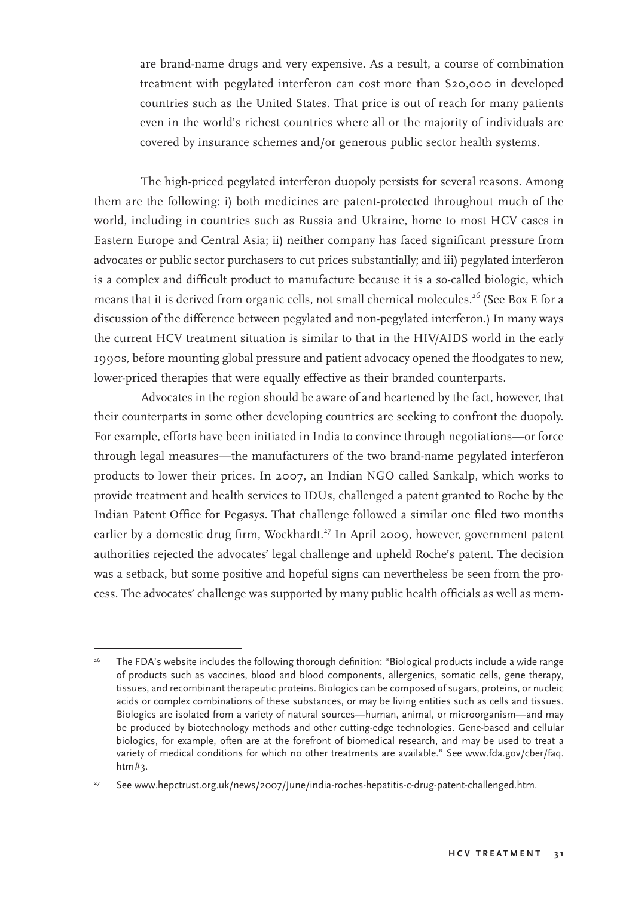are brand-name drugs and very expensive. As a result, a course of combination treatment with pegylated interferon can cost more than $20,000 in developed countries such as the United States. That price is out of reach for many patients even in the world's richest countries where all or the majority of individuals are covered by insurance schemes and/or generous public sector health systems.

The high-priced pegylated interferon duopoly persists for several reasons. Among them are the following: i) both medicines are patent-protected throughout much of the world, including in countries such as Russia and Ukraine, home to most HCV cases in Eastern Europe and Central Asia; ii) neither company has faced significant pressure from advocates or public sector purchasers to cut prices substantially; and iii) pegylated interferon is a complex and difficult product to manufacture because it is a so-called biologic, which means that it is derived from organic cells, not small chemical molecules.[26] (See Box E for a discussion of the difference between pegylated and non-pegylated interferon.) In many ways the current HCV treatment situation is similar to that in the HIV/AIDS world in the early 1990s, before mounting global pressure and patient advocacy opened the floodgates to new, lower-priced therapies that were equally effective as their branded counterparts.

Advocates in the region should be aware of and heartened by the fact, however, that their counterparts in some other developing countries are seeking to confront the duopoly. For example, efforts have been initiated in India to convince through negotiations—or force through legal measures—the manufacturers of the two brand-name pegylated interferon products to lower their prices. In 2007, an Indian NGO called Sankalp, which works to provide treatment and health services to IDUs, challenged a patent granted to Roche by the Indian Patent Office for Pegasys. That challenge followed a similar one filed two months earlier by a domestic drug firm, Wockhardt.[27] In April 2009, however, government patent authorities rejected the advocates' legal challenge and upheld Roche's patent. The decision was a setback, but some positive and hopeful signs can nevertheless be seen from the process. The advocates' challenge was supported by many public health officials as well as mem-

---

[26] The FDA's website includes the following thorough definition: "Biological products include a wide range of products such as vaccines, blood and blood components, allergenics, somatic cells, gene therapy, tissues, and recombinant therapeutic proteins. Biologics can be composed of sugars, proteins, or nucleic acids or complex combinations of these substances, or may be living entities such as cells and tissues. Biologics are isolated from a variety of natural sources—human, animal, or microorganism—and may be produced by biotechnology methods and other cutting-edge technologies. Gene-based and cellular biologics, for example, often are at the forefront of biomedical research, and may be used to treat a variety of medical conditions for which no other treatments are available." See www.fda.gov/cber/faq.htm#3.

[27] See www.hepctrust.org.uk/news/2007/June/india-roches-hepatitis-c-drug-patent-challenged.htm.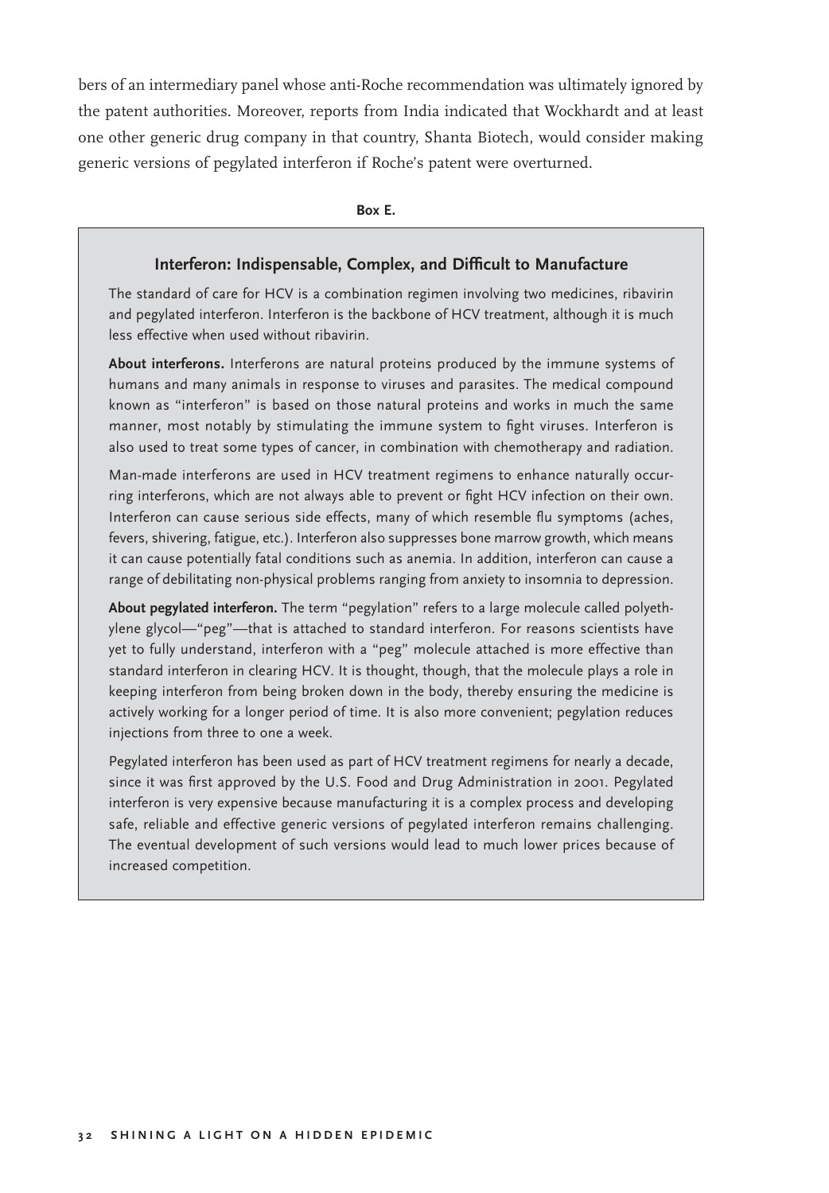bers of an intermediary panel whose anti-Roche recommendation was ultimately ignored by the patent authorities. Moreover, reports from India indicated that Wockhardt and at least one other generic drug company in that country, Shanta Biotech, would consider making generic versions of pegylated interferon if Roche's patent were overturned.

**Box E.**

### Interferon: Indispensable, Complex, and Difficult to Manufacture

The standard of care for HCV is a combination regimen involving two medicines, ribavirin and pegylated interferon. Interferon is the backbone of HCV treatment, although it is much less effective when used without ribavirin.

**About interferons.** Interferons are natural proteins produced by the immune systems of humans and many animals in response to viruses and parasites. The medical compound known as "interferon" is based on those natural proteins and works in much the same manner, most notably by stimulating the immune system to fight viruses. Interferon is also used to treat some types of cancer, in combination with chemotherapy and radiation.

Man-made interferons are used in HCV treatment regimens to enhance naturally occurring interferons, which are not always able to prevent or fight HCV infection on their own. Interferon can cause serious side effects, many of which resemble flu symptoms (aches, fevers, shivering, fatigue, etc.). Interferon also suppresses bone marrow growth, which means it can cause potentially fatal conditions such as anemia. In addition, interferon can cause a range of debilitating non-physical problems ranging from anxiety to insomnia to depression.

**About pegylated interferon.** The term "pegylation" refers to a large molecule called polyethylene glycol—"peg"—that is attached to standard interferon. For reasons scientists have yet to fully understand, interferon with a "peg" molecule attached is more effective than standard interferon in clearing HCV. It is thought, though, that the molecule plays a role in keeping interferon from being broken down in the body, thereby ensuring the medicine is actively working for a longer period of time. It is also more convenient; pegylation reduces injections from three to one a week.

Pegylated interferon has been used as part of HCV treatment regimens for nearly a decade, since it was first approved by the U.S. Food and Drug Administration in 2001. Pegylated interferon is very expensive because manufacturing it is a complex process and developing safe, reliable and effective generic versions of pegylated interferon remains challenging. The eventual development of such versions would lead to much lower prices because of increased competition.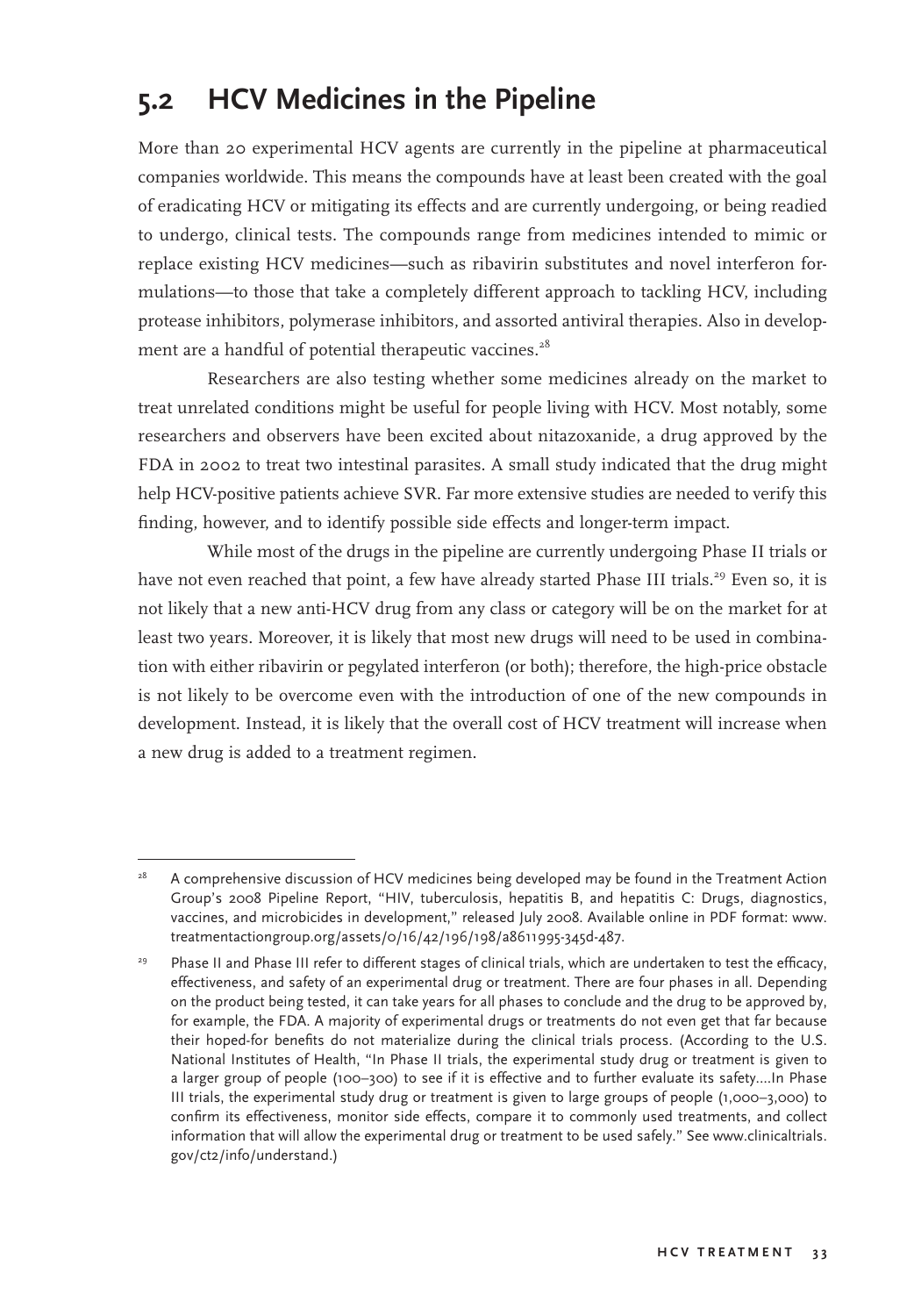## 5.2 HCV Medicines in the Pipeline

More than 20 experimental HCV agents are currently in the pipeline at pharmaceutical companies worldwide. This means the compounds have at least been created with the goal of eradicating HCV or mitigating its effects and are currently undergoing, or being readied to undergo, clinical tests. The compounds range from medicines intended to mimic or replace existing HCV medicines—such as ribavirin substitutes and novel interferon formulations—to those that take a completely different approach to tackling HCV, including protease inhibitors, polymerase inhibitors, and assorted antiviral therapies. Also in development are a handful of potential therapeutic vaccines.[28]

Researchers are also testing whether some medicines already on the market to treat unrelated conditions might be useful for people living with HCV. Most notably, some researchers and observers have been excited about nitazoxanide, a drug approved by the FDA in 2002 to treat two intestinal parasites. A small study indicated that the drug might help HCV-positive patients achieve SVR. Far more extensive studies are needed to verify this finding, however, and to identify possible side effects and longer-term impact.

While most of the drugs in the pipeline are currently undergoing Phase II trials or have not even reached that point, a few have already started Phase III trials.[29] Even so, it is not likely that a new anti-HCV drug from any class or category will be on the market for at least two years. Moreover, it is likely that most new drugs will need to be used in combination with either ribavirin or pegylated interferon (or both); therefore, the high-price obstacle is not likely to be overcome even with the introduction of one of the new compounds in development. Instead, it is likely that the overall cost of HCV treatment will increase when a new drug is added to a treatment regimen.

---

[28] A comprehensive discussion of HCV medicines being developed may be found in the Treatment Action Group's 2008 Pipeline Report, "HIV, tuberculosis, hepatitis B, and hepatitis C: Drugs, diagnostics, vaccines, and microbicides in development," released July 2008. Available online in PDF format: www.treatmentactiongroup.org/assets/0/16/42/196/198/a8611995-345d-487.

[29] Phase II and Phase III refer to different stages of clinical trials, which are undertaken to test the efficacy, effectiveness, and safety of an experimental drug or treatment. There are four phases in all. Depending on the product being tested, it can take years for all phases to conclude and the drug to be approved by, for example, the FDA. A majority of experimental drugs or treatments do not even get that far because their hoped-for benefits do not materialize during the clinical trials process. (According to the U.S. National Institutes of Health, "In Phase II trials, the experimental study drug or treatment is given to a larger group of people (100–300) to see if it is effective and to further evaluate its safety....In Phase III trials, the experimental study drug or treatment is given to large groups of people (1,000–3,000) to confirm its effectiveness, monitor side effects, compare it to commonly used treatments, and collect information that will allow the experimental drug or treatment to be used safely." See www.clinicaltrials.gov/ct2/info/understand.)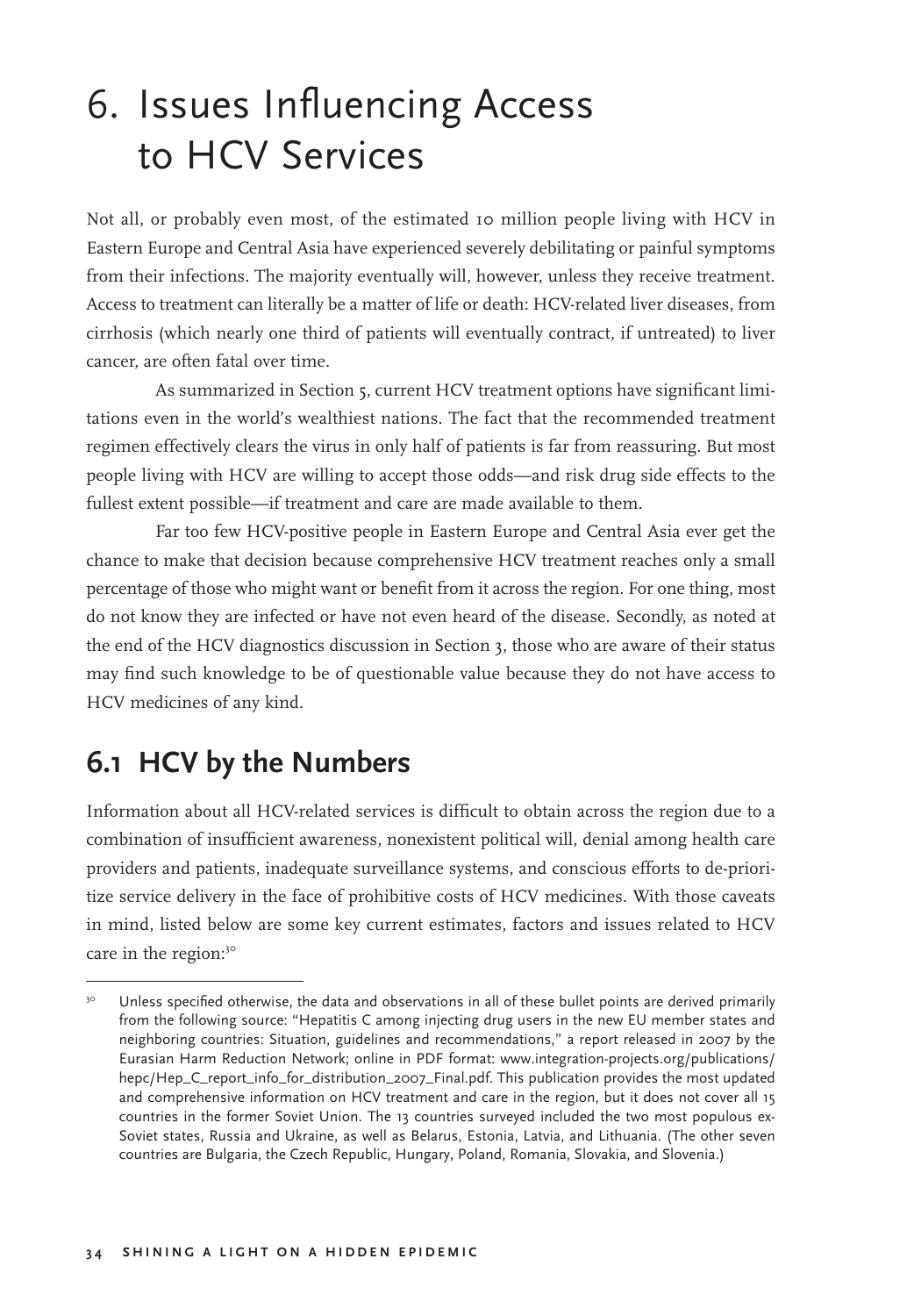# 6. Issues Influencing Access to HCV Services

Not all, or probably even most, of the estimated 10 million people living with HCV in Eastern Europe and Central Asia have experienced severely debilitating or painful symptoms from their infections. The majority eventually will, however, unless they receive treatment. Access to treatment can literally be a matter of life or death: HCV-related liver diseases, from cirrhosis (which nearly one third of patients will eventually contract, if untreated) to liver cancer, are often fatal over time.

As summarized in Section 5, current HCV treatment options have significant limitations even in the world's wealthiest nations. The fact that the recommended treatment regimen effectively clears the virus in only half of patients is far from reassuring. But most people living with HCV are willing to accept those odds—and risk drug side effects to the fullest extent possible—if treatment and care are made available to them.

Far too few HCV-positive people in Eastern Europe and Central Asia ever get the chance to make that decision because comprehensive HCV treatment reaches only a small percentage of those who might want or benefit from it across the region. For one thing, most do not know they are infected or have not even heard of the disease. Secondly, as noted at the end of the HCV diagnostics discussion in Section 3, those who are aware of their status may find such knowledge to be of questionable value because they do not have access to HCV medicines of any kind.

## 6.1 HCV by the Numbers

Information about all HCV-related services is difficult to obtain across the region due to a combination of insufficient awareness, nonexistent political will, denial among health care providers and patients, inadequate surveillance systems, and conscious efforts to de-prioritize service delivery in the face of prohibitive costs of HCV medicines. With those caveats in mind, listed below are some key current estimates, factors and issues related to HCV care in the region:[30]

---

[30] Unless specified otherwise, the data and observations in all of these bullet points are derived primarily from the following source: "Hepatitis C among injecting drug users in the new EU member states and neighboring countries: Situation, guidelines and recommendations," a report released in 2007 by the Eurasian Harm Reduction Network; online in PDF format: www.integration-projects.org/publications/hepc/Hep_C_report_info_for_distribution_2007_Final.pdf. This publication provides the most updated and comprehensive information on HCV treatment and care in the region, but it does not cover all 15 countries in the former Soviet Union. The 13 countries surveyed included the two most populous ex-Soviet states, Russia and Ukraine, as well as Belarus, Estonia, Latvia, and Lithuania. (The other seven countries are Bulgaria, the Czech Republic, Hungary, Poland, Romania, Slovakia, and Slovenia.)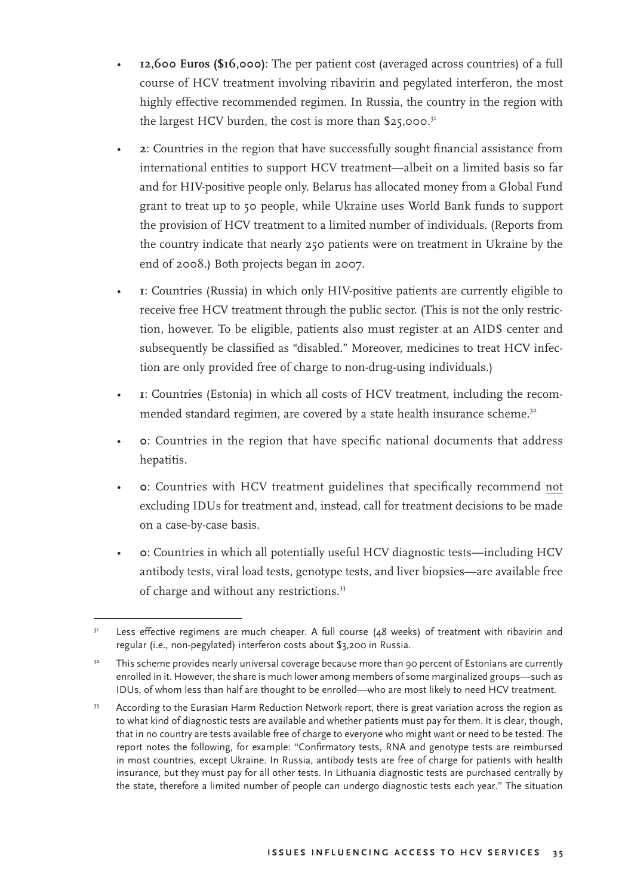- **12,600 Euros ($16,000)**: The per patient cost (averaged across countries) of a full course of HCV treatment involving ribavirin and pegylated interferon, the most highly effective recommended regimen. In Russia, the country in the region with the largest HCV burden, the cost is more than $25,000.[31]

- **2**: Countries in the region that have successfully sought financial assistance from international entities to support HCV treatment—albeit on a limited basis so far and for HIV-positive people only. Belarus has allocated money from a Global Fund grant to treat up to 50 people, while Ukraine uses World Bank funds to support the provision of HCV treatment to a limited number of individuals. (Reports from the country indicate that nearly 250 patients were on treatment in Ukraine by the end of 2008.) Both projects began in 2007.

- **1**: Countries (Russia) in which only HIV-positive patients are currently eligible to receive free HCV treatment through the public sector. (This is not the only restriction, however. To be eligible, patients also must register at an AIDS center and subsequently be classified as "disabled." Moreover, medicines to treat HCV infection are only provided free of charge to non-drug-using individuals.)

- **1**: Countries (Estonia) in which all costs of HCV treatment, including the recommended standard regimen, are covered by a state health insurance scheme.[32]

- **0**: Countries in the region that have specific national documents that address hepatitis.

- **0**: Countries with HCV treatment guidelines that specifically recommend not excluding IDUs for treatment and, instead, call for treatment decisions to be made on a case-by-case basis.

- **0**: Countries in which all potentially useful HCV diagnostic tests—including HCV antibody tests, viral load tests, genotype tests, and liver biopsies—are available free of charge and without any restrictions.[33]

---

[31] Less effective regimens are much cheaper. A full course (48 weeks) of treatment with ribavirin and regular (i.e., non-pegylated) interferon costs about $3,200 in Russia.

[32] This scheme provides nearly universal coverage because more than 90 percent of Estonians are currently enrolled in it. However, the share is much lower among members of some marginalized groups—such as IDUs, of whom less than half are thought to be enrolled—who are most likely to need HCV treatment.

[33] According to the Eurasian Harm Reduction Network report, there is great variation across the region as to what kind of diagnostic tests are available and whether patients must pay for them. It is clear, though, that in no country are tests available free of charge to everyone who might want or need to be tested. The report notes the following, for example: "Confirmatory tests, RNA and genotype tests are reimbursed in most countries, except Ukraine. In Russia, antibody tests are free of charge for patients with health insurance, but they must pay for all other tests. In Lithuania diagnostic tests are purchased centrally by the state, therefore a limited number of people can undergo diagnostic tests each year." The situation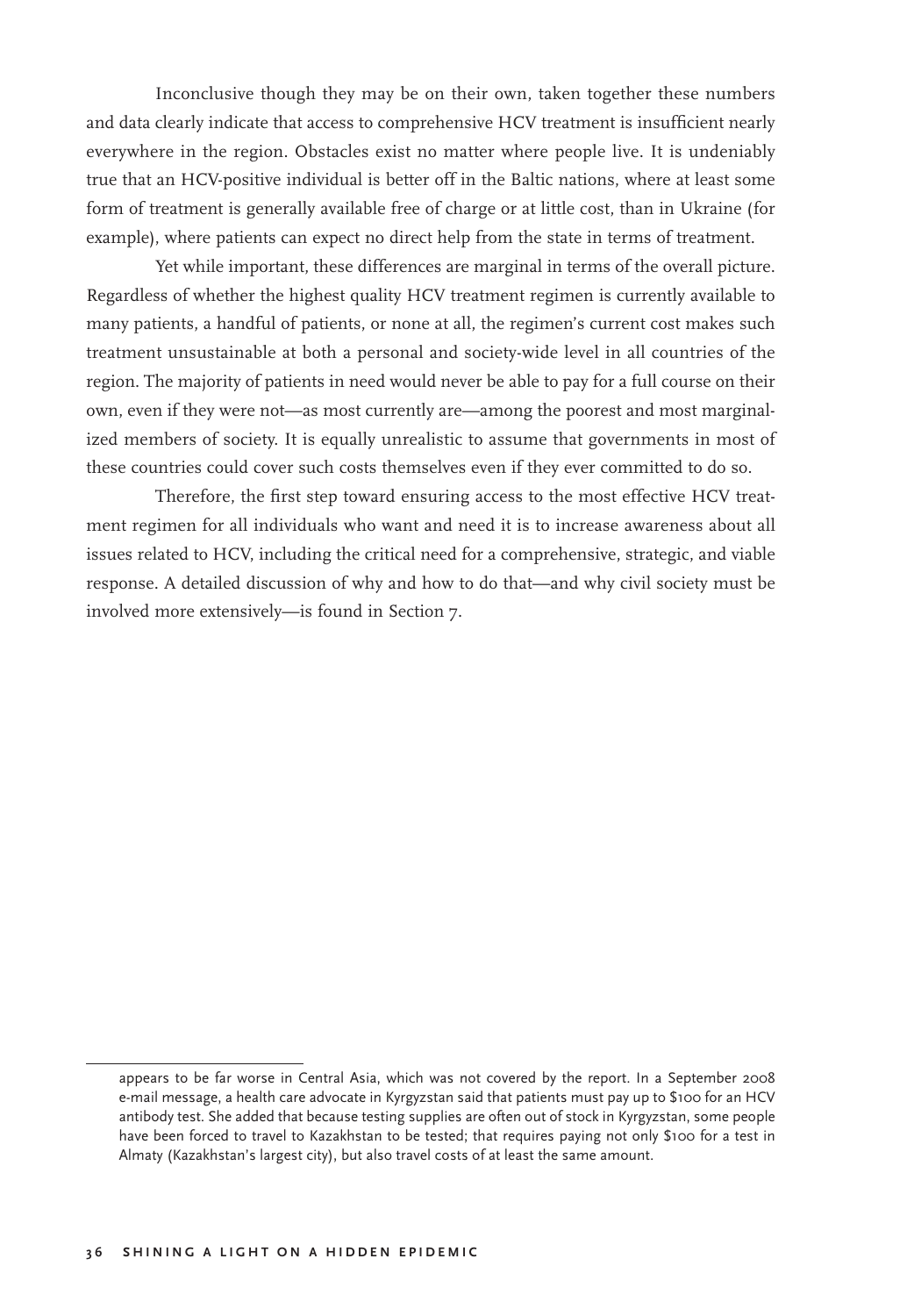Inconclusive though they may be on their own, taken together these numbers and data clearly indicate that access to comprehensive HCV treatment is insufficient nearly everywhere in the region. Obstacles exist no matter where people live. It is undeniably true that an HCV-positive individual is better off in the Baltic nations, where at least some form of treatment is generally available free of charge or at little cost, than in Ukraine (for example), where patients can expect no direct help from the state in terms of treatment.

Yet while important, these differences are marginal in terms of the overall picture. Regardless of whether the highest quality HCV treatment regimen is currently available to many patients, a handful of patients, or none at all, the regimen's current cost makes such treatment unsustainable at both a personal and society-wide level in all countries of the region. The majority of patients in need would never be able to pay for a full course on their own, even if they were not—as most currently are—among the poorest and most marginalized members of society. It is equally unrealistic to assume that governments in most of these countries could cover such costs themselves even if they ever committed to do so.

Therefore, the first step toward ensuring access to the most effective HCV treatment regimen for all individuals who want and need it is to increase awareness about all issues related to HCV, including the critical need for a comprehensive, strategic, and viable response. A detailed discussion of why and how to do that—and why civil society must be involved more extensively—is found in Section 7.

---

appears to be far worse in Central Asia, which was not covered by the report. In a September 2008 e-mail message, a health care advocate in Kyrgyzstan said that patients must pay up to $100 for an HCV antibody test. She added that because testing supplies are often out of stock in Kyrgyzstan, some people have been forced to travel to Kazakhstan to be tested; that requires paying not only $100 for a test in Almaty (Kazakhstan's largest city), but also travel costs of at least the same amount.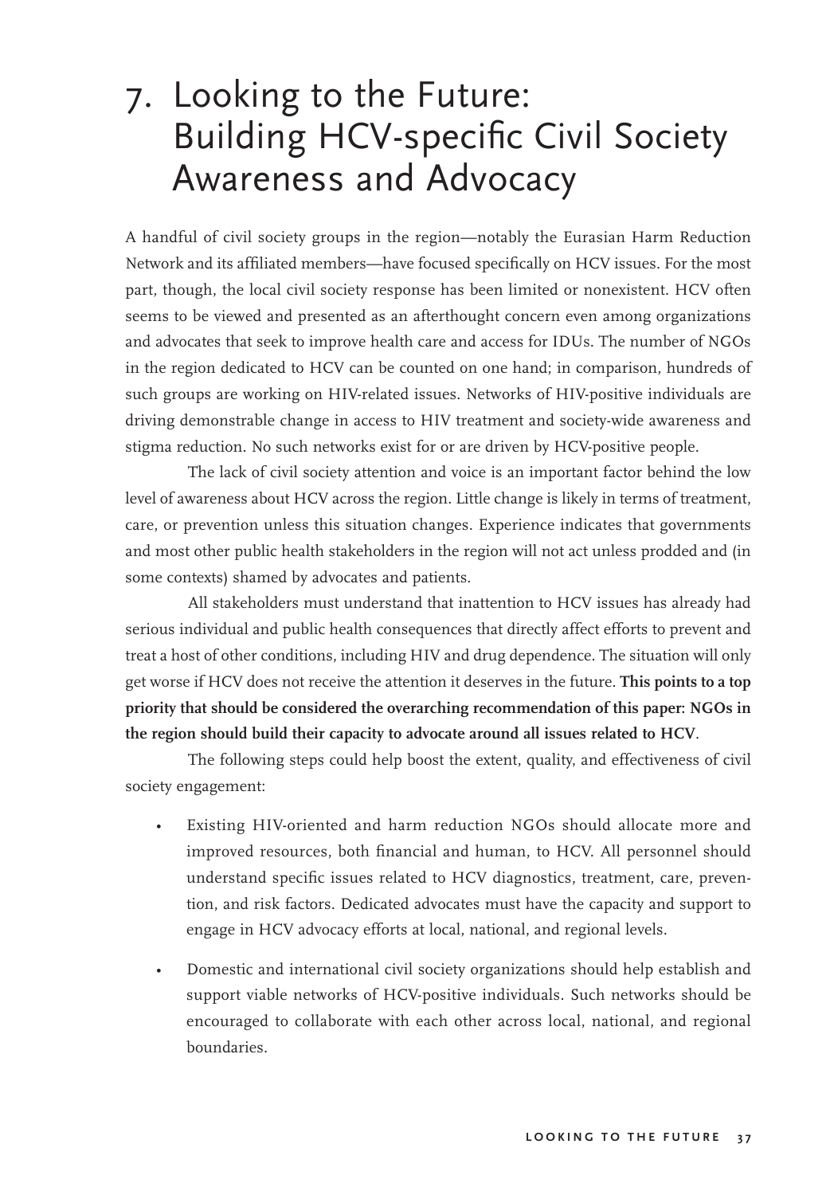# 7. Looking to the Future: Building HCV-specific Civil Society Awareness and Advocacy

A handful of civil society groups in the region—notably the Eurasian Harm Reduction Network and its affiliated members—have focused specifically on HCV issues. For the most part, though, the local civil society response has been limited or nonexistent. HCV often seems to be viewed and presented as an afterthought concern even among organizations and advocates that seek to improve health care and access for IDUs. The number of NGOs in the region dedicated to HCV can be counted on one hand; in comparison, hundreds of such groups are working on HIV-related issues. Networks of HIV-positive individuals are driving demonstrable change in access to HIV treatment and society-wide awareness and stigma reduction. No such networks exist for or are driven by HCV-positive people.

The lack of civil society attention and voice is an important factor behind the low level of awareness about HCV across the region. Little change is likely in terms of treatment, care, or prevention unless this situation changes. Experience indicates that governments and most other public health stakeholders in the region will not act unless prodded and (in some contexts) shamed by advocates and patients.

All stakeholders must understand that inattention to HCV issues has already had serious individual and public health consequences that directly affect efforts to prevent and treat a host of other conditions, including HIV and drug dependence. The situation will only get worse if HCV does not receive the attention it deserves in the future. **This points to a top priority that should be considered the overarching recommendation of this paper: NGOs in the region should build their capacity to advocate around all issues related to HCV**.

The following steps could help boost the extent, quality, and effectiveness of civil society engagement:

- Existing HIV-oriented and harm reduction NGOs should allocate more and improved resources, both financial and human, to HCV. All personnel should understand specific issues related to HCV diagnostics, treatment, care, prevention, and risk factors. Dedicated advocates must have the capacity and support to engage in HCV advocacy efforts at local, national, and regional levels.
- Domestic and international civil society organizations should help establish and support viable networks of HCV-positive individuals. Such networks should be encouraged to collaborate with each other across local, national, and regional boundaries.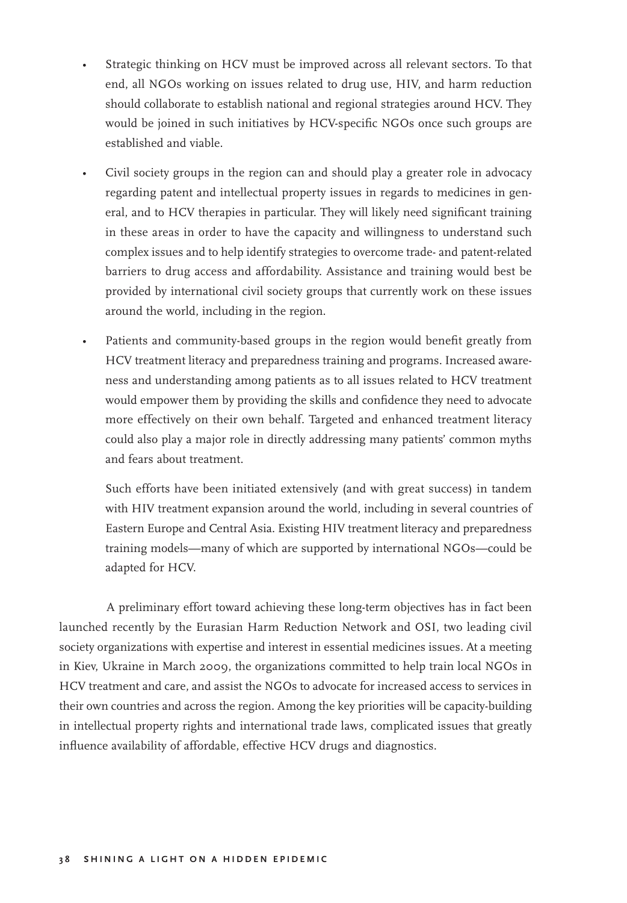- Strategic thinking on HCV must be improved across all relevant sectors. To that end, all NGOs working on issues related to drug use, HIV, and harm reduction should collaborate to establish national and regional strategies around HCV. They would be joined in such initiatives by HCV-specific NGOs once such groups are established and viable.

- Civil society groups in the region can and should play a greater role in advocacy regarding patent and intellectual property issues in regards to medicines in general, and to HCV therapies in particular. They will likely need significant training in these areas in order to have the capacity and willingness to understand such complex issues and to help identify strategies to overcome trade- and patent-related barriers to drug access and affordability. Assistance and training would best be provided by international civil society groups that currently work on these issues around the world, including in the region.

- Patients and community-based groups in the region would benefit greatly from HCV treatment literacy and preparedness training and programs. Increased awareness and understanding among patients as to all issues related to HCV treatment would empower them by providing the skills and confidence they need to advocate more effectively on their own behalf. Targeted and enhanced treatment literacy could also play a major role in directly addressing many patients' common myths and fears about treatment.

  Such efforts have been initiated extensively (and with great success) in tandem with HIV treatment expansion around the world, including in several countries of Eastern Europe and Central Asia. Existing HIV treatment literacy and preparedness training models—many of which are supported by international NGOs—could be adapted for HCV.

A preliminary effort toward achieving these long-term objectives has in fact been launched recently by the Eurasian Harm Reduction Network and OSI, two leading civil society organizations with expertise and interest in essential medicines issues. At a meeting in Kiev, Ukraine in March 2009, the organizations committed to help train local NGOs in HCV treatment and care, and assist the NGOs to advocate for increased access to services in their own countries and across the region. Among the key priorities will be capacity-building in intellectual property rights and international trade laws, complicated issues that greatly influence availability of affordable, effective HCV drugs and diagnostics.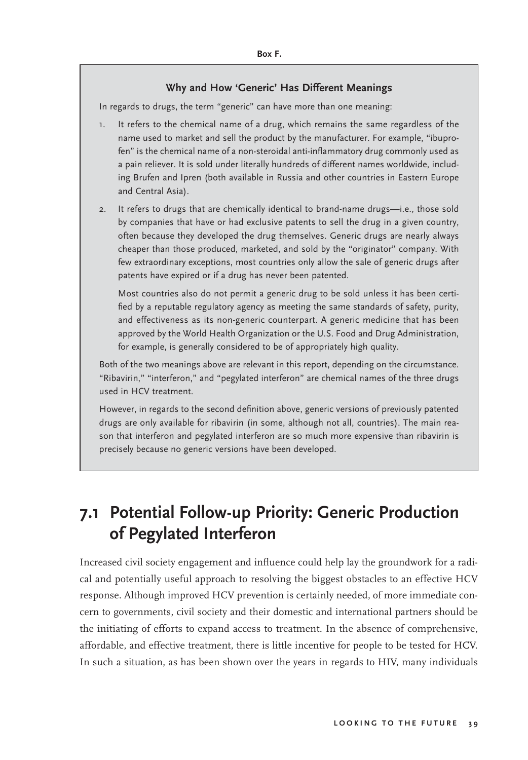**Box F.**

### Why and How 'Generic' Has Different Meanings

In regards to drugs, the term "generic" can have more than one meaning:

1. It refers to the chemical name of a drug, which remains the same regardless of the name used to market and sell the product by the manufacturer. For example, "ibuprofen" is the chemical name of a non-steroidal anti-inflammatory drug commonly used as a pain reliever. It is sold under literally hundreds of different names worldwide, including Brufen and Ipren (both available in Russia and other countries in Eastern Europe and Central Asia).
2. It refers to drugs that are chemically identical to brand-name drugs—i.e., those sold by companies that have or had exclusive patents to sell the drug in a given country, often because they developed the drug themselves. Generic drugs are nearly always cheaper than those produced, marketed, and sold by the "originator" company. With few extraordinary exceptions, most countries only allow the sale of generic drugs after patents have expired or if a drug has never been patented.

   Most countries also do not permit a generic drug to be sold unless it has been certified by a reputable regulatory agency as meeting the same standards of safety, purity, and effectiveness as its non-generic counterpart. A generic medicine that has been approved by the World Health Organization or the U.S. Food and Drug Administration, for example, is generally considered to be of appropriately high quality.

Both of the two meanings above are relevant in this report, depending on the circumstance. "Ribavirin," "interferon," and "pegylated interferon" are chemical names of the three drugs used in HCV treatment.

However, in regards to the second definition above, generic versions of previously patented drugs are only available for ribavirin (in some, although not all, countries). The main reason that interferon and pegylated interferon are so much more expensive than ribavirin is precisely because no generic versions have been developed.

## 7.1 Potential Follow-up Priority: Generic Production of Pegylated Interferon

Increased civil society engagement and influence could help lay the groundwork for a radical and potentially useful approach to resolving the biggest obstacles to an effective HCV response. Although improved HCV prevention is certainly needed, of more immediate concern to governments, civil society and their domestic and international partners should be the initiating of efforts to expand access to treatment. In the absence of comprehensive, affordable, and effective treatment, there is little incentive for people to be tested for HCV. In such a situation, as has been shown over the years in regards to HIV, many individuals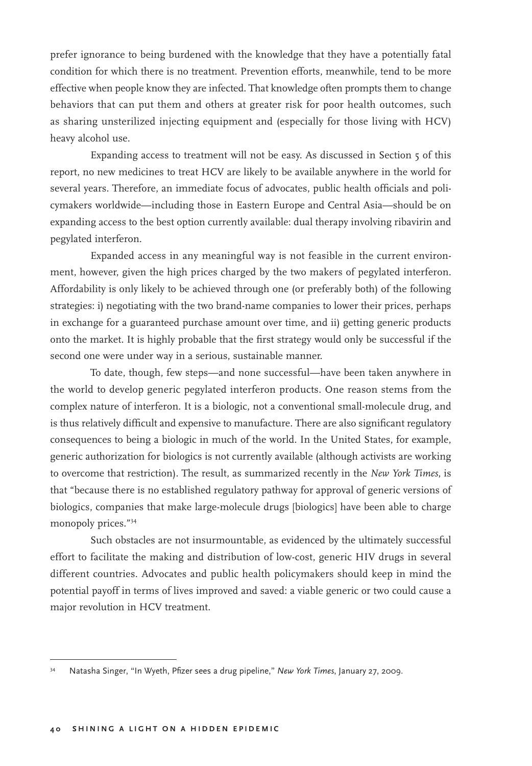prefer ignorance to being burdened with the knowledge that they have a potentially fatal condition for which there is no treatment. Prevention efforts, meanwhile, tend to be more effective when people know they are infected. That knowledge often prompts them to change behaviors that can put them and others at greater risk for poor health outcomes, such as sharing unsterilized injecting equipment and (especially for those living with HCV) heavy alcohol use.

Expanding access to treatment will not be easy. As discussed in Section 5 of this report, no new medicines to treat HCV are likely to be available anywhere in the world for several years. Therefore, an immediate focus of advocates, public health officials and policymakers worldwide—including those in Eastern Europe and Central Asia—should be on expanding access to the best option currently available: dual therapy involving ribavirin and pegylated interferon.

Expanded access in any meaningful way is not feasible in the current environment, however, given the high prices charged by the two makers of pegylated interferon. Affordability is only likely to be achieved through one (or preferably both) of the following strategies: i) negotiating with the two brand-name companies to lower their prices, perhaps in exchange for a guaranteed purchase amount over time, and ii) getting generic products onto the market. It is highly probable that the first strategy would only be successful if the second one were under way in a serious, sustainable manner.

To date, though, few steps—and none successful—have been taken anywhere in the world to develop generic pegylated interferon products. One reason stems from the complex nature of interferon. It is a biologic, not a conventional small-molecule drug, and is thus relatively difficult and expensive to manufacture. There are also significant regulatory consequences to being a biologic in much of the world. In the United States, for example, generic authorization for biologics is not currently available (although activists are working to overcome that restriction). The result, as summarized recently in the *New York Times*, is that "because there is no established regulatory pathway for approval of generic versions of biologics, companies that make large-molecule drugs [biologics] have been able to charge monopoly prices."[34]

Such obstacles are not insurmountable, as evidenced by the ultimately successful effort to facilitate the making and distribution of low-cost, generic HIV drugs in several different countries. Advocates and public health policymakers should keep in mind the potential payoff in terms of lives improved and saved: a viable generic or two could cause a major revolution in HCV treatment.

---

[34] Natasha Singer, "In Wyeth, Pfizer sees a drug pipeline," *New York Times*, January 27, 2009.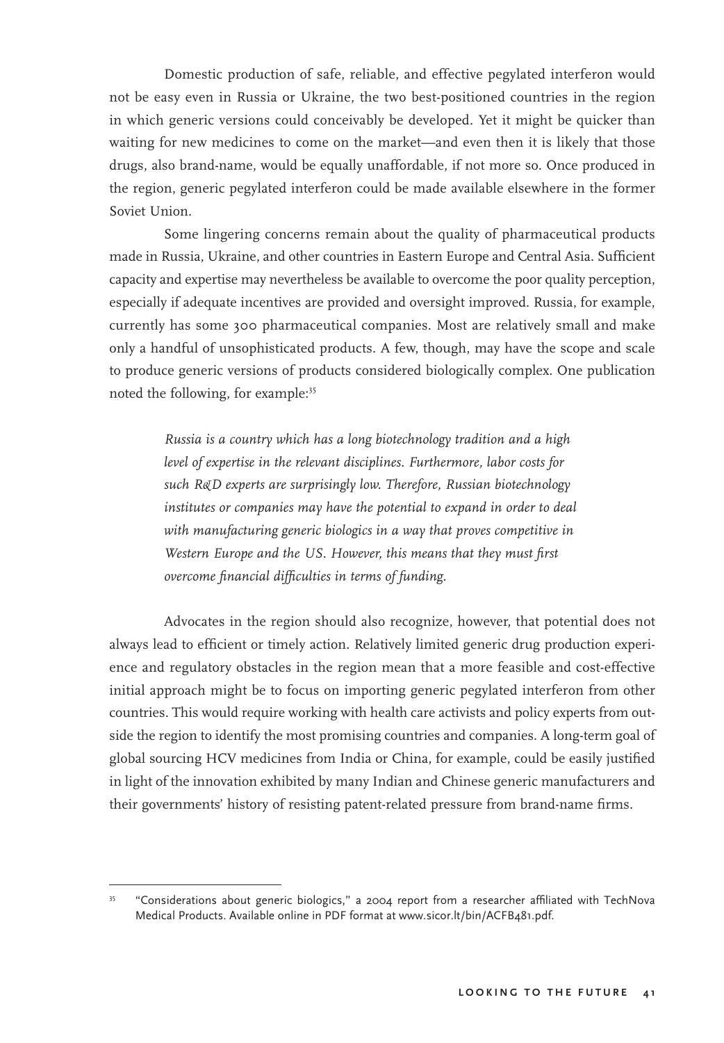Domestic production of safe, reliable, and effective pegylated interferon would not be easy even in Russia or Ukraine, the two best-positioned countries in the region in which generic versions could conceivably be developed. Yet it might be quicker than waiting for new medicines to come on the market—and even then it is likely that those drugs, also brand-name, would be equally unaffordable, if not more so. Once produced in the region, generic pegylated interferon could be made available elsewhere in the former Soviet Union.

Some lingering concerns remain about the quality of pharmaceutical products made in Russia, Ukraine, and other countries in Eastern Europe and Central Asia. Sufficient capacity and expertise may nevertheless be available to overcome the poor quality perception, especially if adequate incentives are provided and oversight improved. Russia, for example, currently has some 300 pharmaceutical companies. Most are relatively small and make only a handful of unsophisticated products. A few, though, may have the scope and scale to produce generic versions of products considered biologically complex. One publication noted the following, for example:[35]

> *Russia is a country which has a long biotechnology tradition and a high level of expertise in the relevant disciplines. Furthermore, labor costs for such R&D experts are surprisingly low. Therefore, Russian biotechnology institutes or companies may have the potential to expand in order to deal with manufacturing generic biologics in a way that proves competitive in Western Europe and the US. However, this means that they must first overcome financial difficulties in terms of funding.*

Advocates in the region should also recognize, however, that potential does not always lead to efficient or timely action. Relatively limited generic drug production experience and regulatory obstacles in the region mean that a more feasible and cost-effective initial approach might be to focus on importing generic pegylated interferon from other countries. This would require working with health care activists and policy experts from outside the region to identify the most promising countries and companies. A long-term goal of global sourcing HCV medicines from India or China, for example, could be easily justified in light of the innovation exhibited by many Indian and Chinese generic manufacturers and their governments' history of resisting patent-related pressure from brand-name firms.

---

[35] "Considerations about generic biologics," a 2004 report from a researcher affiliated with TechNova Medical Products. Available online in PDF format at www.sicor.lt/bin/ACFB481.pdf.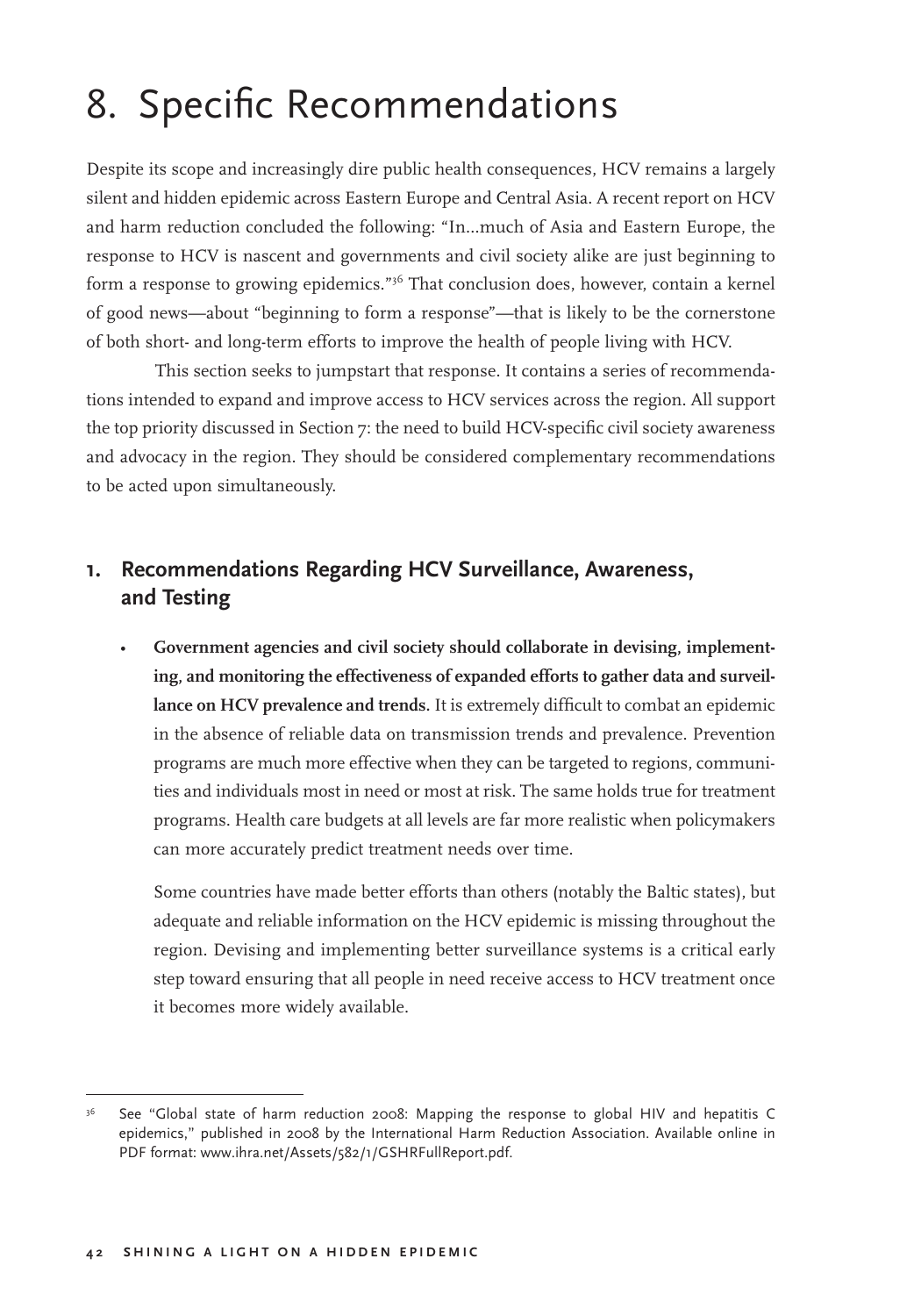# 8. Specific Recommendations

Despite its scope and increasingly dire public health consequences, HCV remains a largely silent and hidden epidemic across Eastern Europe and Central Asia. A recent report on HCV and harm reduction concluded the following: "In...much of Asia and Eastern Europe, the response to HCV is nascent and governments and civil society alike are just beginning to form a response to growing epidemics."[36] That conclusion does, however, contain a kernel of good news—about "beginning to form a response"—that is likely to be the cornerstone of both short- and long-term efforts to improve the health of people living with HCV.

This section seeks to jumpstart that response. It contains a series of recommendations intended to expand and improve access to HCV services across the region. All support the top priority discussed in Section 7: the need to build HCV-specific civil society awareness and advocacy in the region. They should be considered complementary recommendations to be acted upon simultaneously.

## 1. Recommendations Regarding HCV Surveillance, Awareness, and Testing

- **Government agencies and civil society should collaborate in devising, implementing, and monitoring the effectiveness of expanded efforts to gather data and surveillance on HCV prevalence and trends.** It is extremely difficult to combat an epidemic in the absence of reliable data on transmission trends and prevalence. Prevention programs are much more effective when they can be targeted to regions, communities and individuals most in need or most at risk. The same holds true for treatment programs. Health care budgets at all levels are far more realistic when policymakers can more accurately predict treatment needs over time.

  Some countries have made better efforts than others (notably the Baltic states), but adequate and reliable information on the HCV epidemic is missing throughout the region. Devising and implementing better surveillance systems is a critical early step toward ensuring that all people in need receive access to HCV treatment once it becomes more widely available.

---

[36] See "Global state of harm reduction 2008: Mapping the response to global HIV and hepatitis C epidemics," published in 2008 by the International Harm Reduction Association. Available online in PDF format: www.ihra.net/Assets/582/1/GSHRFullReport.pdf.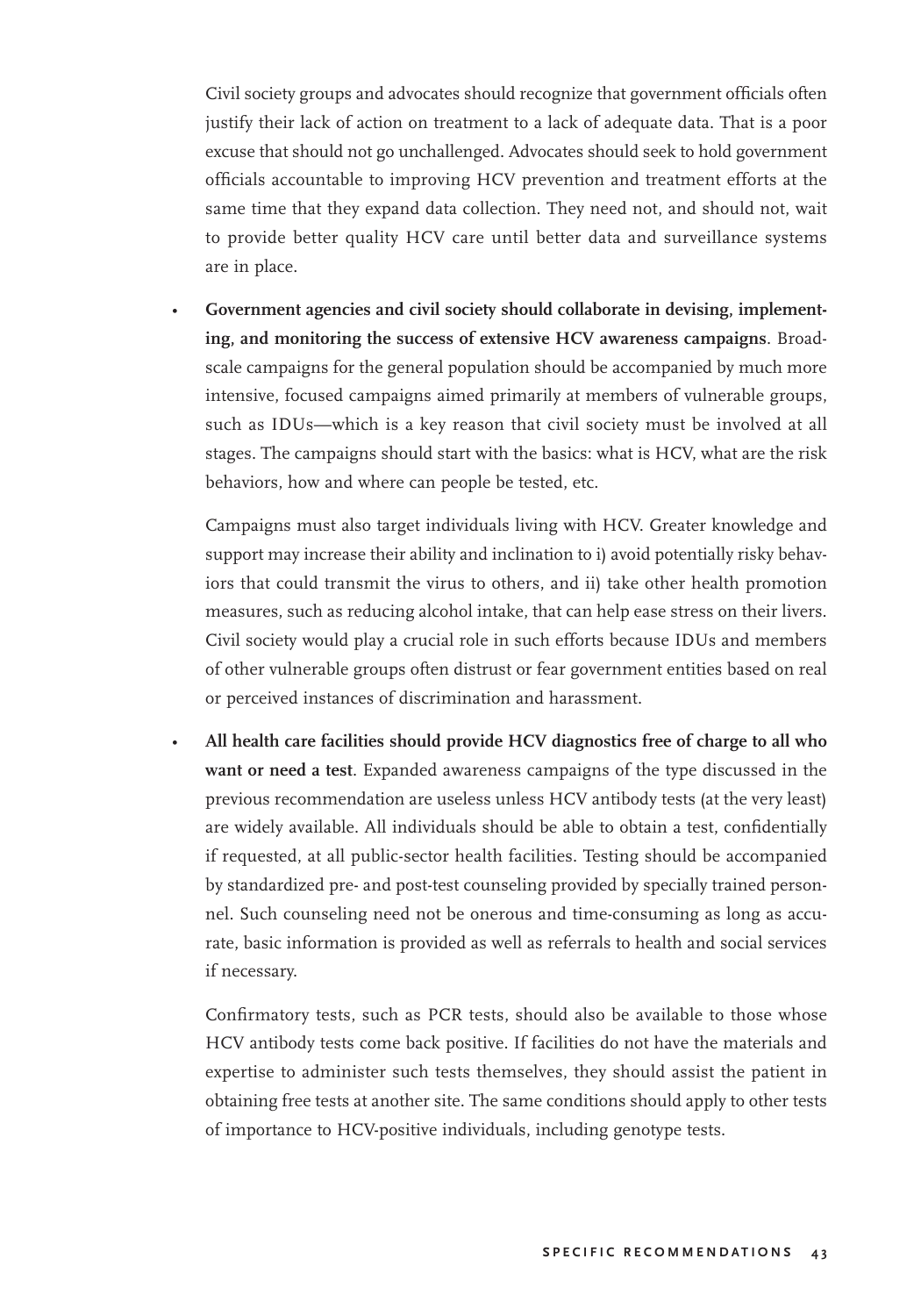Civil society groups and advocates should recognize that government officials often justify their lack of action on treatment to a lack of adequate data. That is a poor excuse that should not go unchallenged. Advocates should seek to hold government officials accountable to improving HCV prevention and treatment efforts at the same time that they expand data collection. They need not, and should not, wait to provide better quality HCV care until better data and surveillance systems are in place.

- **Government agencies and civil society should collaborate in devising, implementing, and monitoring the success of extensive HCV awareness campaigns**. Broad-scale campaigns for the general population should be accompanied by much more intensive, focused campaigns aimed primarily at members of vulnerable groups, such as IDUs—which is a key reason that civil society must be involved at all stages. The campaigns should start with the basics: what is HCV, what are the risk behaviors, how and where can people be tested, etc.

  Campaigns must also target individuals living with HCV. Greater knowledge and support may increase their ability and inclination to i) avoid potentially risky behaviors that could transmit the virus to others, and ii) take other health promotion measures, such as reducing alcohol intake, that can help ease stress on their livers. Civil society would play a crucial role in such efforts because IDUs and members of other vulnerable groups often distrust or fear government entities based on real or perceived instances of discrimination and harassment.

- **All health care facilities should provide HCV diagnostics free of charge to all who want or need a test**. Expanded awareness campaigns of the type discussed in the previous recommendation are useless unless HCV antibody tests (at the very least) are widely available. All individuals should be able to obtain a test, confidentially if requested, at all public-sector health facilities. Testing should be accompanied by standardized pre- and post-test counseling provided by specially trained personnel. Such counseling need not be onerous and time-consuming as long as accurate, basic information is provided as well as referrals to health and social services if necessary.

  Confirmatory tests, such as PCR tests, should also be available to those whose HCV antibody tests come back positive. If facilities do not have the materials and expertise to administer such tests themselves, they should assist the patient in obtaining free tests at another site. The same conditions should apply to other tests of importance to HCV-positive individuals, including genotype tests.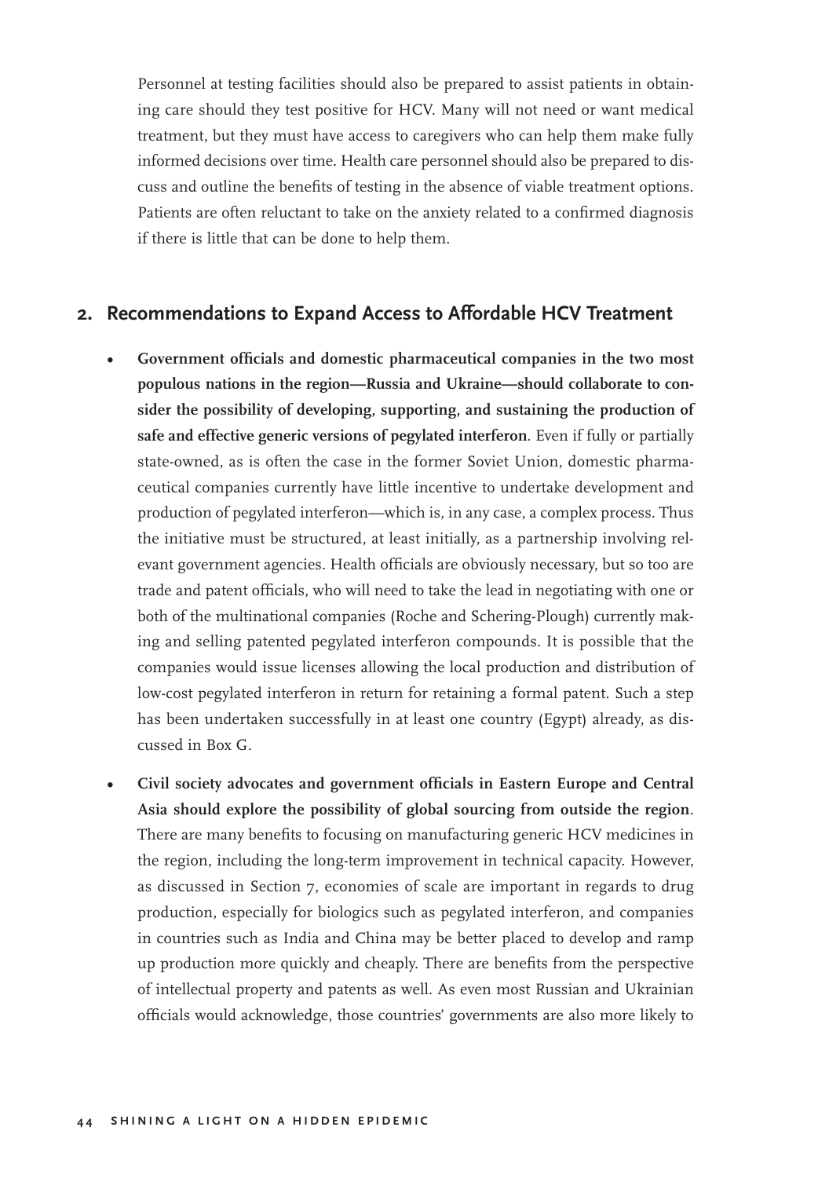Personnel at testing facilities should also be prepared to assist patients in obtaining care should they test positive for HCV. Many will not need or want medical treatment, but they must have access to caregivers who can help them make fully informed decisions over time. Health care personnel should also be prepared to discuss and outline the benefits of testing in the absence of viable treatment options. Patients are often reluctant to take on the anxiety related to a confirmed diagnosis if there is little that can be done to help them.

## 2. Recommendations to Expand Access to Affordable HCV Treatment

- **Government officials and domestic pharmaceutical companies in the two most populous nations in the region—Russia and Ukraine—should collaborate to consider the possibility of developing, supporting, and sustaining the production of safe and effective generic versions of pegylated interferon**. Even if fully or partially state-owned, as is often the case in the former Soviet Union, domestic pharmaceutical companies currently have little incentive to undertake development and production of pegylated interferon—which is, in any case, a complex process. Thus the initiative must be structured, at least initially, as a partnership involving relevant government agencies. Health officials are obviously necessary, but so too are trade and patent officials, who will need to take the lead in negotiating with one or both of the multinational companies (Roche and Schering-Plough) currently making and selling patented pegylated interferon compounds. It is possible that the companies would issue licenses allowing the local production and distribution of low-cost pegylated interferon in return for retaining a formal patent. Such a step has been undertaken successfully in at least one country (Egypt) already, as discussed in Box G.

- **Civil society advocates and government officials in Eastern Europe and Central Asia should explore the possibility of global sourcing from outside the region**. There are many benefits to focusing on manufacturing generic HCV medicines in the region, including the long-term improvement in technical capacity. However, as discussed in Section 7, economies of scale are important in regards to drug production, especially for biologics such as pegylated interferon, and companies in countries such as India and China may be better placed to develop and ramp up production more quickly and cheaply. There are benefits from the perspective of intellectual property and patents as well. As even most Russian and Ukrainian officials would acknowledge, those countries' governments are also more likely to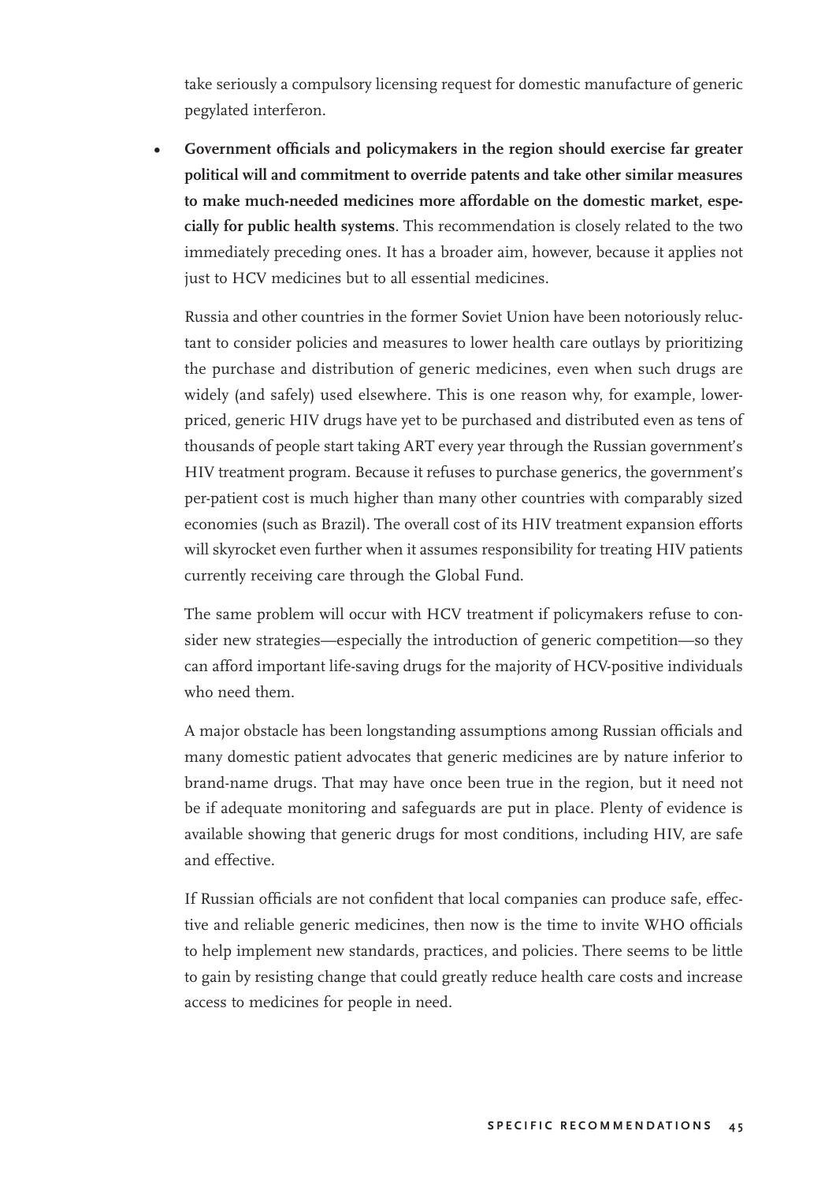take seriously a compulsory licensing request for domestic manufacture of generic pegylated interferon.

- **Government officials and policymakers in the region should exercise far greater political will and commitment to override patents and take other similar measures to make much-needed medicines more affordable on the domestic market, especially for public health systems**. This recommendation is closely related to the two immediately preceding ones. It has a broader aim, however, because it applies not just to HCV medicines but to all essential medicines.

  Russia and other countries in the former Soviet Union have been notoriously reluctant to consider policies and measures to lower health care outlays by prioritizing the purchase and distribution of generic medicines, even when such drugs are widely (and safely) used elsewhere. This is one reason why, for example, lower-priced, generic HIV drugs have yet to be purchased and distributed even as tens of thousands of people start taking ART every year through the Russian government's HIV treatment program. Because it refuses to purchase generics, the government's per-patient cost is much higher than many other countries with comparably sized economies (such as Brazil). The overall cost of its HIV treatment expansion efforts will skyrocket even further when it assumes responsibility for treating HIV patients currently receiving care through the Global Fund.

  The same problem will occur with HCV treatment if policymakers refuse to consider new strategies—especially the introduction of generic competition—so they can afford important life-saving drugs for the majority of HCV-positive individuals who need them.

  A major obstacle has been longstanding assumptions among Russian officials and many domestic patient advocates that generic medicines are by nature inferior to brand-name drugs. That may have once been true in the region, but it need not be if adequate monitoring and safeguards are put in place. Plenty of evidence is available showing that generic drugs for most conditions, including HIV, are safe and effective.

  If Russian officials are not confident that local companies can produce safe, effective and reliable generic medicines, then now is the time to invite WHO officials to help implement new standards, practices, and policies. There seems to be little to gain by resisting change that could greatly reduce health care costs and increase access to medicines for people in need.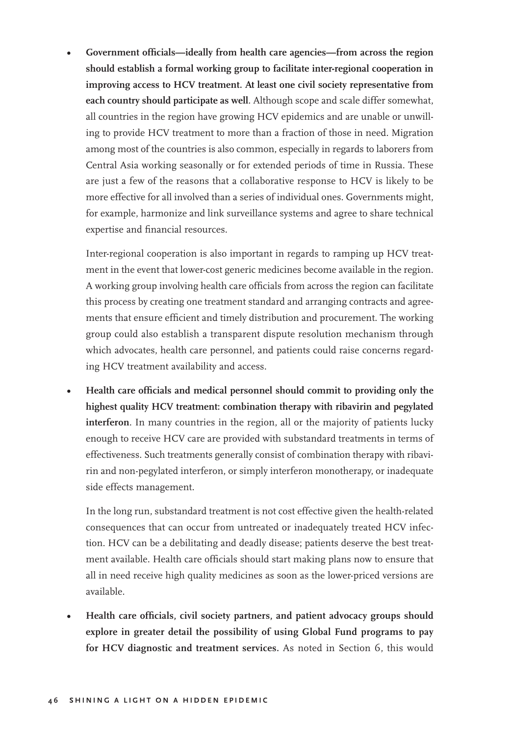- **Government officials—ideally from health care agencies—from across the region should establish a formal working group to facilitate inter-regional cooperation in improving access to HCV treatment. At least one civil society representative from each country should participate as well**. Although scope and scale differ somewhat, all countries in the region have growing HCV epidemics and are unable or unwilling to provide HCV treatment to more than a fraction of those in need. Migration among most of the countries is also common, especially in regards to laborers from Central Asia working seasonally or for extended periods of time in Russia. These are just a few of the reasons that a collaborative response to HCV is likely to be more effective for all involved than a series of individual ones. Governments might, for example, harmonize and link surveillance systems and agree to share technical expertise and financial resources.

  Inter-regional cooperation is also important in regards to ramping up HCV treatment in the event that lower-cost generic medicines become available in the region. A working group involving health care officials from across the region can facilitate this process by creating one treatment standard and arranging contracts and agreements that ensure efficient and timely distribution and procurement. The working group could also establish a transparent dispute resolution mechanism through which advocates, health care personnel, and patients could raise concerns regarding HCV treatment availability and access.

- **Health care officials and medical personnel should commit to providing only the highest quality HCV treatment: combination therapy with ribavirin and pegylated interferon**. In many countries in the region, all or the majority of patients lucky enough to receive HCV care are provided with substandard treatments in terms of effectiveness. Such treatments generally consist of combination therapy with ribavirin and non-pegylated interferon, or simply interferon monotherapy, or inadequate side effects management.

  In the long run, substandard treatment is not cost effective given the health-related consequences that can occur from untreated or inadequately treated HCV infection. HCV can be a debilitating and deadly disease; patients deserve the best treatment available. Health care officials should start making plans now to ensure that all in need receive high quality medicines as soon as the lower-priced versions are available.

- **Health care officials, civil society partners, and patient advocacy groups should explore in greater detail the possibility of using Global Fund programs to pay for HCV diagnostic and treatment services.** As noted in Section 6, this would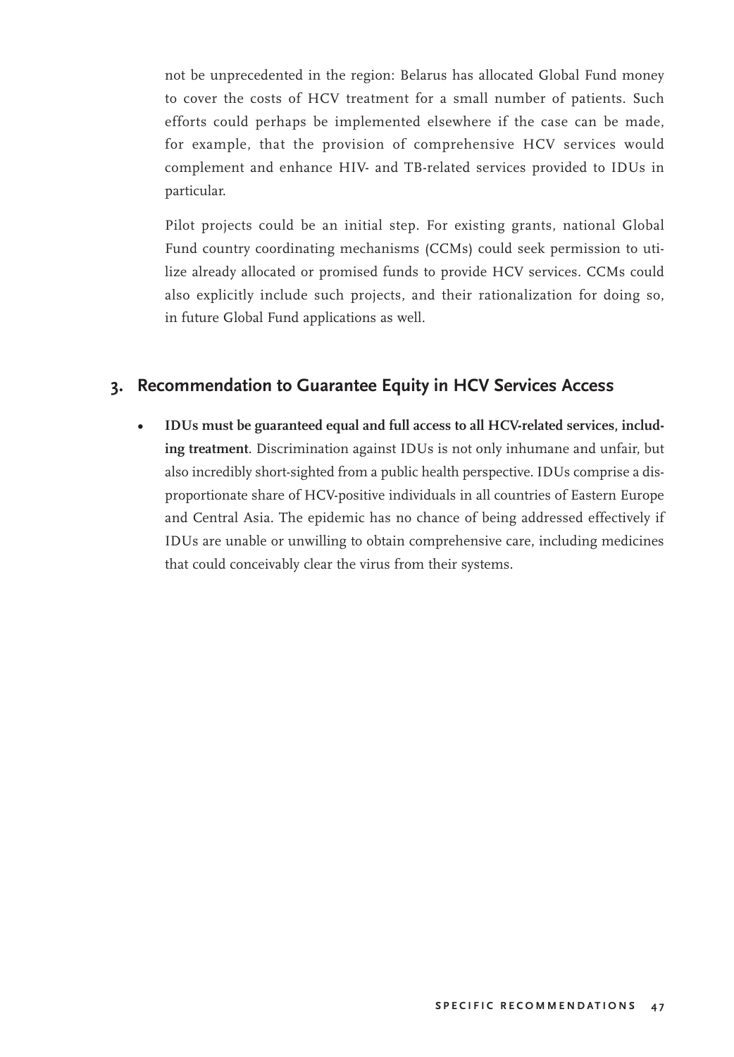not be unprecedented in the region: Belarus has allocated Global Fund money to cover the costs of HCV treatment for a small number of patients. Such efforts could perhaps be implemented elsewhere if the case can be made, for example, that the provision of comprehensive HCV services would complement and enhance HIV- and TB-related services provided to IDUs in particular.

Pilot projects could be an initial step. For existing grants, national Global Fund country coordinating mechanisms (CCMs) could seek permission to utilize already allocated or promised funds to provide HCV services. CCMs could also explicitly include such projects, and their rationalization for doing so, in future Global Fund applications as well.

## 3. Recommendation to Guarantee Equity in HCV Services Access

- **IDUs must be guaranteed equal and full access to all HCV-related services, including treatment**. Discrimination against IDUs is not only inhumane and unfair, but also incredibly short-sighted from a public health perspective. IDUs comprise a disproportionate share of HCV-positive individuals in all countries of Eastern Europe and Central Asia. The epidemic has no chance of being addressed effectively if IDUs are unable or unwilling to obtain comprehensive care, including medicines that could conceivably clear the virus from their systems.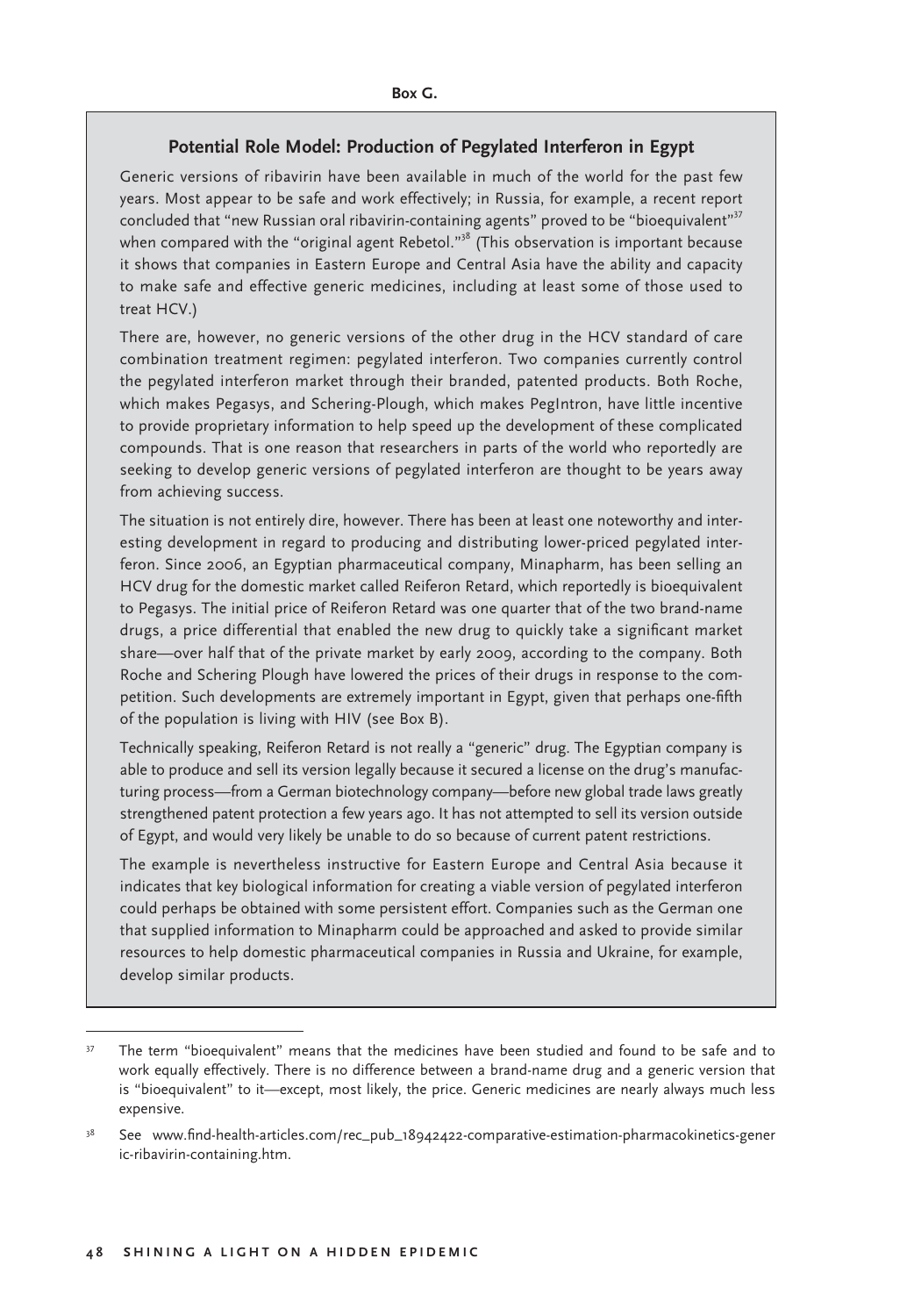**Box G.**

### Potential Role Model: Production of Pegylated Interferon in Egypt

Generic versions of ribavirin have been available in much of the world for the past few years. Most appear to be safe and work effectively; in Russia, for example, a recent report concluded that "new Russian oral ribavirin-containing agents" proved to be "bioequivalent"[37] when compared with the "original agent Rebetol."[38] (This observation is important because it shows that companies in Eastern Europe and Central Asia have the ability and capacity to make safe and effective generic medicines, including at least some of those used to treat HCV.)

There are, however, no generic versions of the other drug in the HCV standard of care combination treatment regimen: pegylated interferon. Two companies currently control the pegylated interferon market through their branded, patented products. Both Roche, which makes Pegasys, and Schering-Plough, which makes PegIntron, have little incentive to provide proprietary information to help speed up the development of these complicated compounds. That is one reason that researchers in parts of the world who reportedly are seeking to develop generic versions of pegylated interferon are thought to be years away from achieving success.

The situation is not entirely dire, however. There has been at least one noteworthy and interesting development in regard to producing and distributing lower-priced pegylated interferon. Since 2006, an Egyptian pharmaceutical company, Minapharm, has been selling an HCV drug for the domestic market called Reiferon Retard, which reportedly is bioequivalent to Pegasys. The initial price of Reiferon Retard was one quarter that of the two brand-name drugs, a price differential that enabled the new drug to quickly take a significant market share—over half that of the private market by early 2009, according to the company. Both Roche and Schering Plough have lowered the prices of their drugs in response to the competition. Such developments are extremely important in Egypt, given that perhaps one-fifth of the population is living with HIV (see Box B).

Technically speaking, Reiferon Retard is not really a "generic" drug. The Egyptian company is able to produce and sell its version legally because it secured a license on the drug's manufacturing process—from a German biotechnology company—before new global trade laws greatly strengthened patent protection a few years ago. It has not attempted to sell its version outside of Egypt, and would very likely be unable to do so because of current patent restrictions.

The example is nevertheless instructive for Eastern Europe and Central Asia because it indicates that key biological information for creating a viable version of pegylated interferon could perhaps be obtained with some persistent effort. Companies such as the German one that supplied information to Minapharm could be approached and asked to provide similar resources to help domestic pharmaceutical companies in Russia and Ukraine, for example, develop similar products.

---

[37] The term "bioequivalent" means that the medicines have been studied and found to be safe and to work equally effectively. There is no difference between a brand-name drug and a generic version that is "bioequivalent" to it—except, most likely, the price. Generic medicines are nearly always much less expensive.

[38] See www.find-health-articles.com/rec_pub_18942422-comparative-estimation-pharmacokinetics-generic-ribavirin-containing.htm.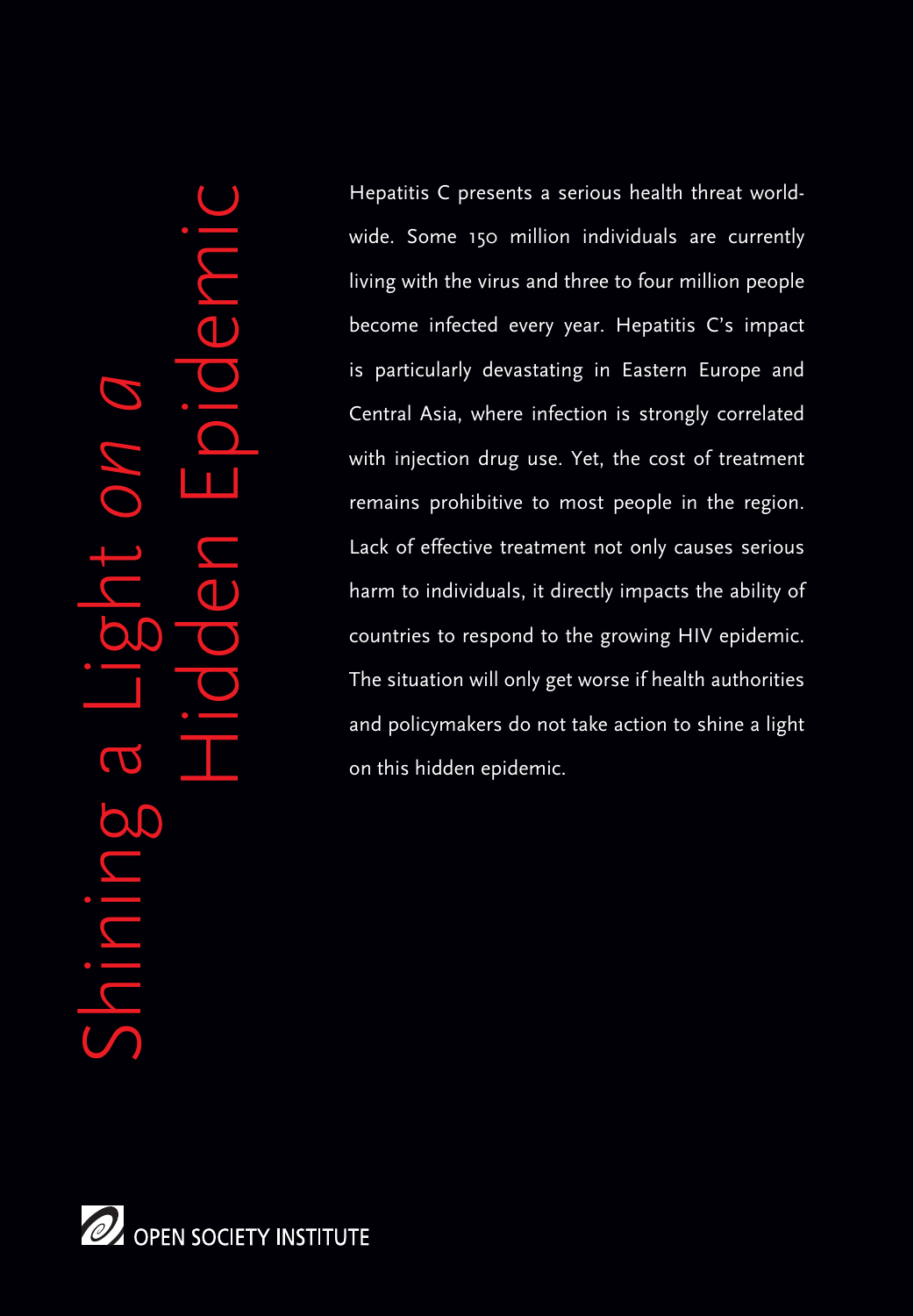# Shining a Light *on a* Hidden Epidemic

Hepatitis C presents a serious health threat worldwide. Some 150 million individuals are currently living with the virus and three to four million people become infected every year. Hepatitis C's impact is particularly devastating in Eastern Europe and Central Asia, where infection is strongly correlated with injection drug use. Yet, the cost of treatment remains prohibitive to most people in the region. Lack of effective treatment not only causes serious harm to individuals, it directly impacts the ability of countries to respond to the growing HIV epidemic. The situation will only get worse if health authorities and policymakers do not take action to shine a light on this hidden epidemic.

OPEN SOCIETY INSTITUTE